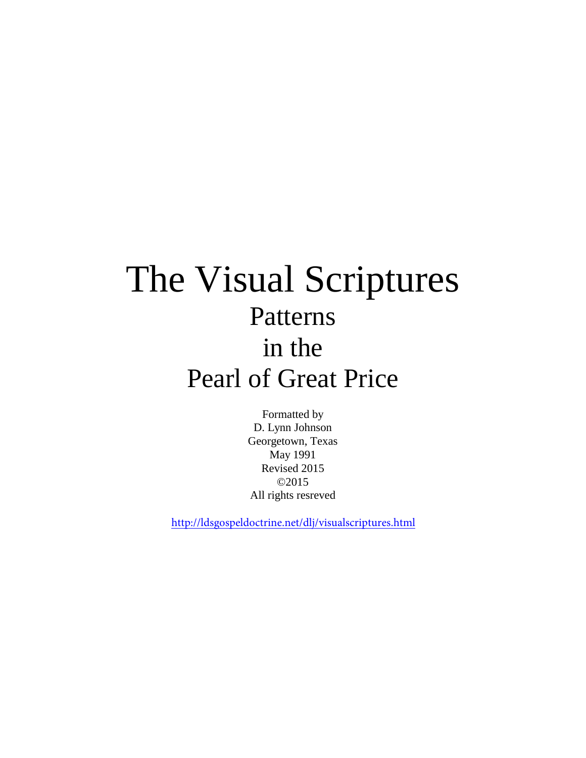# The Visual Scriptures

## Patterns
## in the
## Pearl of Great Price

Formatted by
D. Lynn Johnson
Georgetown, Texas
May 1991
Revised 2015
©2015
All rights resreved

http://ldsgospeldoctrine.net/dlj/visualscriptures.html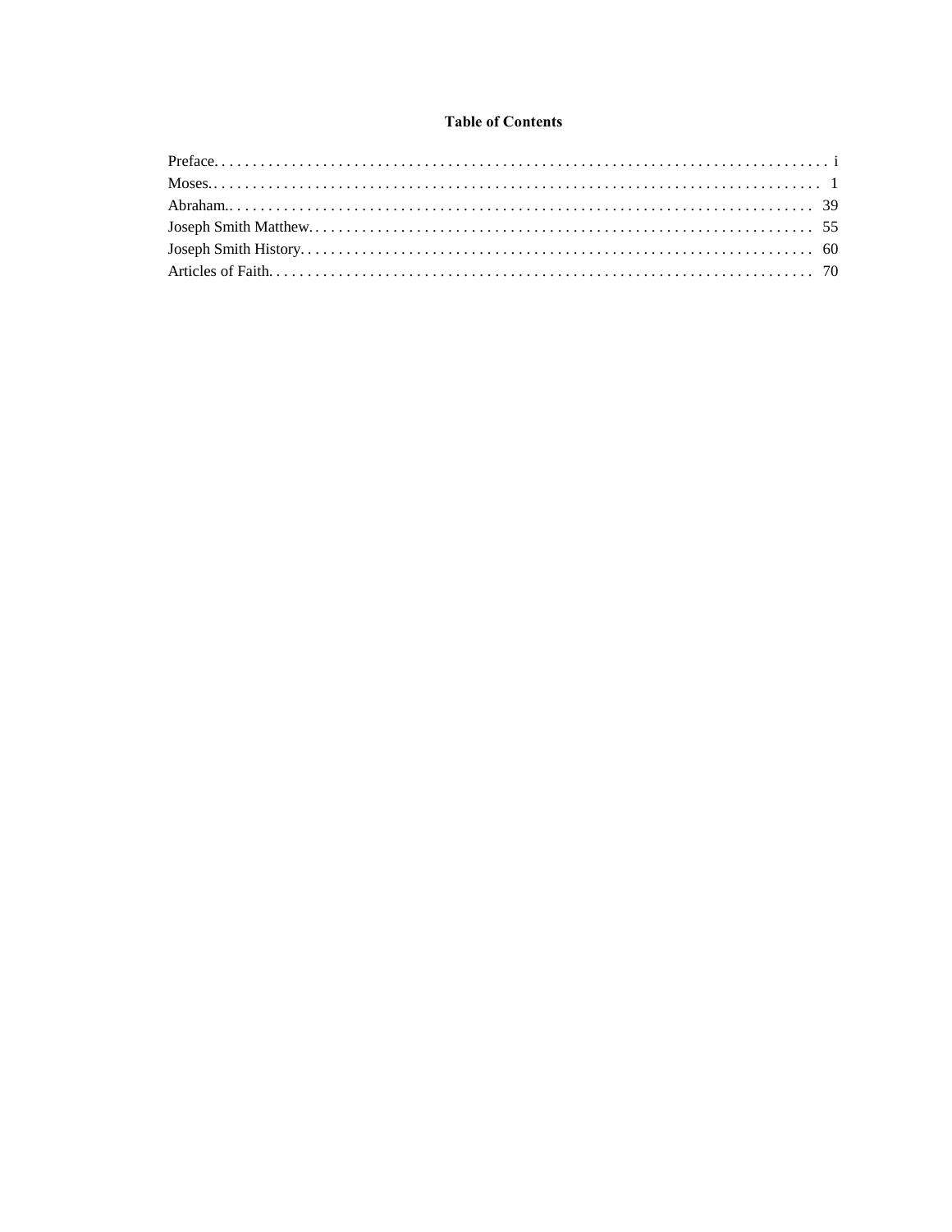# Table of Contents

Preface. . . . . . . . . . . . . . . . . . . . . . . . . . . . . . . . . . . . . . . . . . . . . . . . . . . . . . . . . . . . . . . . . . . . . . . . . . . . . i
Moses.. . . . . . . . . . . . . . . . . . . . . . . . . . . . . . . . . . . . . . . . . . . . . . . . . . . . . . . . . . . . . . . . . . . . . . . . . . . 1
Abraham.. . . . . . . . . . . . . . . . . . . . . . . . . . . . . . . . . . . . . . . . . . . . . . . . . . . . . . . . . . . . . . . . . . . . . . . . . 39
Joseph Smith Matthew. . . . . . . . . . . . . . . . . . . . . . . . . . . . . . . . . . . . . . . . . . . . . . . . . . . . . . . . . . . . . . . . 55
Joseph Smith History. . . . . . . . . . . . . . . . . . . . . . . . . . . . . . . . . . . . . . . . . . . . . . . . . . . . . . . . . . . . . . . . . 60
Articles of Faith. . . . . . . . . . . . . . . . . . . . . . . . . . . . . . . . . . . . . . . . . . . . . . . . . . . . . . . . . . . . . . . . . . . . 70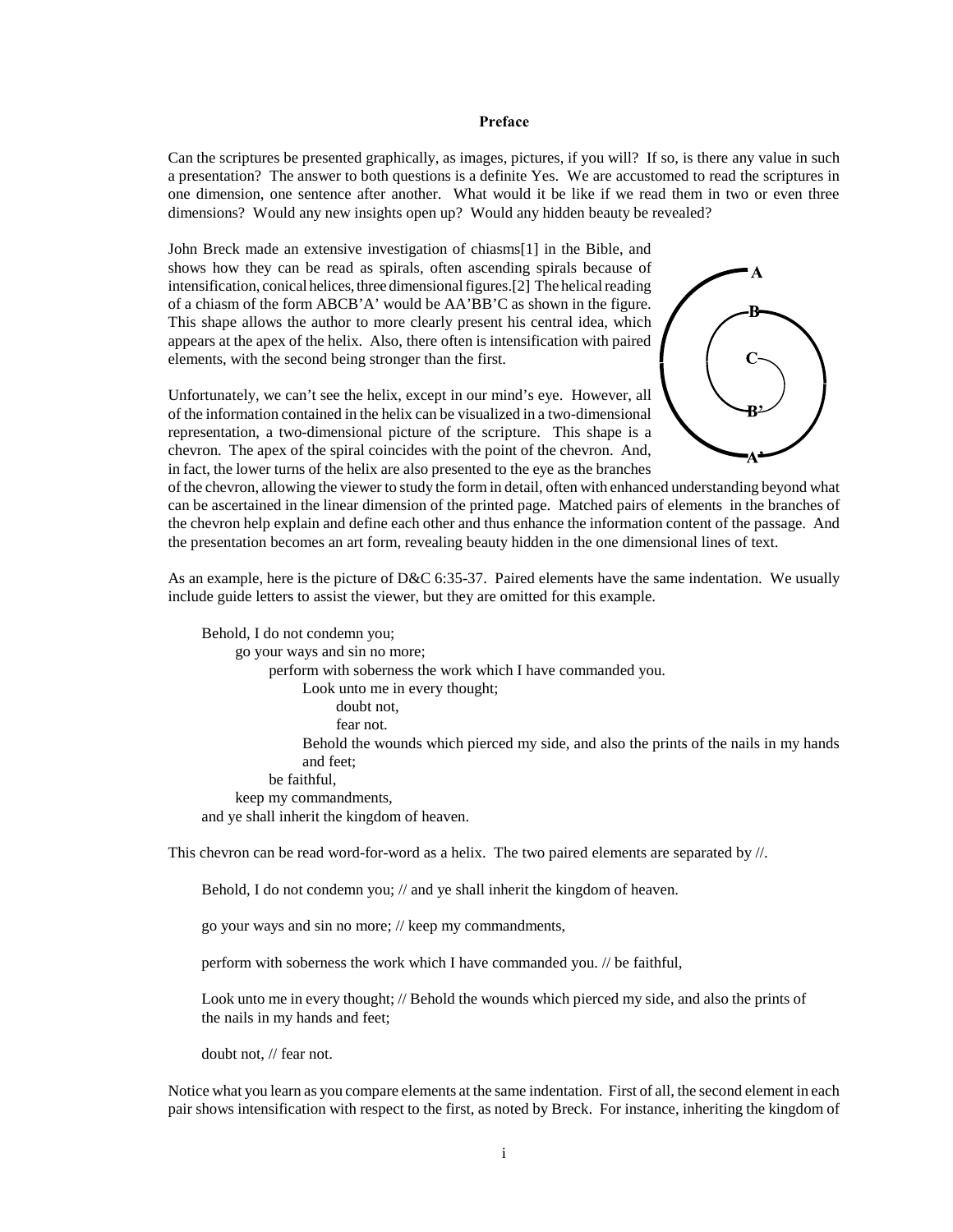### Preface

Can the scriptures be presented graphically, as images, pictures, if you will? If so, is there any value in such a presentation? The answer to both questions is a definite Yes. We are accustomed to read the scriptures in one dimension, one sentence after another. What would it be like if we read them in two or even three dimensions? Would any new insights open up? Would any hidden beauty be revealed?

John Breck made an extensive investigation of chiasms[1] in the Bible, and shows how they can be read as spirals, often ascending spirals because of intensification, conical helices, three dimensional figures.[2] The helical reading of a chiasm of the form ABCB'A' would be AA'BB'C as shown in the figure. This shape allows the author to more clearly present his central idea, which appears at the apex of the helix. Also, there often is intensification with paired elements, with the second being stronger than the first.

Unfortunately, we can't see the helix, except in our mind's eye. However, all of the information contained in the helix can be visualized in a two-dimensional representation, a two-dimensional picture of the scripture. This shape is a chevron. The apex of the spiral coincides with the point of the chevron. And, in fact, the lower turns of the helix are also presented to the eye as the branches of the chevron, allowing the viewer to study the form in detail, often with enhanced understanding beyond what can be ascertained in the linear dimension of the printed page. Matched pairs of elements in the branches of the chevron help explain and define each other and thus enhance the information content of the passage. And the presentation becomes an art form, revealing beauty hidden in the one dimensional lines of text.

As an example, here is the picture of D&C 6:35-37. Paired elements have the same indentation. We usually include guide letters to assist the viewer, but they are omitted for this example.

Behold, I do not condemn you;
&nbsp;&nbsp;&nbsp;&nbsp;go your ways and sin no more;
&nbsp;&nbsp;&nbsp;&nbsp;&nbsp;&nbsp;&nbsp;&nbsp;perform with soberness the work which I have commanded you.
&nbsp;&nbsp;&nbsp;&nbsp;&nbsp;&nbsp;&nbsp;&nbsp;&nbsp;&nbsp;&nbsp;&nbsp;Look unto me in every thought;
&nbsp;&nbsp;&nbsp;&nbsp;&nbsp;&nbsp;&nbsp;&nbsp;&nbsp;&nbsp;&nbsp;&nbsp;&nbsp;&nbsp;&nbsp;&nbsp;doubt not,
&nbsp;&nbsp;&nbsp;&nbsp;&nbsp;&nbsp;&nbsp;&nbsp;&nbsp;&nbsp;&nbsp;&nbsp;&nbsp;&nbsp;&nbsp;&nbsp;fear not.
&nbsp;&nbsp;&nbsp;&nbsp;&nbsp;&nbsp;&nbsp;&nbsp;&nbsp;&nbsp;&nbsp;&nbsp;Behold the wounds which pierced my side, and also the prints of the nails in my hands and feet;
&nbsp;&nbsp;&nbsp;&nbsp;&nbsp;&nbsp;&nbsp;&nbsp;be faithful,
&nbsp;&nbsp;&nbsp;&nbsp;keep my commandments,
and ye shall inherit the kingdom of heaven.

This chevron can be read word-for-word as a helix. The two paired elements are separated by //.

Behold, I do not condemn you; // and ye shall inherit the kingdom of heaven.

go your ways and sin no more; // keep my commandments,

perform with soberness the work which I have commanded you. // be faithful,

Look unto me in every thought; // Behold the wounds which pierced my side, and also the prints of the nails in my hands and feet;

doubt not, // fear not.

Notice what you learn as you compare elements at the same indentation. First of all, the second element in each pair shows intensification with respect to the first, as noted by Breck. For instance, inheriting the kingdom of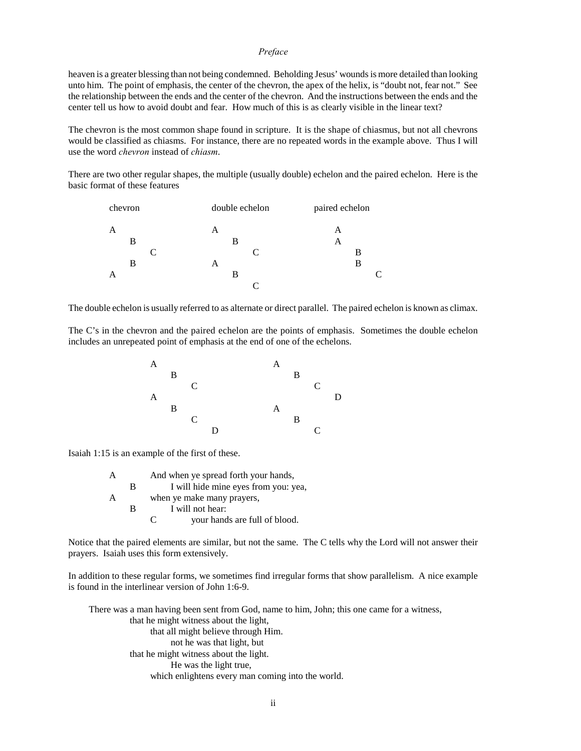heaven is a greater blessing than not being condemned. Beholding Jesus' wounds is more detailed than looking unto him. The point of emphasis, the center of the chevron, the apex of the helix, is "doubt not, fear not." See the relationship between the ends and the center of the chevron. And the instructions between the ends and the center tell us how to avoid doubt and fear. How much of this is as clearly visible in the linear text?

The chevron is the most common shape found in scripture. It is the shape of chiasmus, but not all chevrons would be classified as chiasms. For instance, there are no repeated words in the example above. Thus I will use the word *chevron* instead of *chiasm*.

There are two other regular shapes, the multiple (usually double) echelon and the paired echelon. Here is the basic format of these features

```
chevron              double echelon          paired echelon

A                    A                       A
    B                    B                   A
        C                    C                   B
    B                A                           B
A                        B                           C
                             C
```

The double echelon is usually referred to as alternate or direct parallel. The paired echelon is known as climax.

The C's in the chevron and the paired echelon are the points of emphasis. Sometimes the double echelon includes an unrepeated point of emphasis at the end of one of the echelons.

```
A                        A
    B                        B
        C                        C
A                                    D
    B                    A
        C                    B
            D                    C
```

Isaiah 1:15 is an example of the first of these.

```
A       And when ye spread forth your hands,
    B       I will hide mine eyes from you: yea,
A       when ye make many prayers,
    B       I will not hear:
        C       your hands are full of blood.
```

Notice that the paired elements are similar, but not the same. The C tells why the Lord will not answer their prayers. Isaiah uses this form extensively.

In addition to these regular forms, we sometimes find irregular forms that show parallelism. A nice example is found in the interlinear version of John 1:6-9.

```
There was a man having been sent from God, name to him, John; this one came for a witness,
        that he might witness about the light,
            that all might believe through Him.
                not he was that light, but
        that he might witness about the light.
                He was the light true,
            which enlightens every man coming into the world.
```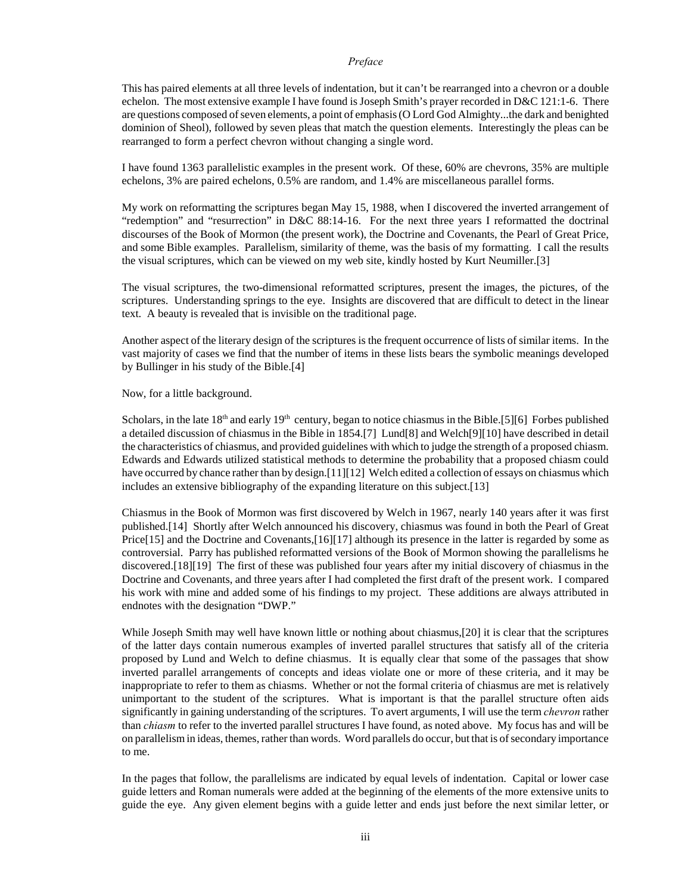This has paired elements at all three levels of indentation, but it can't be rearranged into a chevron or a double echelon. The most extensive example I have found is Joseph Smith's prayer recorded in D&C 121:1-6. There are questions composed of seven elements, a point of emphasis (O Lord God Almighty...the dark and benighted dominion of Sheol), followed by seven pleas that match the question elements. Interestingly the pleas can be rearranged to form a perfect chevron without changing a single word.

I have found 1363 parallelistic examples in the present work. Of these, 60% are chevrons, 35% are multiple echelons, 3% are paired echelons, 0.5% are random, and 1.4% are miscellaneous parallel forms.

My work on reformatting the scriptures began May 15, 1988, when I discovered the inverted arrangement of "redemption" and "resurrection" in D&C 88:14-16. For the next three years I reformatted the doctrinal discourses of the Book of Mormon (the present work), the Doctrine and Covenants, the Pearl of Great Price, and some Bible examples. Parallelism, similarity of theme, was the basis of my formatting. I call the results the visual scriptures, which can be viewed on my web site, kindly hosted by Kurt Neumiller.[3]

The visual scriptures, the two-dimensional reformatted scriptures, present the images, the pictures, of the scriptures. Understanding springs to the eye. Insights are discovered that are difficult to detect in the linear text. A beauty is revealed that is invisible on the traditional page.

Another aspect of the literary design of the scriptures is the frequent occurrence of lists of similar items. In the vast majority of cases we find that the number of items in these lists bears the symbolic meanings developed by Bullinger in his study of the Bible.[4]

Now, for a little background.

Scholars, in the late 18th and early 19th century, began to notice chiasmus in the Bible.[5][6] Forbes published a detailed discussion of chiasmus in the Bible in 1854.[7] Lund[8] and Welch[9][10] have described in detail the characteristics of chiasmus, and provided guidelines with which to judge the strength of a proposed chiasm. Edwards and Edwards utilized statistical methods to determine the probability that a proposed chiasm could have occurred by chance rather than by design.[11][12] Welch edited a collection of essays on chiasmus which includes an extensive bibliography of the expanding literature on this subject.[13]

Chiasmus in the Book of Mormon was first discovered by Welch in 1967, nearly 140 years after it was first published.[14] Shortly after Welch announced his discovery, chiasmus was found in both the Pearl of Great Price[15] and the Doctrine and Covenants,[16][17] although its presence in the latter is regarded by some as controversial. Parry has published reformatted versions of the Book of Mormon showing the parallelisms he discovered.[18][19] The first of these was published four years after my initial discovery of chiasmus in the Doctrine and Covenants, and three years after I had completed the first draft of the present work. I compared his work with mine and added some of his findings to my project. These additions are always attributed in endnotes with the designation "DWP."

While Joseph Smith may well have known little or nothing about chiasmus,[20] it is clear that the scriptures of the latter days contain numerous examples of inverted parallel structures that satisfy all of the criteria proposed by Lund and Welch to define chiasmus. It is equally clear that some of the passages that show inverted parallel arrangements of concepts and ideas violate one or more of these criteria, and it may be inappropriate to refer to them as chiasms. Whether or not the formal criteria of chiasmus are met is relatively unimportant to the student of the scriptures. What is important is that the parallel structure often aids significantly in gaining understanding of the scriptures. To avert arguments, I will use the term *chevron* rather than *chiasm* to refer to the inverted parallel structures I have found, as noted above. My focus has and will be on parallelism in ideas, themes, rather than words. Word parallels do occur, but that is of secondary importance to me.

In the pages that follow, the parallelisms are indicated by equal levels of indentation. Capital or lower case guide letters and Roman numerals were added at the beginning of the elements of the more extensive units to guide the eye. Any given element begins with a guide letter and ends just before the next similar letter, or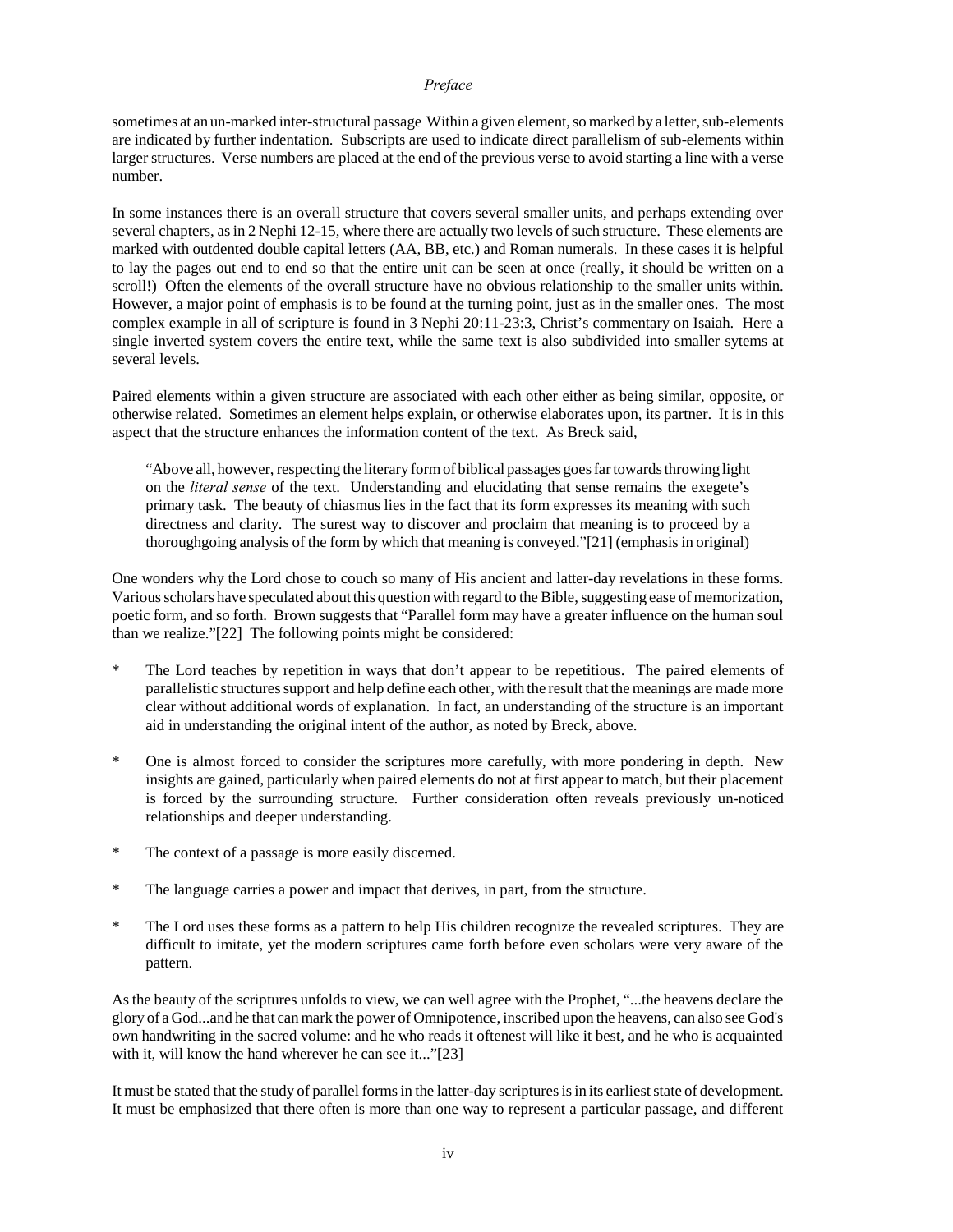sometimes at an un-marked inter-structural passage Within a given element, so marked by a letter, sub-elements are indicated by further indentation. Subscripts are used to indicate direct parallelism of sub-elements within larger structures. Verse numbers are placed at the end of the previous verse to avoid starting a line with a verse number.

In some instances there is an overall structure that covers several smaller units, and perhaps extending over several chapters, as in 2 Nephi 12-15, where there are actually two levels of such structure. These elements are marked with outdented double capital letters (AA, BB, etc.) and Roman numerals. In these cases it is helpful to lay the pages out end to end so that the entire unit can be seen at once (really, it should be written on a scroll!) Often the elements of the overall structure have no obvious relationship to the smaller units within. However, a major point of emphasis is to be found at the turning point, just as in the smaller ones. The most complex example in all of scripture is found in 3 Nephi 20:11-23:3, Christ's commentary on Isaiah. Here a single inverted system covers the entire text, while the same text is also subdivided into smaller sytems at several levels.

Paired elements within a given structure are associated with each other either as being similar, opposite, or otherwise related. Sometimes an element helps explain, or otherwise elaborates upon, its partner. It is in this aspect that the structure enhances the information content of the text. As Breck said,

> "Above all, however, respecting the literary form of biblical passages goes far towards throwing light on the *literal sense* of the text. Understanding and elucidating that sense remains the exegete's primary task. The beauty of chiasmus lies in the fact that its form expresses its meaning with such directness and clarity. The surest way to discover and proclaim that meaning is to proceed by a thoroughgoing analysis of the form by which that meaning is conveyed."[21] (emphasis in original)

One wonders why the Lord chose to couch so many of His ancient and latter-day revelations in these forms. Various scholars have speculated about this question with regard to the Bible, suggesting ease of memorization, poetic form, and so forth. Brown suggests that "Parallel form may have a greater influence on the human soul than we realize."[22] The following points might be considered:

* The Lord teaches by repetition in ways that don't appear to be repetitious. The paired elements of parallelistic structures support and help define each other, with the result that the meanings are made more clear without additional words of explanation. In fact, an understanding of the structure is an important aid in understanding the original intent of the author, as noted by Breck, above.

* One is almost forced to consider the scriptures more carefully, with more pondering in depth. New insights are gained, particularly when paired elements do not at first appear to match, but their placement is forced by the surrounding structure. Further consideration often reveals previously un-noticed relationships and deeper understanding.

* The context of a passage is more easily discerned.

* The language carries a power and impact that derives, in part, from the structure.

* The Lord uses these forms as a pattern to help His children recognize the revealed scriptures. They are difficult to imitate, yet the modern scriptures came forth before even scholars were very aware of the pattern.

As the beauty of the scriptures unfolds to view, we can well agree with the Prophet, "...the heavens declare the glory of a God...and he that can mark the power of Omnipotence, inscribed upon the heavens, can also see God's own handwriting in the sacred volume: and he who reads it oftenest will like it best, and he who is acquainted with it, will know the hand wherever he can see it..."[23]

It must be stated that the study of parallel forms in the latter-day scriptures is in its earliest state of development. It must be emphasized that there often is more than one way to represent a particular passage, and different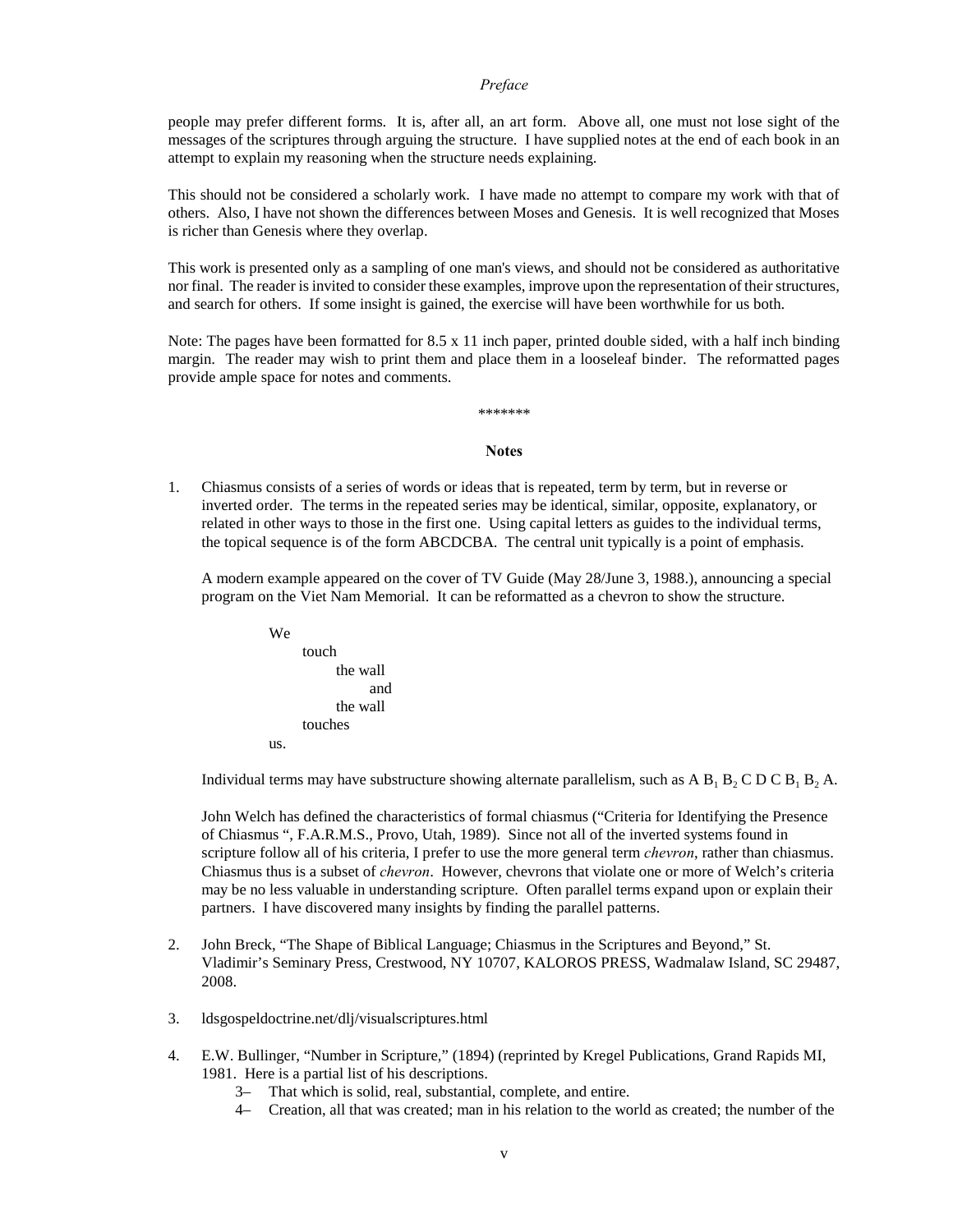people may prefer different forms. It is, after all, an art form. Above all, one must not lose sight of the messages of the scriptures through arguing the structure. I have supplied notes at the end of each book in an attempt to explain my reasoning when the structure needs explaining.

This should not be considered a scholarly work. I have made no attempt to compare my work with that of others. Also, I have not shown the differences between Moses and Genesis. It is well recognized that Moses is richer than Genesis where they overlap.

This work is presented only as a sampling of one man's views, and should not be considered as authoritative nor final. The reader is invited to consider these examples, improve upon the representation of their structures, and search for others. If some insight is gained, the exercise will have been worthwhile for us both.

Note: The pages have been formatted for 8.5 x 11 inch paper, printed double sided, with a half inch binding margin. The reader may wish to print them and place them in a looseleaf binder. The reformatted pages provide ample space for notes and comments.

*******

### Notes

1. Chiasmus consists of a series of words or ideas that is repeated, term by term, but in reverse or inverted order. The terms in the repeated series may be identical, similar, opposite, explanatory, or related in other ways to those in the first one. Using capital letters as guides to the individual terms, the topical sequence is of the form ABCDCBA. The central unit typically is a point of emphasis.

   A modern example appeared on the cover of TV Guide (May 28/June 3, 1988.), announcing a special program on the Viet Nam Memorial. It can be reformatted as a chevron to show the structure.

   ```
   We
       touch
           the wall
               and
           the wall
       touches
   us.
   ```

   Individual terms may have substructure showing alternate parallelism, such as A $B_1$ $B_2$ C D C $B_1$ $B_2$ A.

   John Welch has defined the characteristics of formal chiasmus ("Criteria for Identifying the Presence of Chiasmus ", F.A.R.M.S., Provo, Utah, 1989). Since not all of the inverted systems found in scripture follow all of his criteria, I prefer to use the more general term *chevron*, rather than chiasmus. Chiasmus thus is a subset of *chevron*. However, chevrons that violate one or more of Welch's criteria may be no less valuable in understanding scripture. Often parallel terms expand upon or explain their partners. I have discovered many insights by finding the parallel patterns.

2. John Breck, "The Shape of Biblical Language; Chiasmus in the Scriptures and Beyond," St. Vladimir's Seminary Press, Crestwood, NY 10707, KALOROS PRESS, Wadmalaw Island, SC 29487, 2008.

3. ldsgospeldoctrine.net/dlj/visualscriptures.html

4. E.W. Bullinger, "Number in Scripture," (1894) (reprinted by Kregel Publications, Grand Rapids MI, 1981. Here is a partial list of his descriptions.
   - 3– That which is solid, real, substantial, complete, and entire.
   - 4– Creation, all that was created; man in his relation to the world as created; the number of the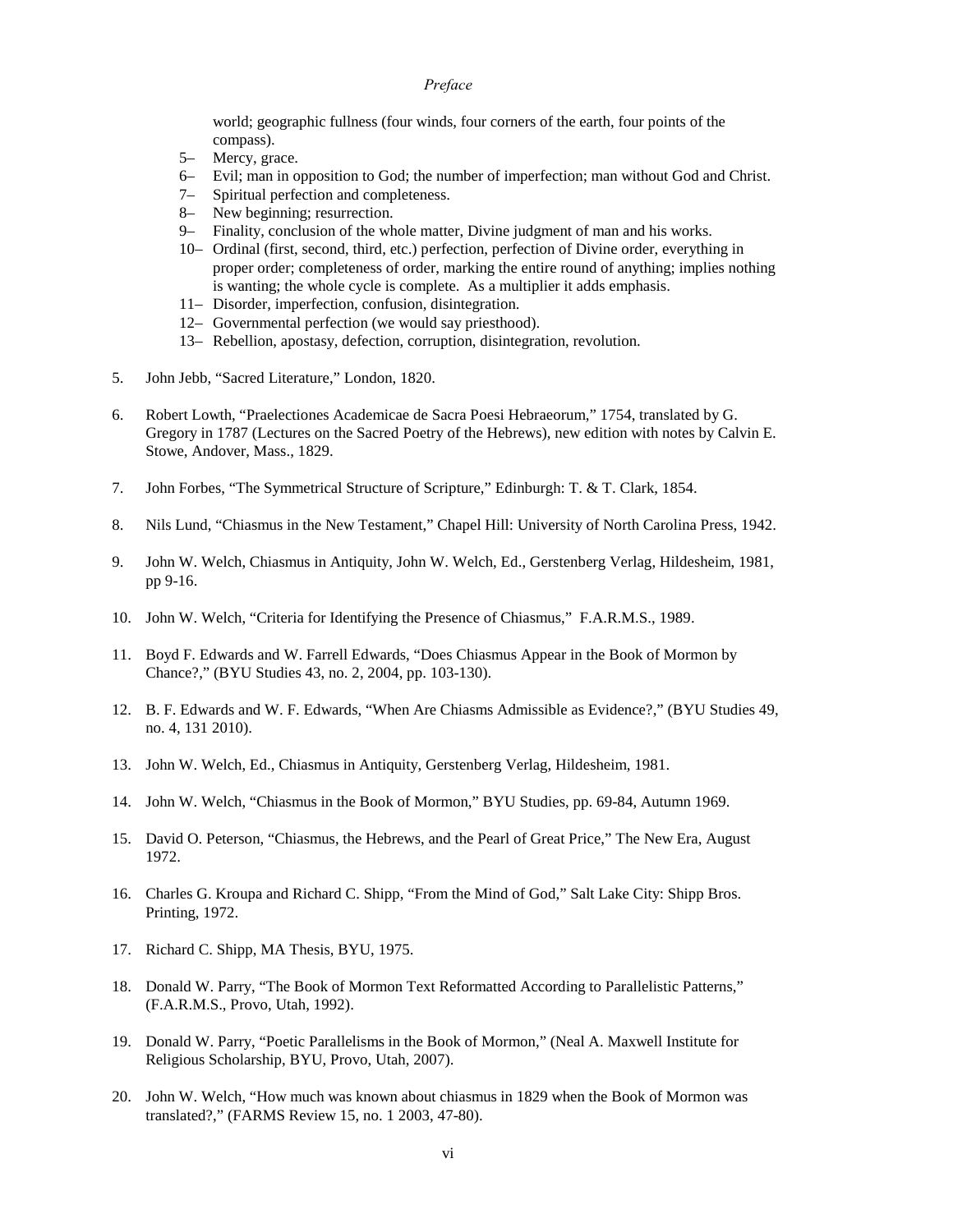world; geographic fullness (four winds, four corners of the earth, four points of the compass).

5– Mercy, grace.
6– Evil; man in opposition to God; the number of imperfection; man without God and Christ.
7– Spiritual perfection and completeness.
8– New beginning; resurrection.
9– Finality, conclusion of the whole matter, Divine judgment of man and his works.
10– Ordinal (first, second, third, etc.) perfection, perfection of Divine order, everything in proper order; completeness of order, marking the entire round of anything; implies nothing is wanting; the whole cycle is complete. As a multiplier it adds emphasis.
11– Disorder, imperfection, confusion, disintegration.
12– Governmental perfection (we would say priesthood).
13– Rebellion, apostasy, defection, corruption, disintegration, revolution.

5. John Jebb, "Sacred Literature," London, 1820.

6. Robert Lowth, "Praelectiones Academicae de Sacra Poesi Hebraeorum," 1754, translated by G. Gregory in 1787 (Lectures on the Sacred Poetry of the Hebrews), new edition with notes by Calvin E. Stowe, Andover, Mass., 1829.

7. John Forbes, "The Symmetrical Structure of Scripture," Edinburgh: T. & T. Clark, 1854.

8. Nils Lund, "Chiasmus in the New Testament," Chapel Hill: University of North Carolina Press, 1942.

9. John W. Welch, Chiasmus in Antiquity, John W. Welch, Ed., Gerstenberg Verlag, Hildesheim, 1981, pp 9-16.

10. John W. Welch, "Criteria for Identifying the Presence of Chiasmus," F.A.R.M.S., 1989.

11. Boyd F. Edwards and W. Farrell Edwards, "Does Chiasmus Appear in the Book of Mormon by Chance?," (BYU Studies 43, no. 2, 2004, pp. 103-130).

12. B. F. Edwards and W. F. Edwards, "When Are Chiasms Admissible as Evidence?," (BYU Studies 49, no. 4, 131 2010).

13. John W. Welch, Ed., Chiasmus in Antiquity, Gerstenberg Verlag, Hildesheim, 1981.

14. John W. Welch, "Chiasmus in the Book of Mormon," BYU Studies, pp. 69-84, Autumn 1969.

15. David O. Peterson, "Chiasmus, the Hebrews, and the Pearl of Great Price," The New Era, August 1972.

16. Charles G. Kroupa and Richard C. Shipp, "From the Mind of God," Salt Lake City: Shipp Bros. Printing, 1972.

17. Richard C. Shipp, MA Thesis, BYU, 1975.

18. Donald W. Parry, "The Book of Mormon Text Reformatted According to Parallelistic Patterns," (F.A.R.M.S., Provo, Utah, 1992).

19. Donald W. Parry, "Poetic Parallelisms in the Book of Mormon," (Neal A. Maxwell Institute for Religious Scholarship, BYU, Provo, Utah, 2007).

20. John W. Welch, "How much was known about chiasmus in 1829 when the Book of Mormon was translated?," (FARMS Review 15, no. 1 2003, 47-80).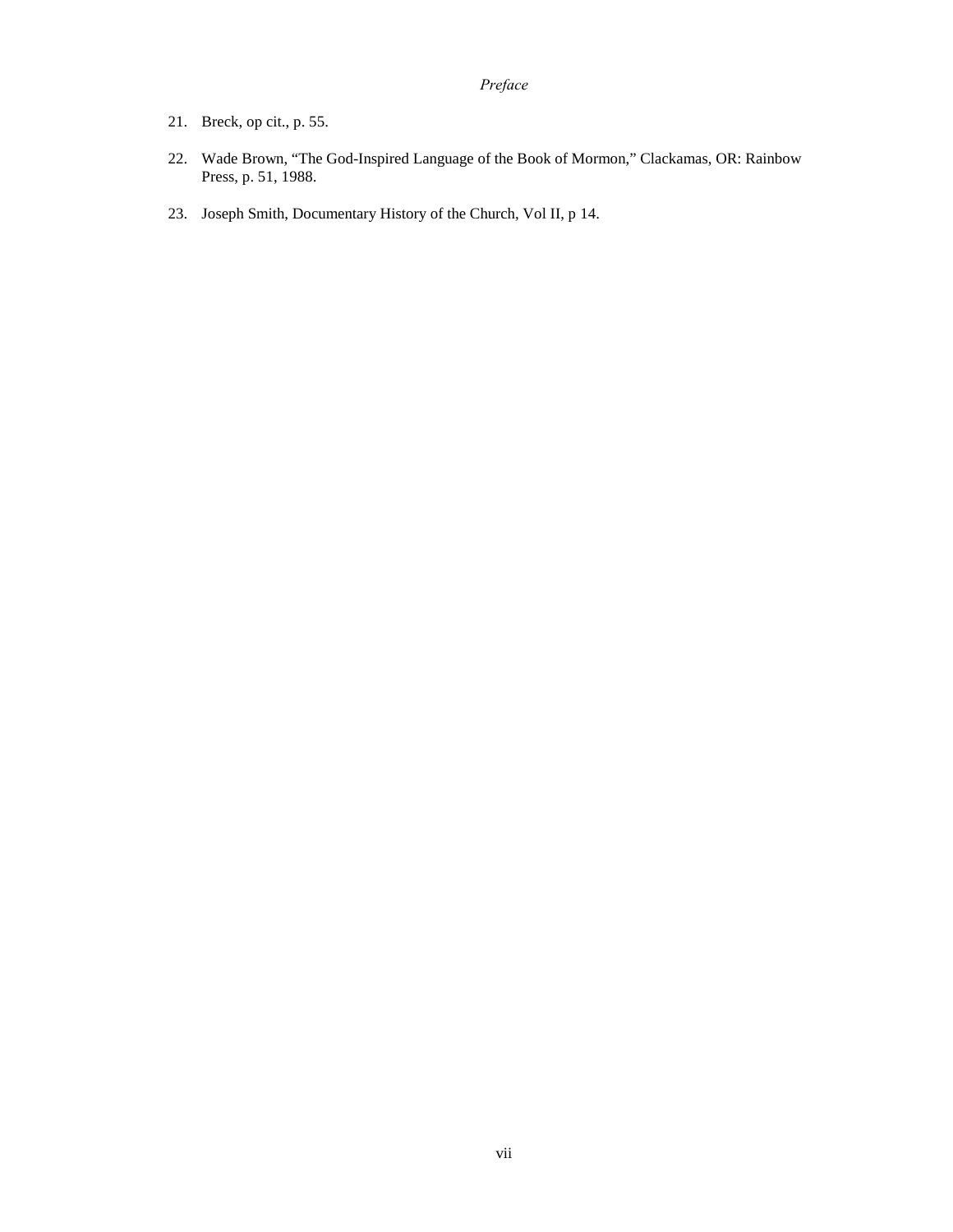21. Breck, op cit., p. 55.

22. Wade Brown, "The God-Inspired Language of the Book of Mormon," Clackamas, OR: Rainbow Press, p. 51, 1988.

23. Joseph Smith, Documentary History of the Church, Vol II, p 14.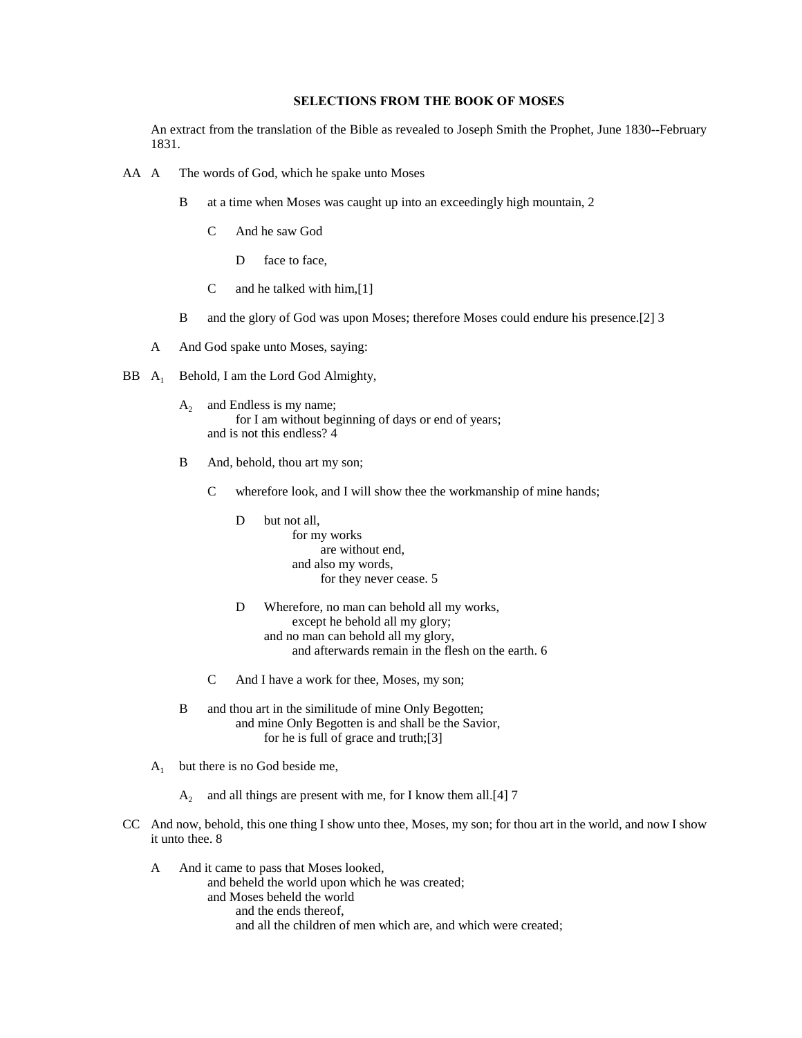**SELECTIONS FROM THE BOOK OF MOSES**

An extract from the translation of the Bible as revealed to Joseph Smith the Prophet, June 1830--February 1831.

AA A The words of God, which he spake unto Moses

B at a time when Moses was caught up into an exceedingly high mountain, 2

C And he saw God

D face to face,

C and he talked with him,[1]

B and the glory of God was upon Moses; therefore Moses could endure his presence.[2] 3

A And God spake unto Moses, saying:

BB $A_1$ Behold, I am the Lord God Almighty,

$A_2$ and Endless is my name;
for I am without beginning of days or end of years;
and is not this endless? 4

B And, behold, thou art my son;

C wherefore look, and I will show thee the workmanship of mine hands;

D but not all,
for my works
are without end,
and also my words,
for they never cease. 5

D Wherefore, no man can behold all my works,
except he behold all my glory;
and no man can behold all my glory,
and afterwards remain in the flesh on the earth. 6

C And I have a work for thee, Moses, my son;

B and thou art in the similitude of mine Only Begotten;
and mine Only Begotten is and shall be the Savior,
for he is full of grace and truth;[3]

$A_1$ but there is no God beside me,

$A_2$ and all things are present with me, for I know them all.[4] 7

CC And now, behold, this one thing I show unto thee, Moses, my son; for thou art in the world, and now I show it unto thee. 8

A And it came to pass that Moses looked,
and beheld the world upon which he was created;
and Moses beheld the world
and the ends thereof,
and all the children of men which are, and which were created;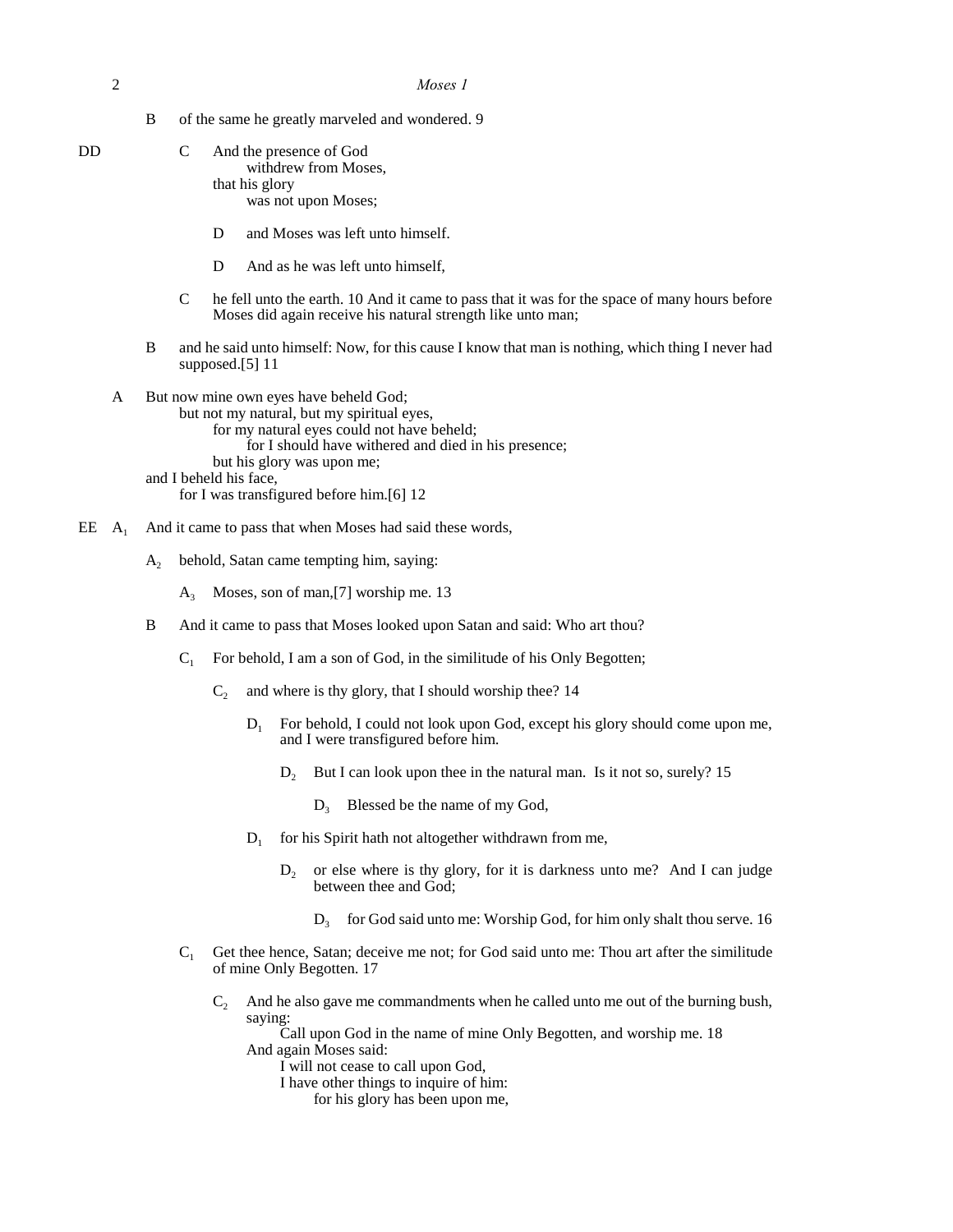B of the same he greatly marveled and wondered. 9

DD C And the presence of God
withdrew from Moses,
that his glory
was not upon Moses;

D and Moses was left unto himself.

D And as he was left unto himself,

C he fell unto the earth. 10 And it came to pass that it was for the space of many hours before Moses did again receive his natural strength like unto man;

B and he said unto himself: Now, for this cause I know that man is nothing, which thing I never had supposed.[5] 11

A But now mine own eyes have beheld God;
but not my natural, but my spiritual eyes,
for my natural eyes could not have beheld;
for I should have withered and died in his presence;
but his glory was upon me;
and I beheld his face,
for I was transfigured before him.[6] 12

EE $A_1$ And it came to pass that when Moses had said these words,

$A_2$ behold, Satan came tempting him, saying:

$A_3$ Moses, son of man,[7] worship me. 13

B And it came to pass that Moses looked upon Satan and said: Who art thou?

$C_1$ For behold, I am a son of God, in the similitude of his Only Begotten;

$C_2$ and where is thy glory, that I should worship thee? 14

$D_1$ For behold, I could not look upon God, except his glory should come upon me, and I were transfigured before him.

$D_2$ But I can look upon thee in the natural man. Is it not so, surely? 15

$D_3$ Blessed be the name of my God,

$D_1$ for his Spirit hath not altogether withdrawn from me,

$D_2$ or else where is thy glory, for it is darkness unto me? And I can judge between thee and God;

$D_3$ for God said unto me: Worship God, for him only shalt thou serve. 16

$C_1$ Get thee hence, Satan; deceive me not; for God said unto me: Thou art after the similitude of mine Only Begotten. 17

$C_2$ And he also gave me commandments when he called unto me out of the burning bush, saying:
Call upon God in the name of mine Only Begotten, and worship me. 18
And again Moses said:
I will not cease to call upon God,
I have other things to inquire of him:
for his glory has been upon me,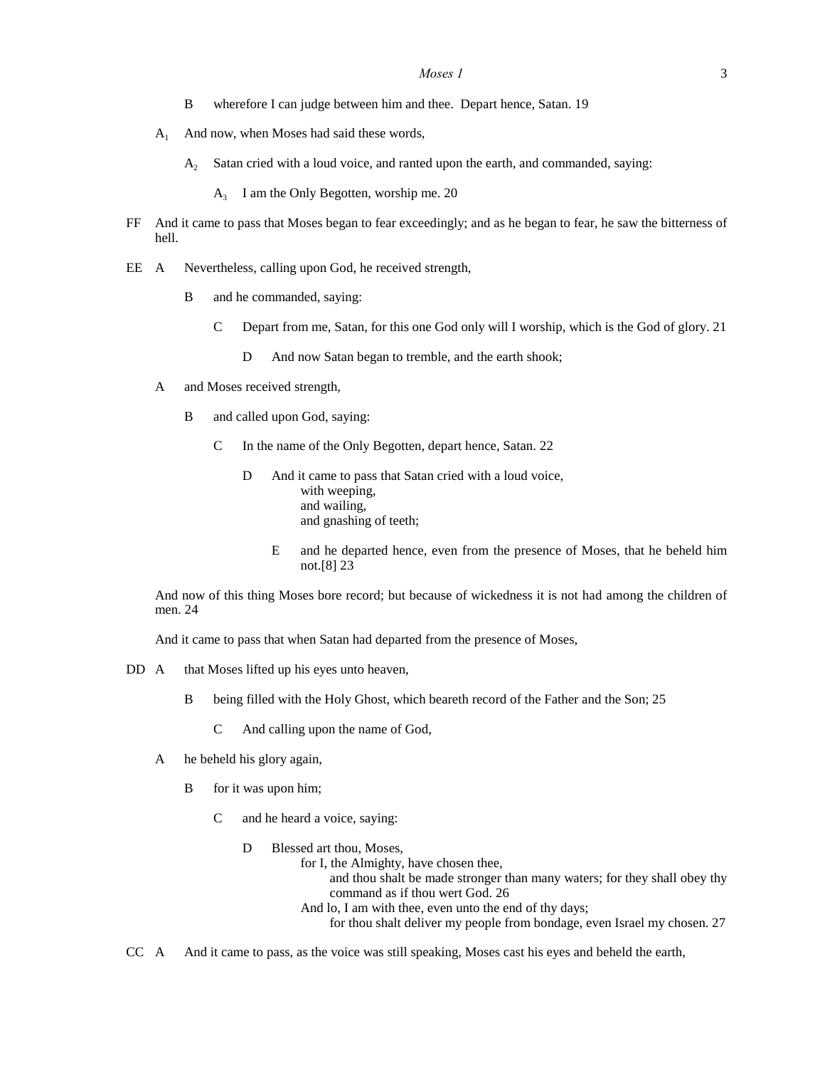B   wherefore I can judge between him and thee.  Depart hence, Satan. 19

$A_1$   And now, when Moses had said these words,

$A_2$   Satan cried with a loud voice, and ranted upon the earth, and commanded, saying:

$A_3$   I am the Only Begotten, worship me. 20

FF   And it came to pass that Moses began to fear exceedingly; and as he began to fear, he saw the bitterness of hell.

EE   A   Nevertheless, calling upon God, he received strength,

B   and he commanded, saying:

C   Depart from me, Satan, for this one God only will I worship, which is the God of glory. 21

D   And now Satan began to tremble, and the earth shook;

A   and Moses received strength,

B   and called upon God, saying:

C   In the name of the Only Begotten, depart hence, Satan. 22

D   And it came to pass that Satan cried with a loud voice,
with weeping,
and wailing,
and gnashing of teeth;

E   and he departed hence, even from the presence of Moses, that he beheld him not.[8] 23

And now of this thing Moses bore record; but because of wickedness it is not had among the children of men. 24

And it came to pass that when Satan had departed from the presence of Moses,

DD   A   that Moses lifted up his eyes unto heaven,

B   being filled with the Holy Ghost, which beareth record of the Father and the Son; 25

C   And calling upon the name of God,

A   he beheld his glory again,

B   for it was upon him;

C   and he heard a voice, saying:

D   Blessed art thou, Moses,
for I, the Almighty, have chosen thee,
and thou shalt be made stronger than many waters; for they shall obey thy command as if thou wert God. 26
And lo, I am with thee, even unto the end of thy days;
for thou shalt deliver my people from bondage, even Israel my chosen. 27

CC   A   And it came to pass, as the voice was still speaking, Moses cast his eyes and beheld the earth,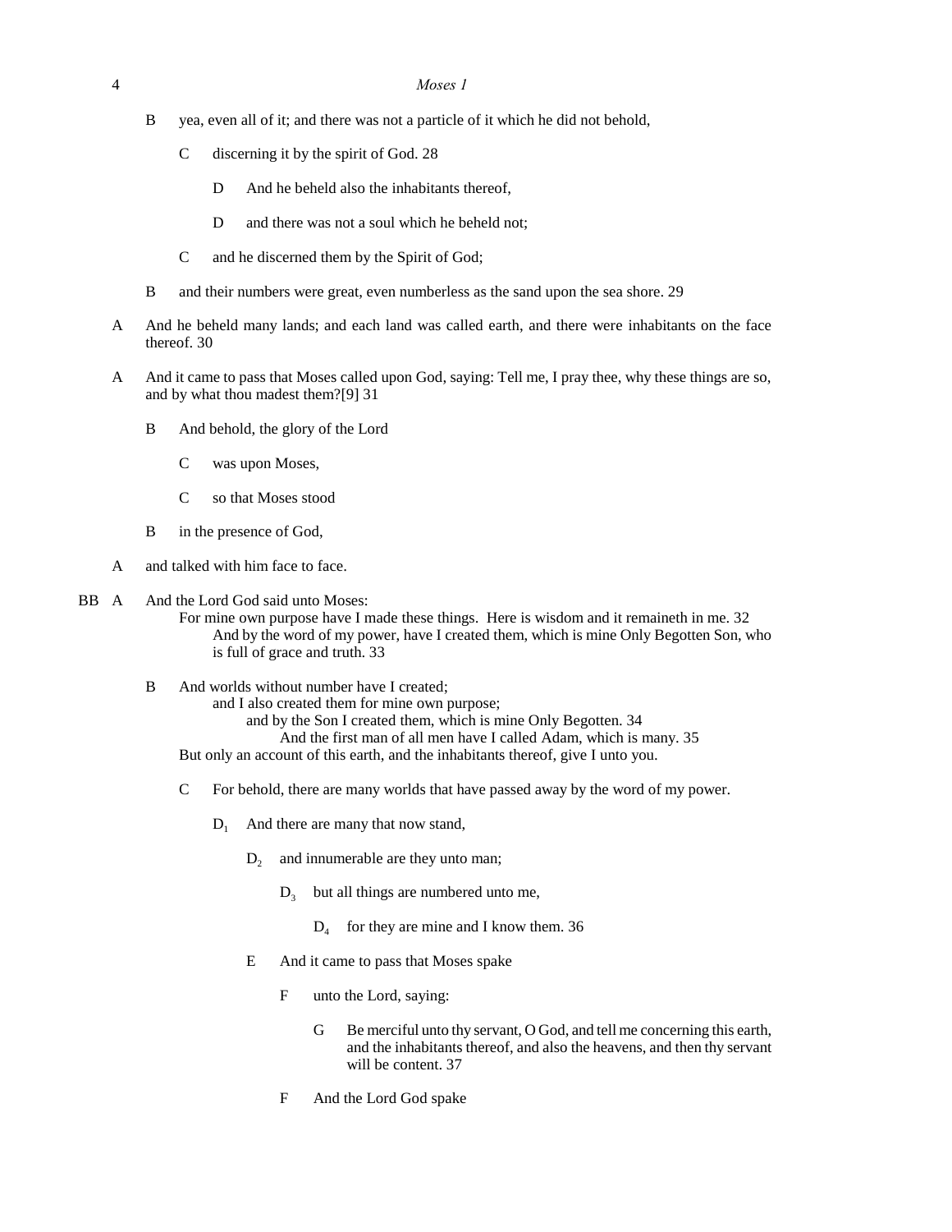B yea, even all of it; and there was not a particle of it which he did not behold,

C discerning it by the spirit of God. 28

D And he beheld also the inhabitants thereof,

D and there was not a soul which he beheld not;

C and he discerned them by the Spirit of God;

B and their numbers were great, even numberless as the sand upon the sea shore. 29

A And he beheld many lands; and each land was called earth, and there were inhabitants on the face thereof. 30

A And it came to pass that Moses called upon God, saying: Tell me, I pray thee, why these things are so, and by what thou madest them?[9] 31

B And behold, the glory of the Lord

C was upon Moses,

C so that Moses stood

B in the presence of God,

A and talked with him face to face.

BB A And the Lord God said unto Moses:
For mine own purpose have I made these things. Here is wisdom and it remaineth in me. 32
And by the word of my power, have I created them, which is mine Only Begotten Son, who is full of grace and truth. 33

B And worlds without number have I created;
and I also created them for mine own purpose;
and by the Son I created them, which is mine Only Begotten. 34
And the first man of all men have I called Adam, which is many. 35
But only an account of this earth, and the inhabitants thereof, give I unto you.

C For behold, there are many worlds that have passed away by the word of my power.

$D_1$ And there are many that now stand,

$D_2$ and innumerable are they unto man;

$D_3$ but all things are numbered unto me,

$D_4$ for they are mine and I know them. 36

E And it came to pass that Moses spake

F unto the Lord, saying:

G Be merciful unto thy servant, O God, and tell me concerning this earth, and the inhabitants thereof, and also the heavens, and then thy servant will be content. 37

F And the Lord God spake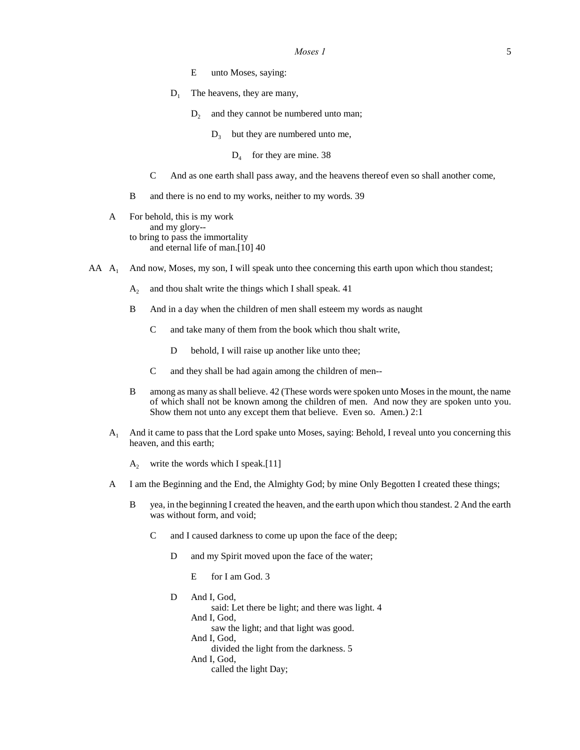E unto Moses, saying:

$D_1$ The heavens, they are many,

$D_2$ and they cannot be numbered unto man;

$D_3$ but they are numbered unto me,

$D_4$ for they are mine. 38

C And as one earth shall pass away, and the heavens thereof even so shall another come,

B and there is no end to my works, neither to my words. 39

A For behold, this is my work
  and my glory--
to bring to pass the immortality
  and eternal life of man.[10] 40

AA $A_1$ And now, Moses, my son, I will speak unto thee concerning this earth upon which thou standest;

$A_2$ and thou shalt write the things which I shall speak. 41

B And in a day when the children of men shall esteem my words as naught

C and take many of them from the book which thou shalt write,

D behold, I will raise up another like unto thee;

C and they shall be had again among the children of men--

B among as many as shall believe. 42 (These words were spoken unto Moses in the mount, the name of which shall not be known among the children of men. And now they are spoken unto you. Show them not unto any except them that believe. Even so. Amen.) 2:1

$A_1$ And it came to pass that the Lord spake unto Moses, saying: Behold, I reveal unto you concerning this heaven, and this earth;

$A_2$ write the words which I speak.[11]

A I am the Beginning and the End, the Almighty God; by mine Only Begotten I created these things;

B yea, in the beginning I created the heaven, and the earth upon which thou standest. 2 And the earth was without form, and void;

C and I caused darkness to come up upon the face of the deep;

D and my Spirit moved upon the face of the water;

E for I am God. 3

D And I, God,
  said: Let there be light; and there was light. 4
And I, God,
  saw the light; and that light was good.
And I, God,
  divided the light from the darkness. 5
And I, God,
  called the light Day;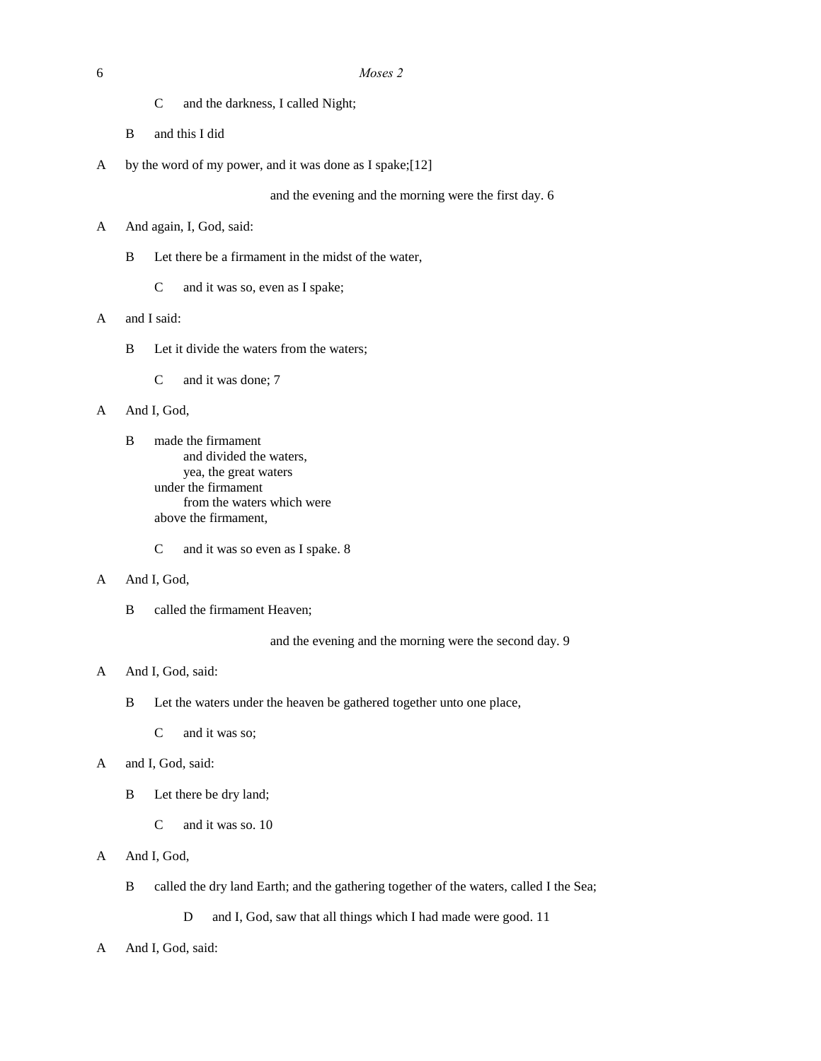C and the darkness, I called Night;

B and this I did

A by the word of my power, and it was done as I spake;[12]

and the evening and the morning were the first day. 6

A And again, I, God, said:

B Let there be a firmament in the midst of the water,

C and it was so, even as I spake;

A and I said:

B Let it divide the waters from the waters;

C and it was done; 7

A And I, God,

B made the firmament
 and divided the waters,
 yea, the great waters
under the firmament
 from the waters which were
above the firmament,

C and it was so even as I spake. 8

A And I, God,

B called the firmament Heaven;

and the evening and the morning were the second day. 9

A And I, God, said:

B Let the waters under the heaven be gathered together unto one place,

C and it was so;

A and I, God, said:

B Let there be dry land;

C and it was so. 10

A And I, God,

B called the dry land Earth; and the gathering together of the waters, called I the Sea;

D and I, God, saw that all things which I had made were good. 11

A And I, God, said: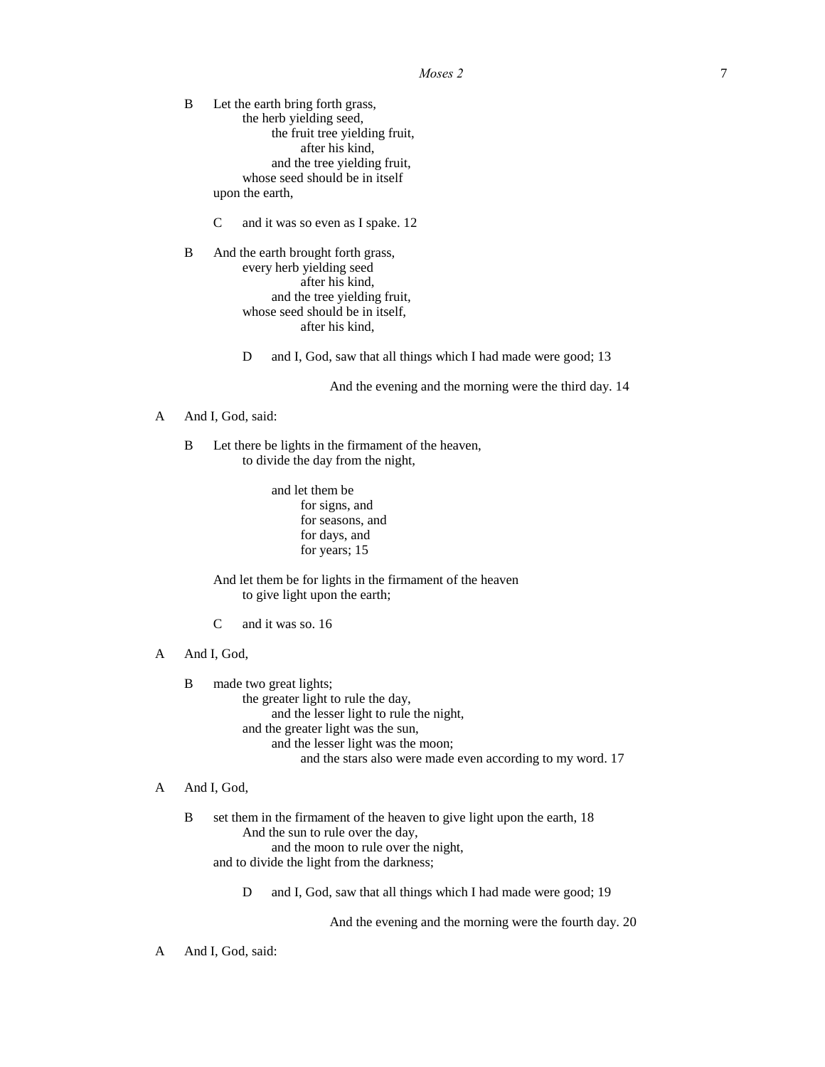B Let the earth bring forth grass,
    the herb yielding seed,
        the fruit tree yielding fruit,
            after his kind,
        and the tree yielding fruit,
    whose seed should be in itself
upon the earth,

C and it was so even as I spake. 12

B And the earth brought forth grass,
    every herb yielding seed
            after his kind,
        and the tree yielding fruit,
    whose seed should be in itself,
            after his kind,

D and I, God, saw that all things which I had made were good; 13

And the evening and the morning were the third day. 14

A And I, God, said:

B Let there be lights in the firmament of the heaven,
    to divide the day from the night,

        and let them be
            for signs, and
            for seasons, and
            for days, and
            for years; 15

And let them be for lights in the firmament of the heaven
    to give light upon the earth;

C and it was so. 16

A And I, God,

B made two great lights;
    the greater light to rule the day,
        and the lesser light to rule the night,
    and the greater light was the sun,
        and the lesser light was the moon;
            and the stars also were made even according to my word. 17

A And I, God,

B set them in the firmament of the heaven to give light upon the earth, 18
    And the sun to rule over the day,
        and the moon to rule over the night,
and to divide the light from the darkness;

D and I, God, saw that all things which I had made were good; 19

And the evening and the morning were the fourth day. 20

A And I, God, said: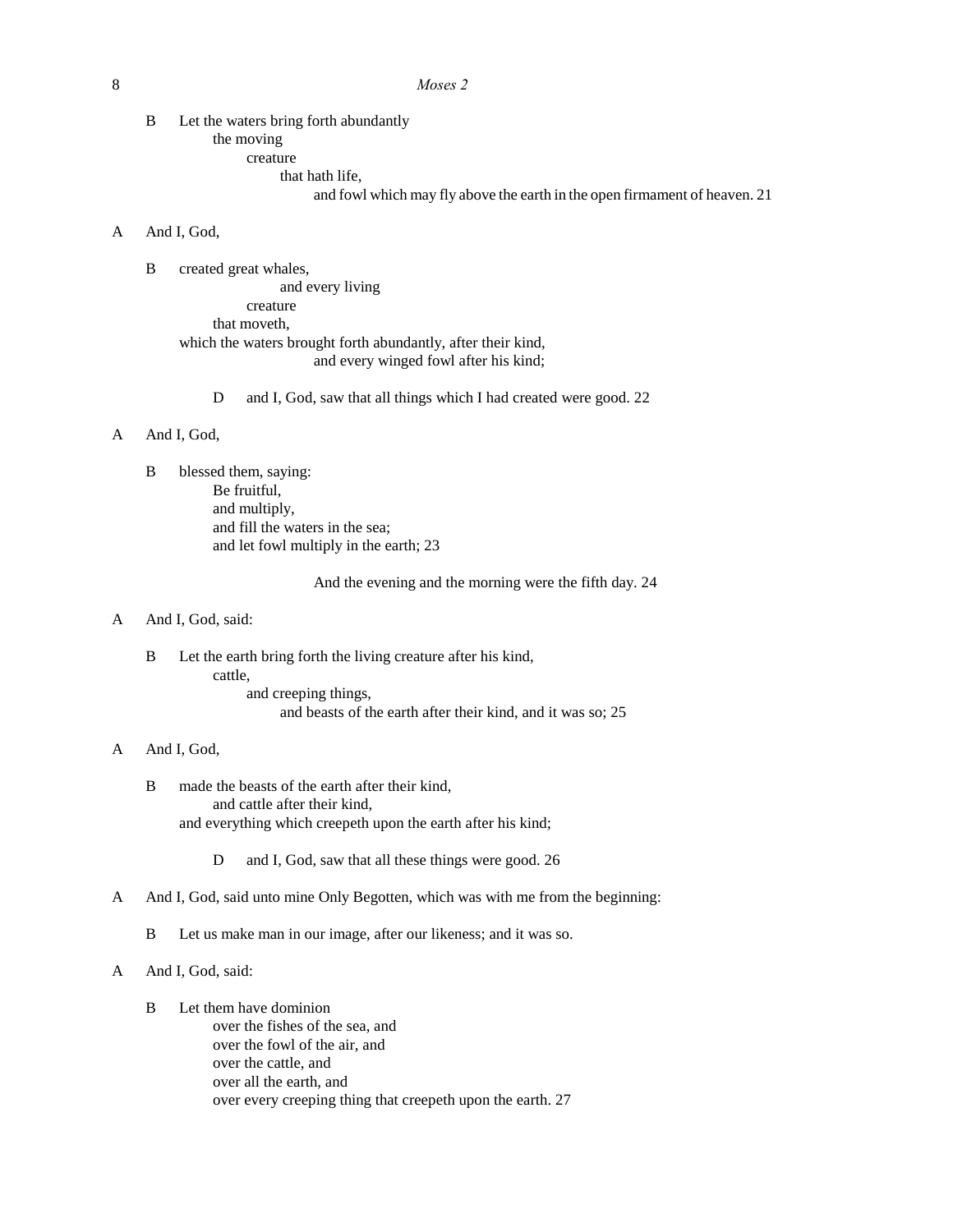B    Let the waters bring forth abundantly
        the moving
            creature
                that hath life,
                    and fowl which may fly above the earth in the open firmament of heaven. 21

A    And I, God,

B    created great whales,
                and every living
            creature
        that moveth,
    which the waters brought forth abundantly, after their kind,
                    and every winged fowl after his kind;

D    and I, God, saw that all things which I had created were good. 22

A    And I, God,

B    blessed them, saying:
        Be fruitful,
        and multiply,
        and fill the waters in the sea;
        and let fowl multiply in the earth; 23

And the evening and the morning were the fifth day. 24

A    And I, God, said:

B    Let the earth bring forth the living creature after his kind,
        cattle,
            and creeping things,
                and beasts of the earth after their kind, and it was so; 25

A    And I, God,

B    made the beasts of the earth after their kind,
        and cattle after their kind,
    and everything which creepeth upon the earth after his kind;

D    and I, God, saw that all these things were good. 26

A    And I, God, said unto mine Only Begotten, which was with me from the beginning:

B    Let us make man in our image, after our likeness; and it was so.

A    And I, God, said:

B    Let them have dominion
        over the fishes of the sea, and
        over the fowl of the air, and
        over the cattle, and
        over all the earth, and
        over every creeping thing that creepeth upon the earth. 27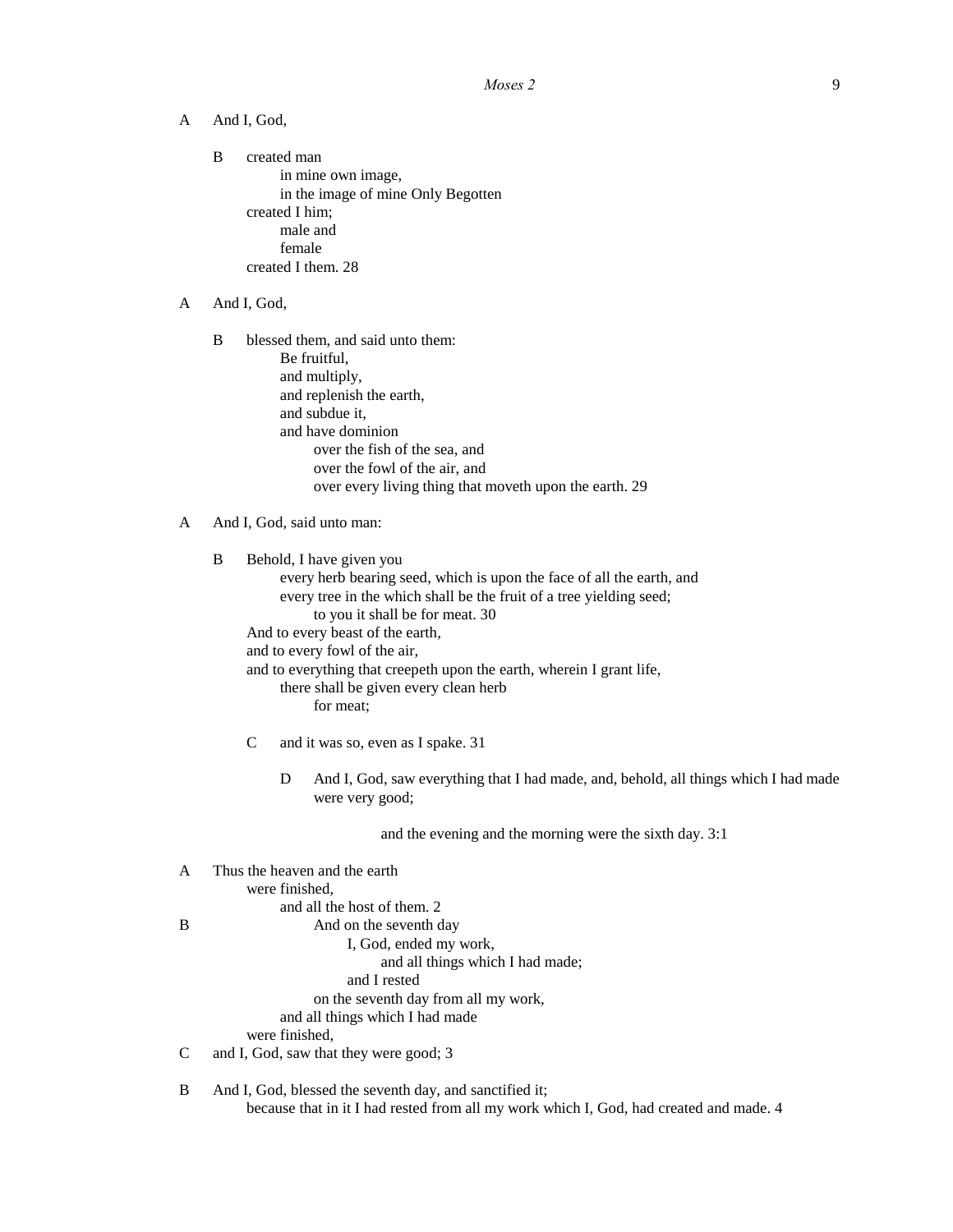A And I, God,

B created man
  in mine own image,
  in the image of mine Only Begotten
 created I him;
  male and
  female
 created I them. 28

A And I, God,

B blessed them, and said unto them:
  Be fruitful,
  and multiply,
  and replenish the earth,
  and subdue it,
  and have dominion
   over the fish of the sea, and
   over the fowl of the air, and
   over every living thing that moveth upon the earth. 29

A And I, God, said unto man:

B Behold, I have given you
  every herb bearing seed, which is upon the face of all the earth, and
  every tree in the which shall be the fruit of a tree yielding seed;
   to you it shall be for meat. 30
 And to every beast of the earth,
 and to every fowl of the air,
 and to everything that creepeth upon the earth, wherein I grant life,
  there shall be given every clean herb
   for meat;

 C and it was so, even as I spake. 31

  D And I, God, saw everything that I had made, and, behold, all things which I had made were very good;

   and the evening and the morning were the sixth day. 3:1

A Thus the heaven and the earth
 were finished,
  and all the host of them. 2
B   And on the seventh day
    I, God, ended my work,
     and all things which I had made;
    and I rested
   on the seventh day from all my work,
  and all things which I had made
 were finished,
C and I, God, saw that they were good; 3

B And I, God, blessed the seventh day, and sanctified it;
 because that in it I had rested from all my work which I, God, had created and made. 4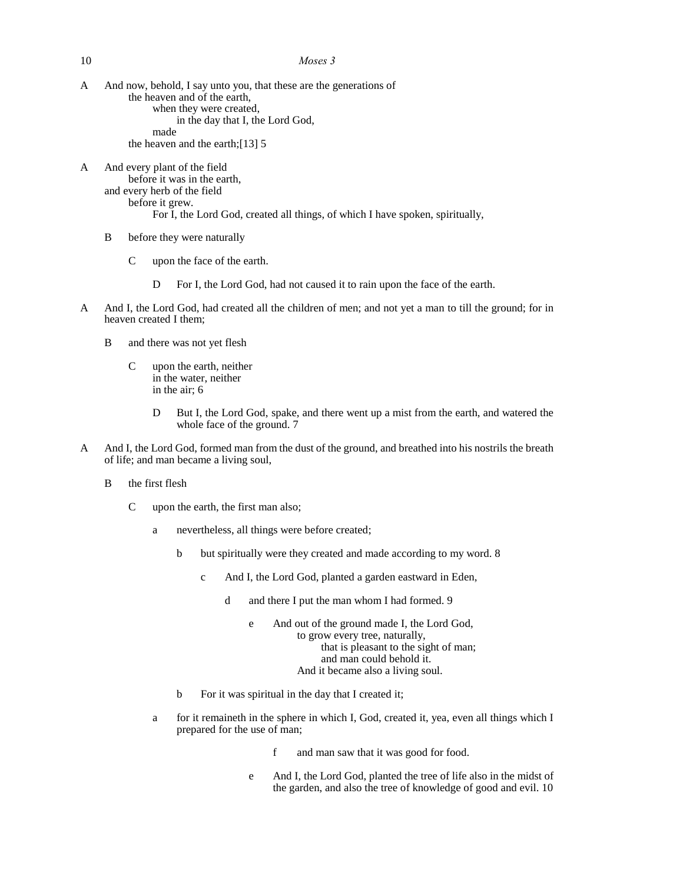A And now, behold, I say unto you, that these are the generations of
    the heaven and of the earth,
        when they were created,
            in the day that I, the Lord God,
        made
    the heaven and the earth;[13] 5

A And every plant of the field
    before it was in the earth,
  and every herb of the field
    before it grew.
        For I, the Lord God, created all things, of which I have spoken, spiritually,

  B before they were naturally

    C upon the face of the earth.

      D For I, the Lord God, had not caused it to rain upon the face of the earth.

A And I, the Lord God, had created all the children of men; and not yet a man to till the ground; for in heaven created I them;

  B and there was not yet flesh

    C upon the earth, neither
      in the water, neither
      in the air; 6

      D But I, the Lord God, spake, and there went up a mist from the earth, and watered the whole face of the ground. 7

A And I, the Lord God, formed man from the dust of the ground, and breathed into his nostrils the breath of life; and man became a living soul,

  B the first flesh

    C upon the earth, the first man also;

      a nevertheless, all things were before created;

        b but spiritually were they created and made according to my word. 8

          c And I, the Lord God, planted a garden eastward in Eden,

            d and there I put the man whom I had formed. 9

              e And out of the ground made I, the Lord God,
                  to grow every tree, naturally,
                      that is pleasant to the sight of man;
                      and man could behold it.
                  And it became also a living soul.

        b For it was spiritual in the day that I created it;

      a for it remaineth in the sphere in which I, God, created it, yea, even all things which I prepared for the use of man;

                f and man saw that it was good for food.

              e And I, the Lord God, planted the tree of life also in the midst of the garden, and also the tree of knowledge of good and evil. 10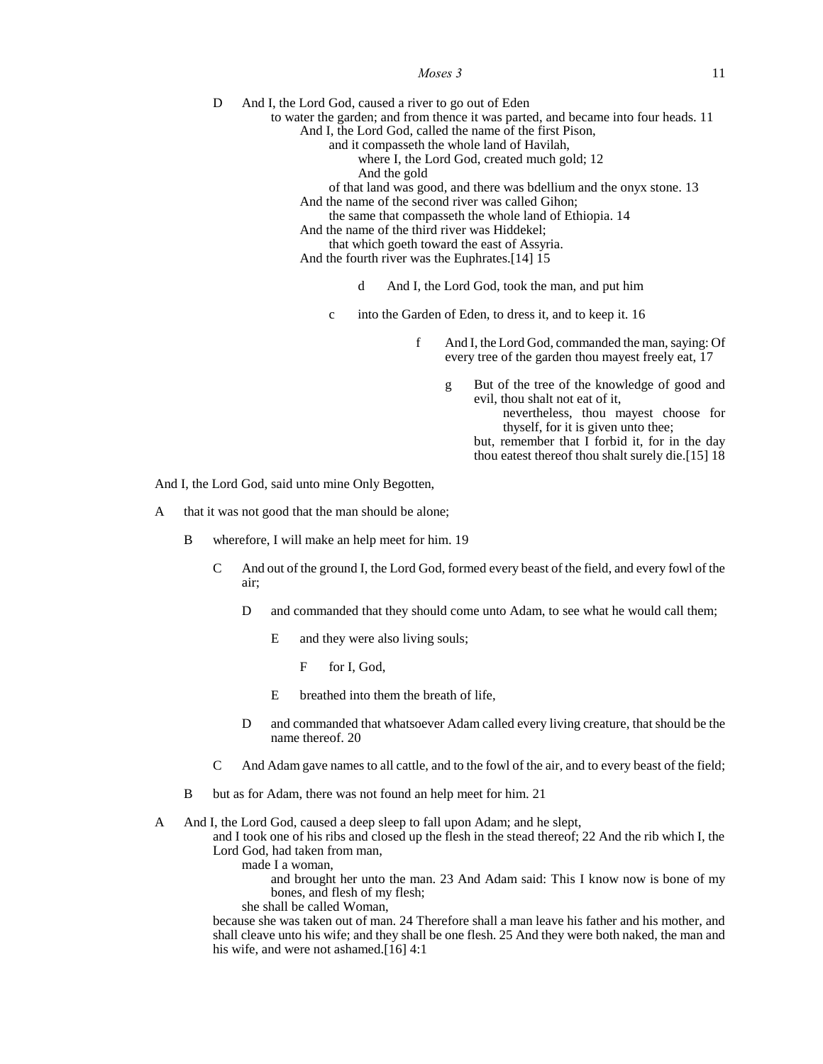D And I, the Lord God, caused a river to go out of Eden

to water the garden; and from thence it was parted, and became into four heads. 11

And I, the Lord God, called the name of the first Pison,

and it compasseth the whole land of Havilah,

where I, the Lord God, created much gold; 12

And the gold

of that land was good, and there was bdellium and the onyx stone. 13

And the name of the second river was called Gihon;

the same that compasseth the whole land of Ethiopia. 14

And the name of the third river was Hiddekel;

that which goeth toward the east of Assyria.

And the fourth river was the Euphrates.[14] 15

d And I, the Lord God, took the man, and put him

c into the Garden of Eden, to dress it, and to keep it. 16

f And I, the Lord God, commanded the man, saying: Of every tree of the garden thou mayest freely eat, 17

g But of the tree of the knowledge of good and evil, thou shalt not eat of it,

nevertheless, thou mayest choose for thyself, for it is given unto thee;

but, remember that I forbid it, for in the day thou eatest thereof thou shalt surely die.[15] 18

And I, the Lord God, said unto mine Only Begotten,

A that it was not good that the man should be alone;

B wherefore, I will make an help meet for him. 19

C And out of the ground I, the Lord God, formed every beast of the field, and every fowl of the air;

D and commanded that they should come unto Adam, to see what he would call them;

E and they were also living souls;

F for I, God,

E breathed into them the breath of life,

D and commanded that whatsoever Adam called every living creature, that should be the name thereof. 20

C And Adam gave names to all cattle, and to the fowl of the air, and to every beast of the field;

B but as for Adam, there was not found an help meet for him. 21

A And I, the Lord God, caused a deep sleep to fall upon Adam; and he slept,

and I took one of his ribs and closed up the flesh in the stead thereof; 22 And the rib which I, the Lord God, had taken from man,

made I a woman,

and brought her unto the man. 23 And Adam said: This I know now is bone of my bones, and flesh of my flesh;

she shall be called Woman,

because she was taken out of man. 24 Therefore shall a man leave his father and his mother, and shall cleave unto his wife; and they shall be one flesh. 25 And they were both naked, the man and his wife, and were not ashamed.[16] 4:1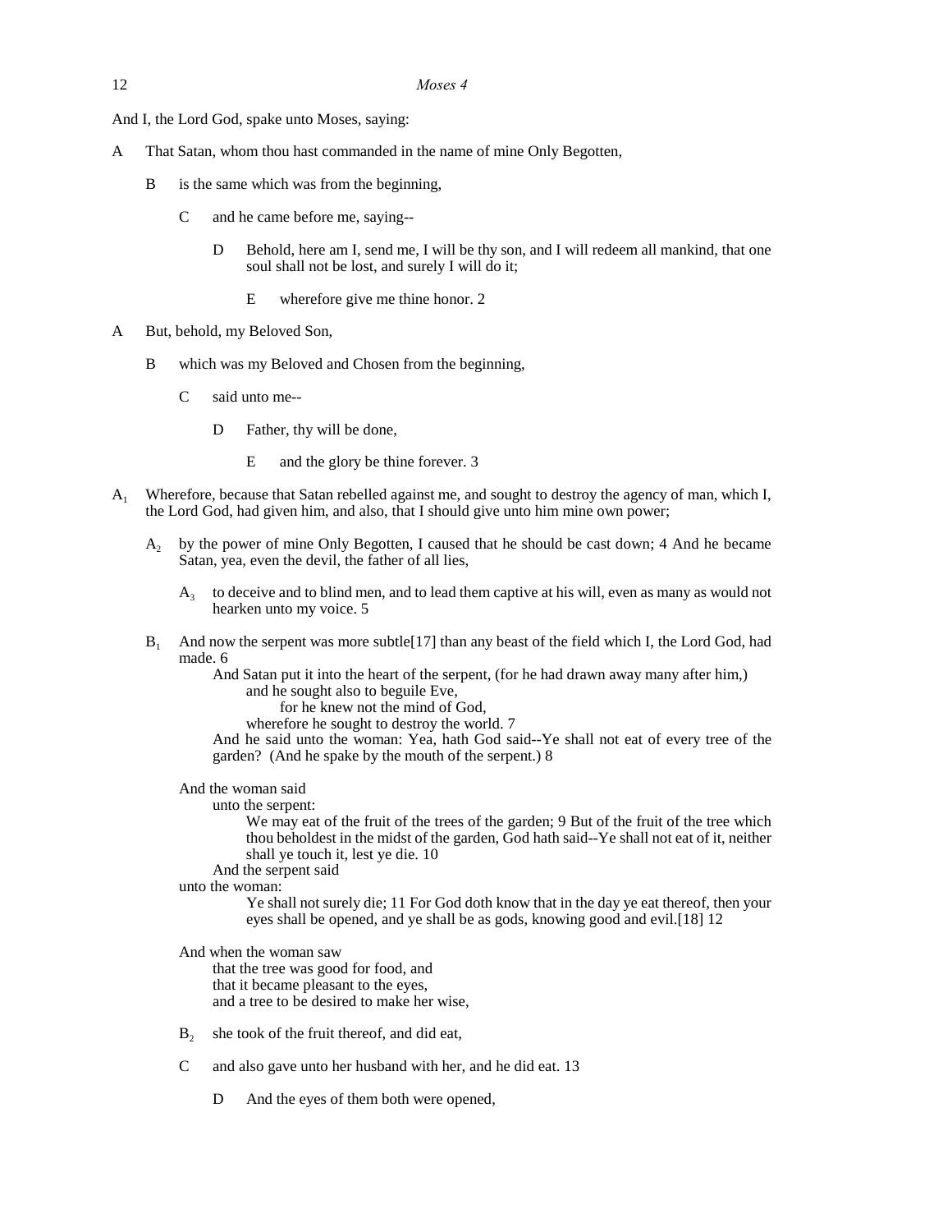And I, the Lord God, spake unto Moses, saying:

A That Satan, whom thou hast commanded in the name of mine Only Begotten,

  B is the same which was from the beginning,

    C and he came before me, saying--

      D Behold, here am I, send me, I will be thy son, and I will redeem all mankind, that one soul shall not be lost, and surely I will do it;

        E wherefore give me thine honor. 2

A But, behold, my Beloved Son,

  B which was my Beloved and Chosen from the beginning,

    C said unto me--

      D Father, thy will be done,

        E and the glory be thine forever. 3

$A_1$ Wherefore, because that Satan rebelled against me, and sought to destroy the agency of man, which I, the Lord God, had given him, and also, that I should give unto him mine own power;

  $A_2$ by the power of mine Only Begotten, I caused that he should be cast down; 4 And he became Satan, yea, even the devil, the father of all lies,

    $A_3$ to deceive and to blind men, and to lead them captive at his will, even as many as would not hearken unto my voice. 5

  $B_1$ And now the serpent was more subtle[17] than any beast of the field which I, the Lord God, had made. 6

    And Satan put it into the heart of the serpent, (for he had drawn away many after him,)
      and he sought also to beguile Eve,
        for he knew not the mind of God,
      wherefore he sought to destroy the world. 7

    And he said unto the woman: Yea, hath God said--Ye shall not eat of every tree of the garden? (And he spake by the mouth of the serpent.) 8

  And the woman said
    unto the serpent:
      We may eat of the fruit of the trees of the garden; 9 But of the fruit of the tree which thou beholdest in the midst of the garden, God hath said--Ye shall not eat of it, neither shall ye touch it, lest ye die. 10
    And the serpent said
  unto the woman:
      Ye shall not surely die; 11 For God doth know that in the day ye eat thereof, then your eyes shall be opened, and ye shall be as gods, knowing good and evil.[18] 12

  And when the woman saw
    that the tree was good for food, and
    that it became pleasant to the eyes,
    and a tree to be desired to make her wise,

  $B_2$ she took of the fruit thereof, and did eat,

    C and also gave unto her husband with her, and he did eat. 13

      D And the eyes of them both were opened,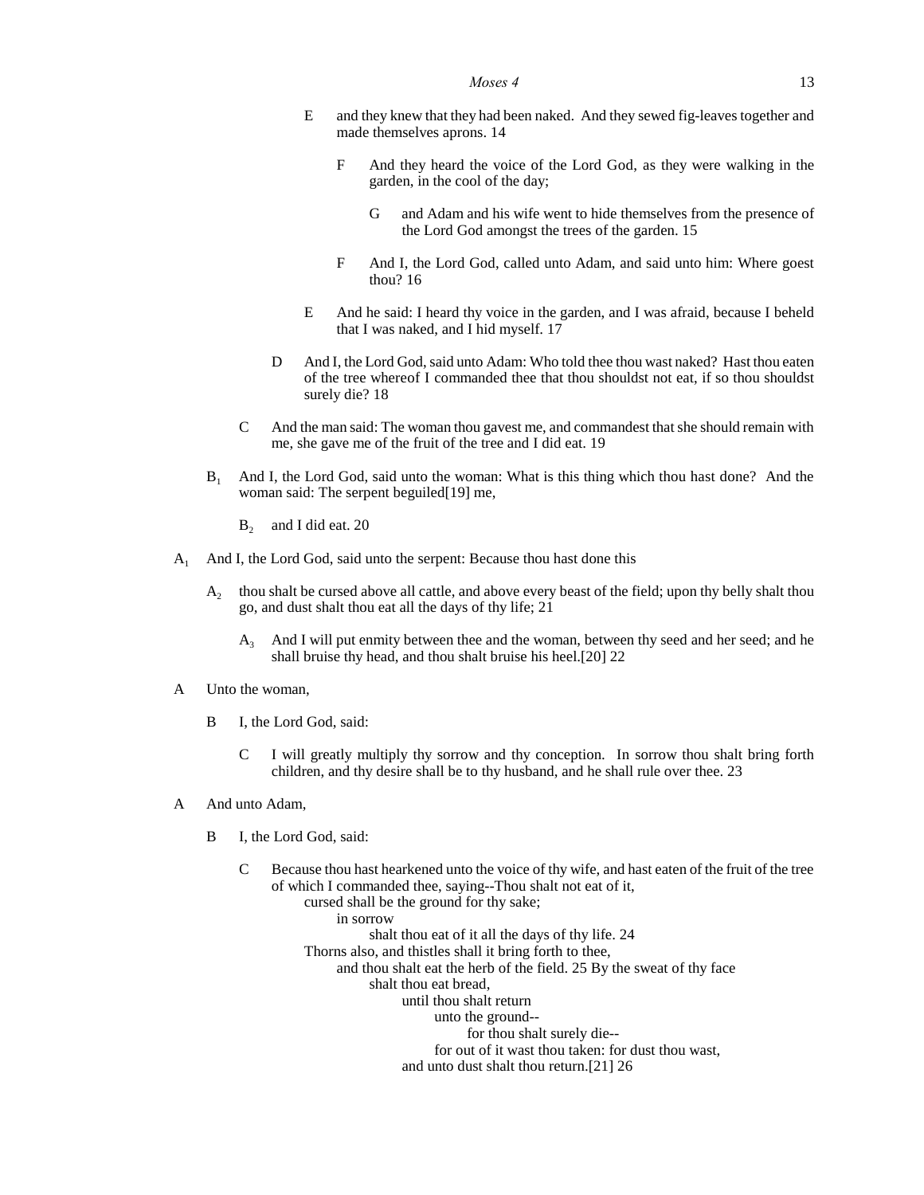E and they knew that they had been naked. And they sewed fig-leaves together and made themselves aprons. 14

F And they heard the voice of the Lord God, as they were walking in the garden, in the cool of the day;

G and Adam and his wife went to hide themselves from the presence of the Lord God amongst the trees of the garden. 15

F And I, the Lord God, called unto Adam, and said unto him: Where goest thou? 16

E And he said: I heard thy voice in the garden, and I was afraid, because I beheld that I was naked, and I hid myself. 17

D And I, the Lord God, said unto Adam: Who told thee thou wast naked? Hast thou eaten of the tree whereof I commanded thee that thou shouldst not eat, if so thou shouldst surely die? 18

C And the man said: The woman thou gavest me, and commandest that she should remain with me, she gave me of the fruit of the tree and I did eat. 19

$B_1$ And I, the Lord God, said unto the woman: What is this thing which thou hast done? And the woman said: The serpent beguiled[19] me,

$B_2$ and I did eat. 20

$A_1$ And I, the Lord God, said unto the serpent: Because thou hast done this

$A_2$ thou shalt be cursed above all cattle, and above every beast of the field; upon thy belly shalt thou go, and dust shalt thou eat all the days of thy life; 21

$A_3$ And I will put enmity between thee and the woman, between thy seed and her seed; and he shall bruise thy head, and thou shalt bruise his heel.[20] 22

A Unto the woman,

B I, the Lord God, said:

C I will greatly multiply thy sorrow and thy conception. In sorrow thou shalt bring forth children, and thy desire shall be to thy husband, and he shall rule over thee. 23

A And unto Adam,

B I, the Lord God, said:

C Because thou hast hearkened unto the voice of thy wife, and hast eaten of the fruit of the tree of which I commanded thee, saying--Thou shalt not eat of it,
cursed shall be the ground for thy sake;
in sorrow
shalt thou eat of it all the days of thy life. 24
Thorns also, and thistles shall it bring forth to thee,
and thou shalt eat the herb of the field. 25 By the sweat of thy face
shalt thou eat bread,
until thou shalt return
unto the ground--
for thou shalt surely die--
for out of it wast thou taken: for dust thou wast,
and unto dust shalt thou return.[21] 26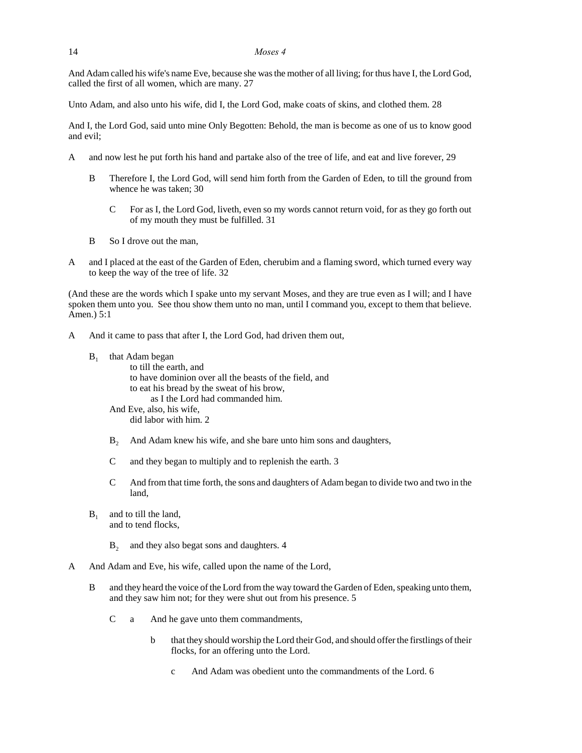And Adam called his wife's name Eve, because she was the mother of all living; for thus have I, the Lord God, called the first of all women, which are many. 27

Unto Adam, and also unto his wife, did I, the Lord God, make coats of skins, and clothed them. 28

And I, the Lord God, said unto mine Only Begotten: Behold, the man is become as one of us to know good and evil;

A     and now lest he put forth his hand and partake also of the tree of life, and eat and live forever, 29

    B     Therefore I, the Lord God, will send him forth from the Garden of Eden, to till the ground from whence he was taken; 30

        C     For as I, the Lord God, liveth, even so my words cannot return void, for as they go forth out of my mouth they must be fulfilled. 31

    B     So I drove out the man,

A     and I placed at the east of the Garden of Eden, cherubim and a flaming sword, which turned every way to keep the way of the tree of life. 32

(And these are the words which I spake unto my servant Moses, and they are true even as I will; and I have spoken them unto you. See thou show them unto no man, until I command you, except to them that believe. Amen.) 5:1

A     And it came to pass that after I, the Lord God, had driven them out,

    $B_1$     that Adam began
            to till the earth, and
            to have dominion over all the beasts of the field, and
            to eat his bread by the sweat of his brow,
                as I the Lord had commanded him.
        And Eve, also, his wife,
            did labor with him. 2

        $B_2$     And Adam knew his wife, and she bare unto him sons and daughters,

        C     and they began to multiply and to replenish the earth. 3

        C     And from that time forth, the sons and daughters of Adam began to divide two and two in the land,

    $B_1$     and to till the land,
        and to tend flocks,

        $B_2$     and they also begat sons and daughters. 4

A     And Adam and Eve, his wife, called upon the name of the Lord,

    B     and they heard the voice of the Lord from the way toward the Garden of Eden, speaking unto them, and they saw him not; for they were shut out from his presence. 5

        C     a     And he gave unto them commandments,

                b     that they should worship the Lord their God, and should offer the firstlings of their flocks, for an offering unto the Lord.

                    c     And Adam was obedient unto the commandments of the Lord. 6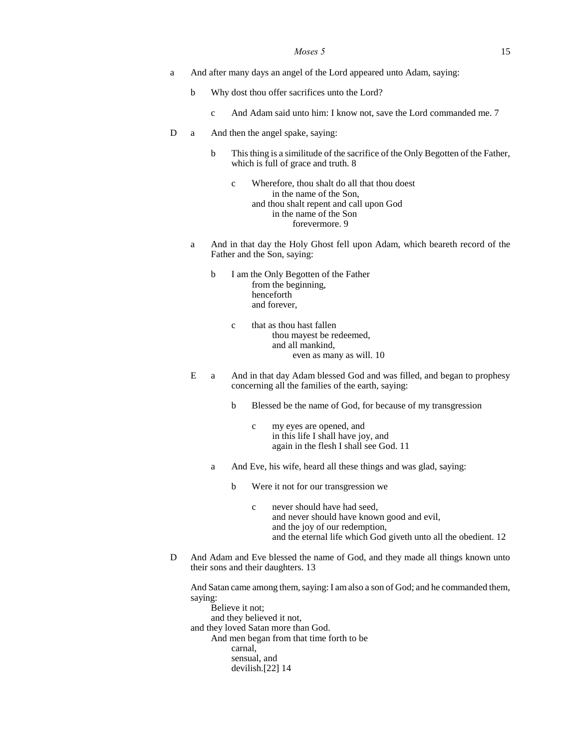a  And after many days an angel of the Lord appeared unto Adam, saying:

  b  Why dost thou offer sacrifices unto the Lord?

    c  And Adam said unto him: I know not, save the Lord commanded me. 7

D  a  And then the angel spake, saying:

    b  This thing is a similitude of the sacrifice of the Only Begotten of the Father, which is full of grace and truth. 8

      c  Wherefore, thou shalt do all that thou doest
        in the name of the Son,
      and thou shalt repent and call upon God
        in the name of the Son
          forevermore. 9

  a  And in that day the Holy Ghost fell upon Adam, which beareth record of the Father and the Son, saying:

    b  I am the Only Begotten of the Father
        from the beginning,
        henceforth
        and forever,

      c  that as thou hast fallen
          thou mayest be redeemed,
          and all mankind,
            even as many as will. 10

  E  a  And in that day Adam blessed God and was filled, and began to prophesy concerning all the families of the earth, saying:

      b  Blessed be the name of God, for because of my transgression

        c  my eyes are opened, and
          in this life I shall have joy, and
          again in the flesh I shall see God. 11

    a  And Eve, his wife, heard all these things and was glad, saying:

      b  Were it not for our transgression we

        c  never should have had seed,
          and never should have known good and evil,
          and the joy of our redemption,
          and the eternal life which God giveth unto all the obedient. 12

D  And Adam and Eve blessed the name of God, and they made all things known unto their sons and their daughters. 13

And Satan came among them, saying: I am also a son of God; and he commanded them, saying:
  Believe it not;
  and they believed it not,
and they loved Satan more than God.
  And men began from that time forth to be
    carnal,
    sensual, and
    devilish.[22] 14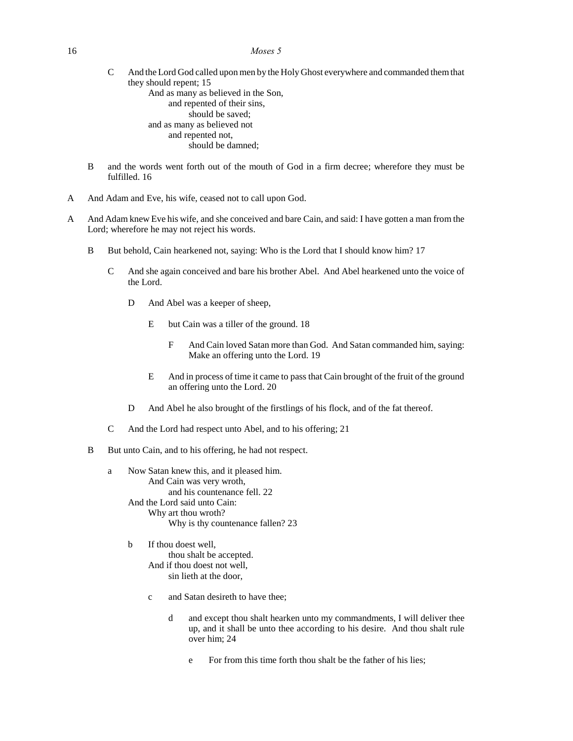C And the Lord God called upon men by the Holy Ghost everywhere and commanded them that they should repent; 15

And as many as believed in the Son,
and repented of their sins,
should be saved;
and as many as believed not
and repented not,
should be damned;

B and the words went forth out of the mouth of God in a firm decree; wherefore they must be fulfilled. 16

A And Adam and Eve, his wife, ceased not to call upon God.

A And Adam knew Eve his wife, and she conceived and bare Cain, and said: I have gotten a man from the Lord; wherefore he may not reject his words.

B But behold, Cain hearkened not, saying: Who is the Lord that I should know him? 17

C And she again conceived and bare his brother Abel. And Abel hearkened unto the voice of the Lord.

D And Abel was a keeper of sheep,

E but Cain was a tiller of the ground. 18

F And Cain loved Satan more than God. And Satan commanded him, saying: Make an offering unto the Lord. 19

E And in process of time it came to pass that Cain brought of the fruit of the ground an offering unto the Lord. 20

D And Abel he also brought of the firstlings of his flock, and of the fat thereof.

C And the Lord had respect unto Abel, and to his offering; 21

B But unto Cain, and to his offering, he had not respect.

a Now Satan knew this, and it pleased him.
And Cain was very wroth,
and his countenance fell. 22
And the Lord said unto Cain:
Why art thou wroth?
Why is thy countenance fallen? 23

b If thou doest well,
thou shalt be accepted.
And if thou doest not well,
sin lieth at the door,

c and Satan desireth to have thee;

d and except thou shalt hearken unto my commandments, I will deliver thee up, and it shall be unto thee according to his desire. And thou shalt rule over him; 24

e For from this time forth thou shalt be the father of his lies;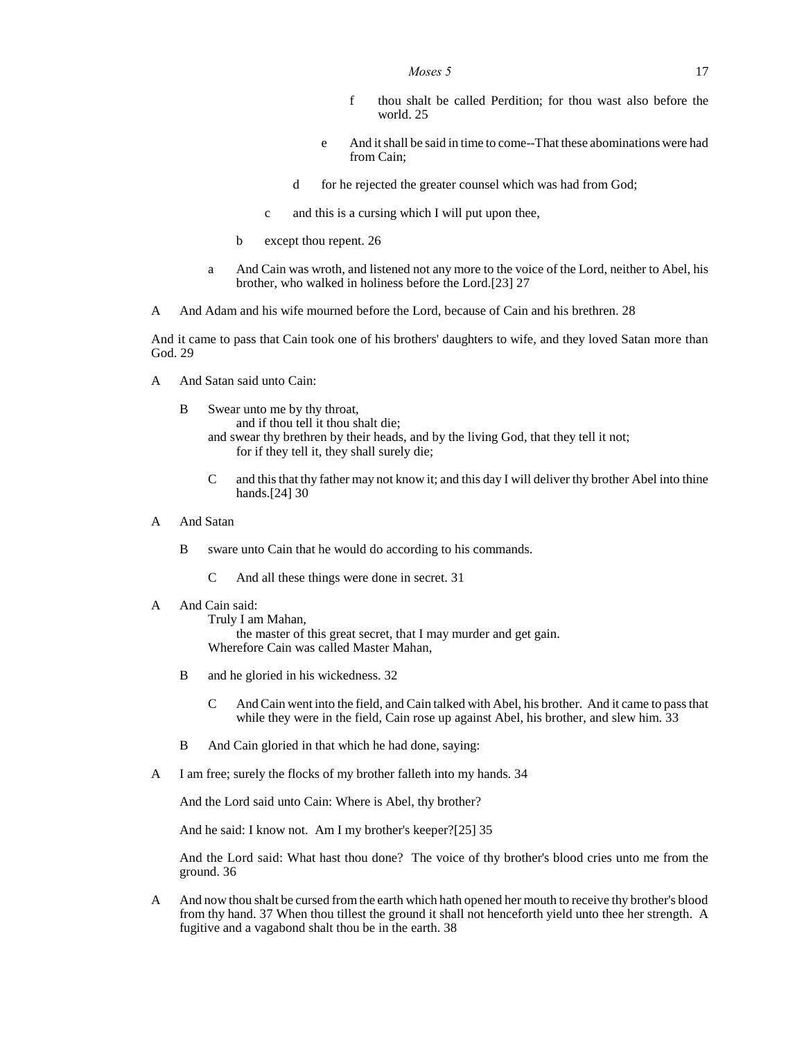f thou shalt be called Perdition; for thou wast also before the world. 25

e And it shall be said in time to come--That these abominations were had from Cain;

d for he rejected the greater counsel which was had from God;

c and this is a cursing which I will put upon thee,

b except thou repent. 26

a And Cain was wroth, and listened not any more to the voice of the Lord, neither to Abel, his brother, who walked in holiness before the Lord.[23] 27

A And Adam and his wife mourned before the Lord, because of Cain and his brethren. 28

And it came to pass that Cain took one of his brothers' daughters to wife, and they loved Satan more than God. 29

A And Satan said unto Cain:

B Swear unto me by thy throat,
and if thou tell it thou shalt die;
and swear thy brethren by their heads, and by the living God, that they tell it not;
for if they tell it, they shall surely die;

C and this that thy father may not know it; and this day I will deliver thy brother Abel into thine hands.[24] 30

A And Satan

B sware unto Cain that he would do according to his commands.

C And all these things were done in secret. 31

A And Cain said:
Truly I am Mahan,
the master of this great secret, that I may murder and get gain.
Wherefore Cain was called Master Mahan,

B and he gloried in his wickedness. 32

C And Cain went into the field, and Cain talked with Abel, his brother. And it came to pass that while they were in the field, Cain rose up against Abel, his brother, and slew him. 33

B And Cain gloried in that which he had done, saying:

A I am free; surely the flocks of my brother falleth into my hands. 34

And the Lord said unto Cain: Where is Abel, thy brother?

And he said: I know not. Am I my brother's keeper?[25] 35

And the Lord said: What hast thou done? The voice of thy brother's blood cries unto me from the ground. 36

A And now thou shalt be cursed from the earth which hath opened her mouth to receive thy brother's blood from thy hand. 37 When thou tillest the ground it shall not henceforth yield unto thee her strength. A fugitive and a vagabond shalt thou be in the earth. 38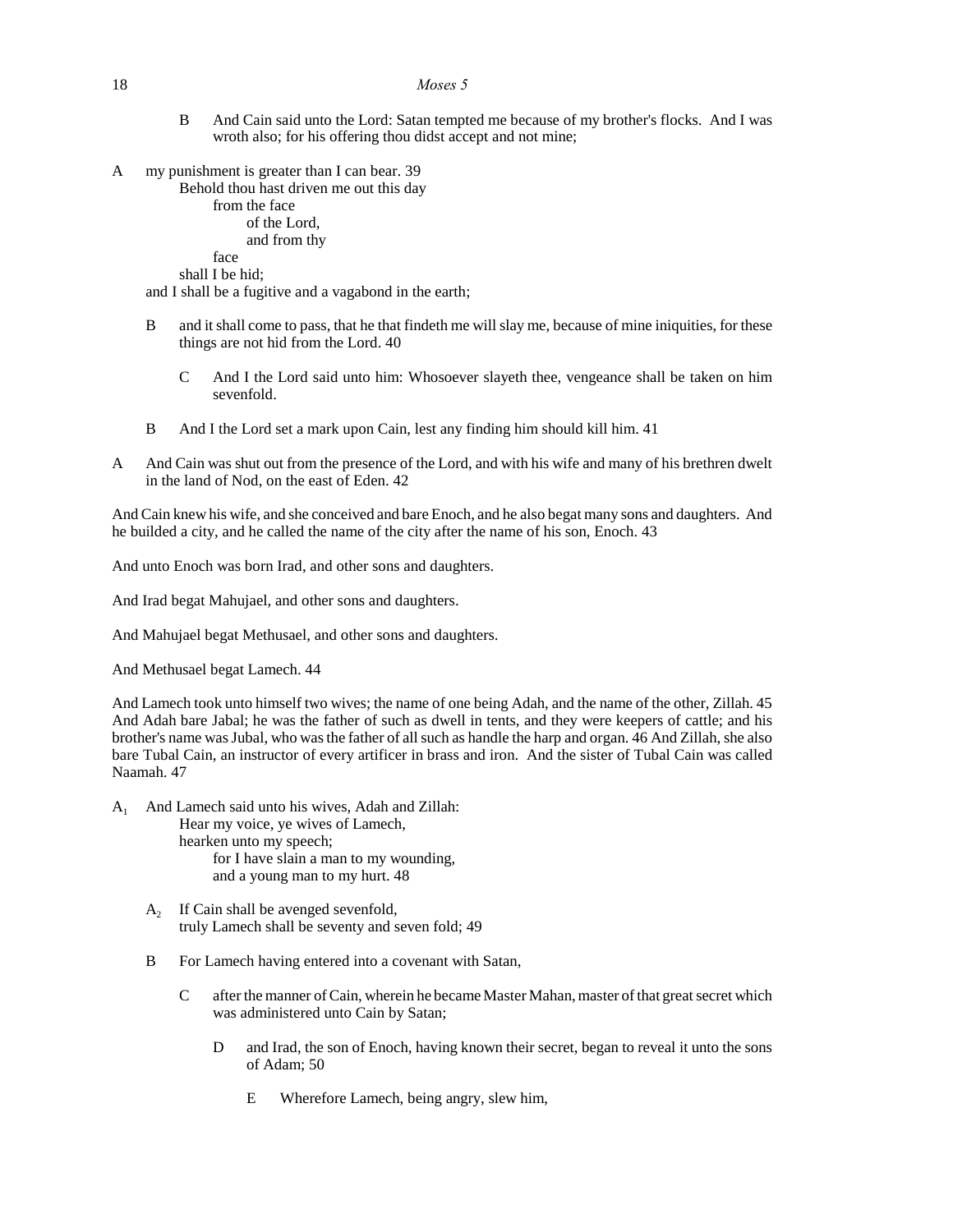B And Cain said unto the Lord: Satan tempted me because of my brother's flocks. And I was wroth also; for his offering thou didst accept and not mine;

A my punishment is greater than I can bear. 39
    Behold thou hast driven me out this day
        from the face
            of the Lord,
            and from thy
        face
    shall I be hid;
and I shall be a fugitive and a vagabond in the earth;

B and it shall come to pass, that he that findeth me will slay me, because of mine iniquities, for these things are not hid from the Lord. 40

C And I the Lord said unto him: Whosoever slayeth thee, vengeance shall be taken on him sevenfold.

B And I the Lord set a mark upon Cain, lest any finding him should kill him. 41

A And Cain was shut out from the presence of the Lord, and with his wife and many of his brethren dwelt in the land of Nod, on the east of Eden. 42

And Cain knew his wife, and she conceived and bare Enoch, and he also begat many sons and daughters. And he builded a city, and he called the name of the city after the name of his son, Enoch. 43

And unto Enoch was born Irad, and other sons and daughters.

And Irad begat Mahujael, and other sons and daughters.

And Mahujael begat Methusael, and other sons and daughters.

And Methusael begat Lamech. 44

And Lamech took unto himself two wives; the name of one being Adah, and the name of the other, Zillah. 45 And Adah bare Jabal; he was the father of such as dwell in tents, and they were keepers of cattle; and his brother's name was Jubal, who was the father of all such as handle the harp and organ. 46 And Zillah, she also bare Tubal Cain, an instructor of every artificer in brass and iron. And the sister of Tubal Cain was called Naamah. 47

$A_1$ And Lamech said unto his wives, Adah and Zillah:
    Hear my voice, ye wives of Lamech,
    hearken unto my speech;
        for I have slain a man to my wounding,
        and a young man to my hurt. 48

$A_2$ If Cain shall be avenged sevenfold,
    truly Lamech shall be seventy and seven fold; 49

B For Lamech having entered into a covenant with Satan,

C after the manner of Cain, wherein he became Master Mahan, master of that great secret which was administered unto Cain by Satan;

D and Irad, the son of Enoch, having known their secret, began to reveal it unto the sons of Adam; 50

E Wherefore Lamech, being angry, slew him,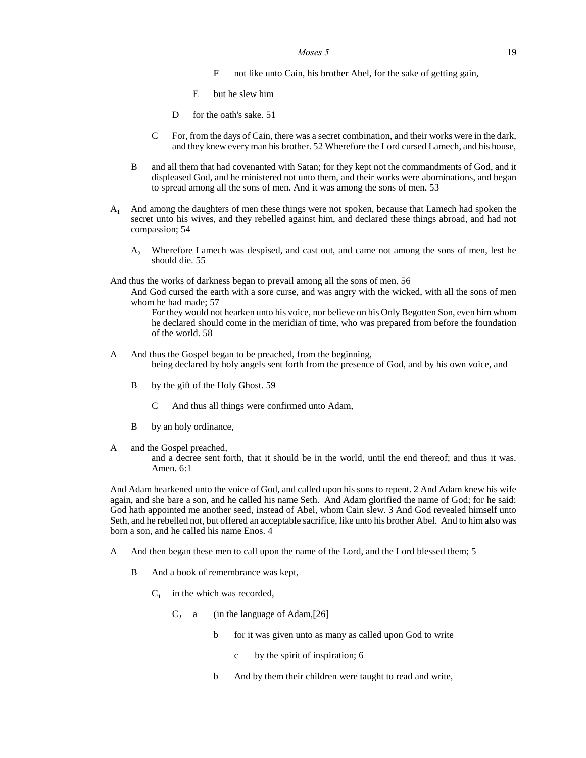F not like unto Cain, his brother Abel, for the sake of getting gain,

E but he slew him

D for the oath's sake. 51

C For, from the days of Cain, there was a secret combination, and their works were in the dark, and they knew every man his brother. 52 Wherefore the Lord cursed Lamech, and his house,

B and all them that had covenanted with Satan; for they kept not the commandments of God, and it displeased God, and he ministered not unto them, and their works were abominations, and began to spread among all the sons of men. And it was among the sons of men. 53

$A_1$ And among the daughters of men these things were not spoken, because that Lamech had spoken the secret unto his wives, and they rebelled against him, and declared these things abroad, and had not compassion; 54

$A_2$ Wherefore Lamech was despised, and cast out, and came not among the sons of men, lest he should die. 55

And thus the works of darkness began to prevail among all the sons of men. 56

And God cursed the earth with a sore curse, and was angry with the wicked, with all the sons of men whom he had made; 57

For they would not hearken unto his voice, nor believe on his Only Begotten Son, even him whom he declared should come in the meridian of time, who was prepared from before the foundation of the world. 58

A And thus the Gospel began to be preached, from the beginning,
being declared by holy angels sent forth from the presence of God, and by his own voice, and

B by the gift of the Holy Ghost. 59

C And thus all things were confirmed unto Adam,

B by an holy ordinance,

A and the Gospel preached,
and a decree sent forth, that it should be in the world, until the end thereof; and thus it was. Amen. 6:1

And Adam hearkened unto the voice of God, and called upon his sons to repent. 2 And Adam knew his wife again, and she bare a son, and he called his name Seth. And Adam glorified the name of God; for he said: God hath appointed me another seed, instead of Abel, whom Cain slew. 3 And God revealed himself unto Seth, and he rebelled not, but offered an acceptable sacrifice, like unto his brother Abel. And to him also was born a son, and he called his name Enos. 4

A And then began these men to call upon the name of the Lord, and the Lord blessed them; 5

B And a book of remembrance was kept,

$C_1$ in the which was recorded,

$C_2$ a (in the language of Adam,[26]

b for it was given unto as many as called upon God to write

c by the spirit of inspiration; 6

b And by them their children were taught to read and write,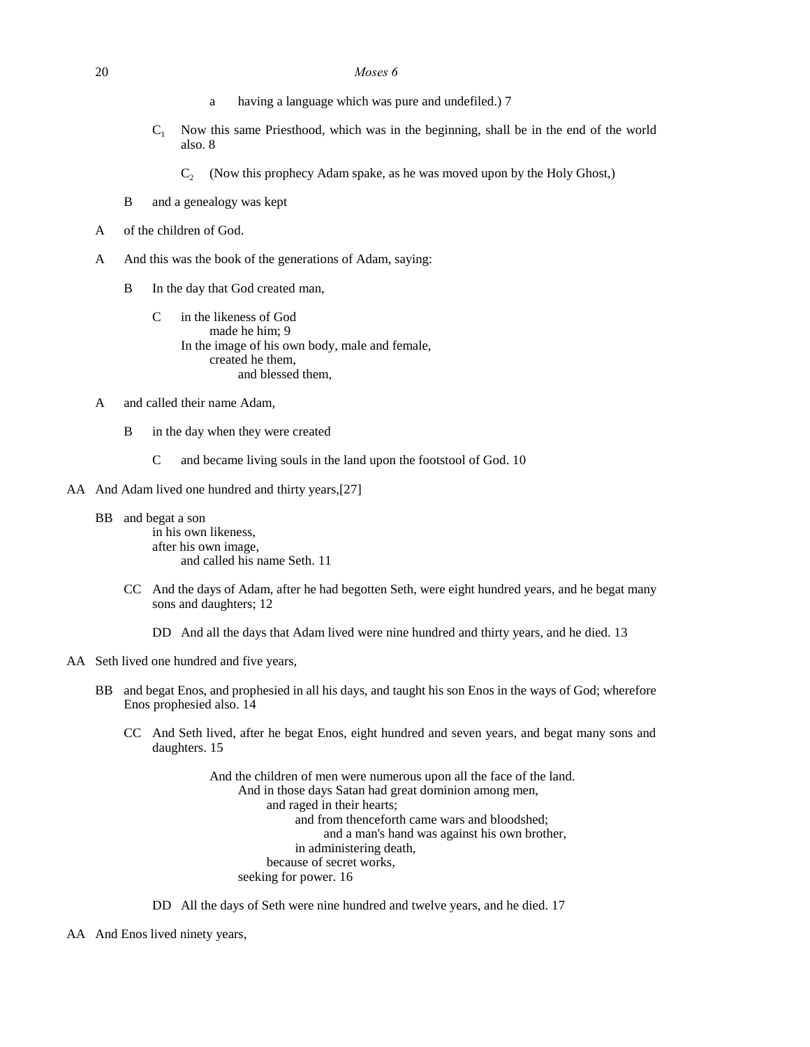a having a language which was pure and undefiled.) 7

$C_1$ Now this same Priesthood, which was in the beginning, shall be in the end of the world also. 8

$C_2$ (Now this prophecy Adam spake, as he was moved upon by the Holy Ghost,)

B and a genealogy was kept

A of the children of God.

A And this was the book of the generations of Adam, saying:

B In the day that God created man,

C in the likeness of God
made he him; 9
In the image of his own body, male and female,
created he them,
and blessed them,

A and called their name Adam,

B in the day when they were created

C and became living souls in the land upon the footstool of God. 10

AA And Adam lived one hundred and thirty years,[27]

BB and begat a son
in his own likeness,
after his own image,
and called his name Seth. 11

CC And the days of Adam, after he had begotten Seth, were eight hundred years, and he begat many sons and daughters; 12

DD And all the days that Adam lived were nine hundred and thirty years, and he died. 13

AA Seth lived one hundred and five years,

BB and begat Enos, and prophesied in all his days, and taught his son Enos in the ways of God; wherefore Enos prophesied also. 14

CC And Seth lived, after he begat Enos, eight hundred and seven years, and begat many sons and daughters. 15

And the children of men were numerous upon all the face of the land.
And in those days Satan had great dominion among men,
and raged in their hearts;
and from thenceforth came wars and bloodshed;
and a man's hand was against his own brother,
in administering death,
because of secret works,
seeking for power. 16

DD All the days of Seth were nine hundred and twelve years, and he died. 17

AA And Enos lived ninety years,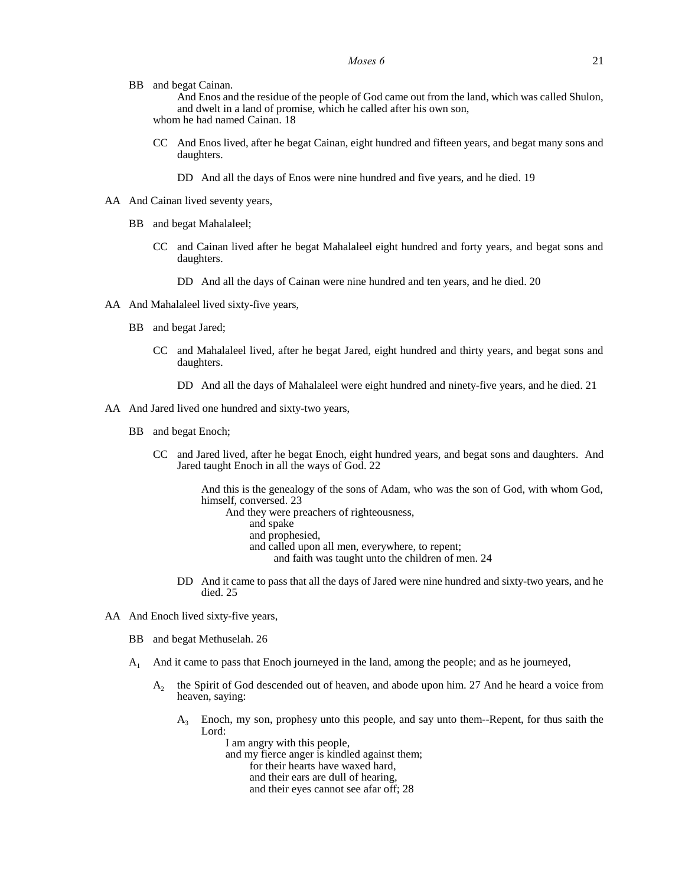BB and begat Cainan.

And Enos and the residue of the people of God came out from the land, which was called Shulon, and dwelt in a land of promise, which he called after his own son,

whom he had named Cainan. 18

CC And Enos lived, after he begat Cainan, eight hundred and fifteen years, and begat many sons and daughters.

DD And all the days of Enos were nine hundred and five years, and he died. 19

AA And Cainan lived seventy years,

BB and begat Mahalaleel;

CC and Cainan lived after he begat Mahalaleel eight hundred and forty years, and begat sons and daughters.

DD And all the days of Cainan were nine hundred and ten years, and he died. 20

AA And Mahalaleel lived sixty-five years,

BB and begat Jared;

CC and Mahalaleel lived, after he begat Jared, eight hundred and thirty years, and begat sons and daughters.

DD And all the days of Mahalaleel were eight hundred and ninety-five years, and he died. 21

AA And Jared lived one hundred and sixty-two years,

BB and begat Enoch;

CC and Jared lived, after he begat Enoch, eight hundred years, and begat sons and daughters. And Jared taught Enoch in all the ways of God. 22

And this is the genealogy of the sons of Adam, who was the son of God, with whom God, himself, conversed. 23

And they were preachers of righteousness,

and spake

and prophesied,

and called upon all men, everywhere, to repent;

and faith was taught unto the children of men. 24

DD And it came to pass that all the days of Jared were nine hundred and sixty-two years, and he died. 25

AA And Enoch lived sixty-five years,

BB and begat Methuselah. 26

$A_1$ And it came to pass that Enoch journeyed in the land, among the people; and as he journeyed,

$A_2$ the Spirit of God descended out of heaven, and abode upon him. 27 And he heard a voice from heaven, saying:

$A_3$ Enoch, my son, prophesy unto this people, and say unto them--Repent, for thus saith the Lord:

I am angry with this people,

and my fierce anger is kindled against them;

for their hearts have waxed hard,

and their ears are dull of hearing,

and their eyes cannot see afar off; 28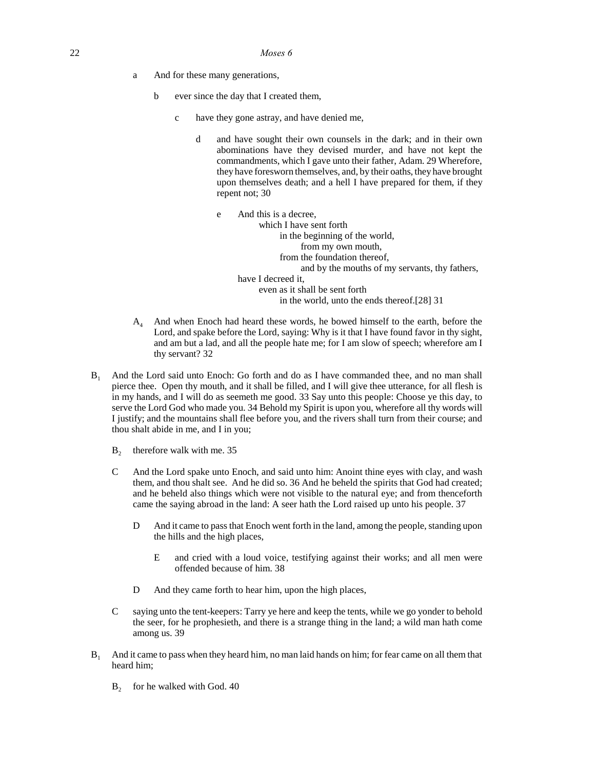a And for these many generations,

b ever since the day that I created them,

c have they gone astray, and have denied me,

d and have sought their own counsels in the dark; and in their own abominations have they devised murder, and have not kept the commandments, which I gave unto their father, Adam. 29 Wherefore, they have foresworn themselves, and, by their oaths, they have brought upon themselves death; and a hell I have prepared for them, if they repent not; 30

e And this is a decree,
which I have sent forth
in the beginning of the world,
from my own mouth,
from the foundation thereof,
and by the mouths of my servants, thy fathers,
have I decreed it,
even as it shall be sent forth
in the world, unto the ends thereof.[28] 31

$A_4$ And when Enoch had heard these words, he bowed himself to the earth, before the Lord, and spake before the Lord, saying: Why is it that I have found favor in thy sight, and am but a lad, and all the people hate me; for I am slow of speech; wherefore am I thy servant? 32

$B_1$ And the Lord said unto Enoch: Go forth and do as I have commanded thee, and no man shall pierce thee. Open thy mouth, and it shall be filled, and I will give thee utterance, for all flesh is in my hands, and I will do as seemeth me good. 33 Say unto this people: Choose ye this day, to serve the Lord God who made you. 34 Behold my Spirit is upon you, wherefore all thy words will I justify; and the mountains shall flee before you, and the rivers shall turn from their course; and thou shalt abide in me, and I in you;

$B_2$ therefore walk with me. 35

C And the Lord spake unto Enoch, and said unto him: Anoint thine eyes with clay, and wash them, and thou shalt see. And he did so. 36 And he beheld the spirits that God had created; and he beheld also things which were not visible to the natural eye; and from thenceforth came the saying abroad in the land: A seer hath the Lord raised up unto his people. 37

D And it came to pass that Enoch went forth in the land, among the people, standing upon the hills and the high places,

E and cried with a loud voice, testifying against their works; and all men were offended because of him. 38

D And they came forth to hear him, upon the high places,

C saying unto the tent-keepers: Tarry ye here and keep the tents, while we go yonder to behold the seer, for he prophesieth, and there is a strange thing in the land; a wild man hath come among us. 39

$B_1$ And it came to pass when they heard him, no man laid hands on him; for fear came on all them that heard him;

$B_2$ for he walked with God. 40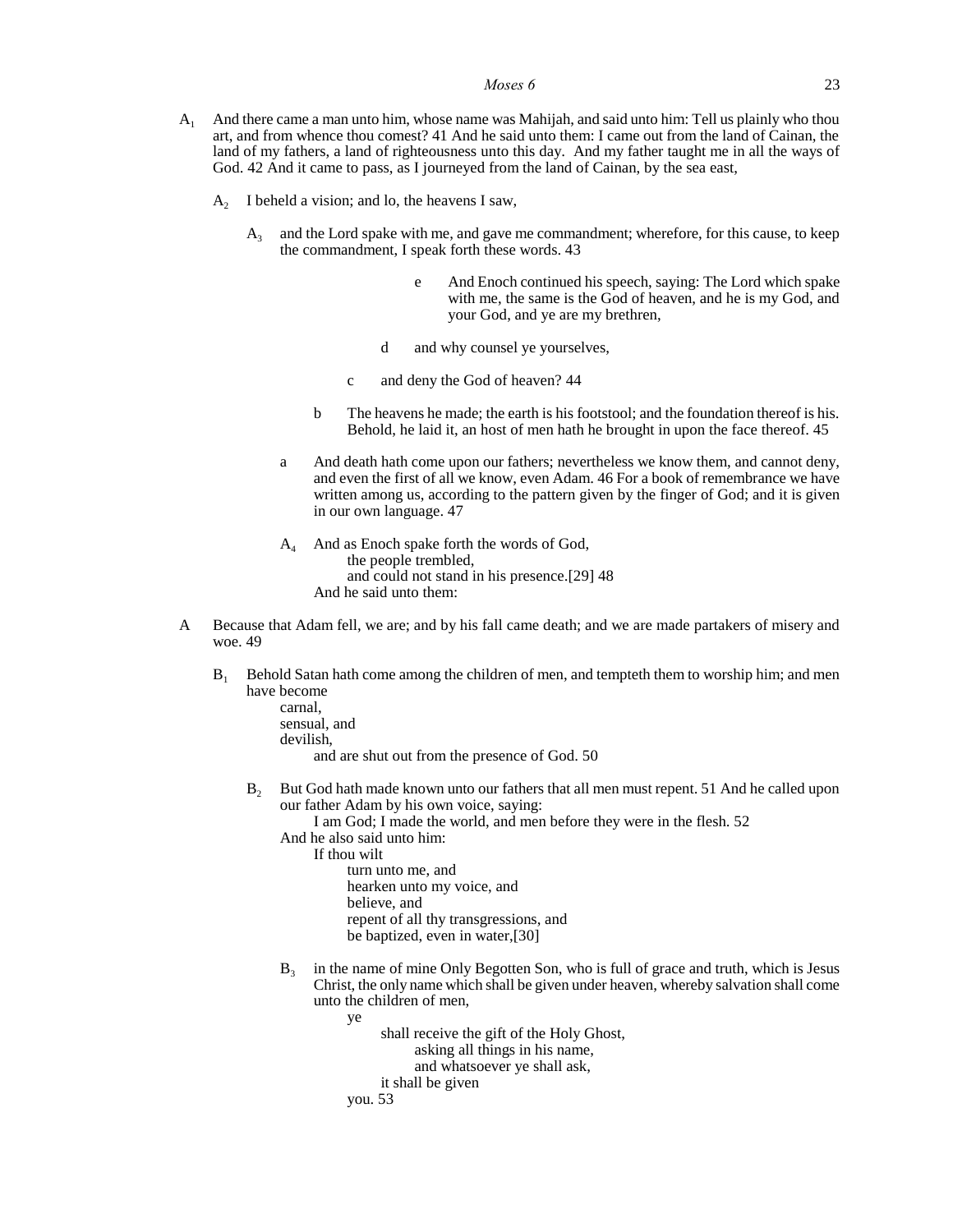$A_1$ And there came a man unto him, whose name was Mahijah, and said unto him: Tell us plainly who thou art, and from whence thou comest? 41 And he said unto them: I came out from the land of Cainan, the land of my fathers, a land of righteousness unto this day. And my father taught me in all the ways of God. 42 And it came to pass, as I journeyed from the land of Cainan, by the sea east,

> $A_2$ I beheld a vision; and lo, the heavens I saw,
>
> > $A_3$ and the Lord spake with me, and gave me commandment; wherefore, for this cause, to keep the commandment, I speak forth these words. 43
> >
> > > > > > e And Enoch continued his speech, saying: The Lord which spake with me, the same is the God of heaven, and he is my God, and your God, and ye are my brethren,
> > > > >
> > > > > d and why counsel ye yourselves,
> > > >
> > > > c and deny the God of heaven? 44
> > >
> > > b The heavens he made; the earth is his footstool; and the foundation thereof is his. Behold, he laid it, an host of men hath he brought in upon the face thereof. 45
> >
> > a And death hath come upon our fathers; nevertheless we know them, and cannot deny, and even the first of all we know, even Adam. 46 For a book of remembrance we have written among us, according to the pattern given by the finger of God; and it is given in our own language. 47
> >
> > $A_4$ And as Enoch spake forth the words of God,
> > the people trembled,
> > and could not stand in his presence.[29] 48
> > And he said unto them:

A Because that Adam fell, we are; and by his fall came death; and we are made partakers of misery and woe. 49

> $B_1$ Behold Satan hath come among the children of men, and tempteth them to worship him; and men have become
> carnal,
> sensual, and
> devilish,
> and are shut out from the presence of God. 50
>
> > $B_2$ But God hath made known unto our fathers that all men must repent. 51 And he called upon our father Adam by his own voice, saying:
> > I am God; I made the world, and men before they were in the flesh. 52
> > And he also said unto him:
> > If thou wilt
> > turn unto me, and
> > hearken unto my voice, and
> > believe, and
> > repent of all thy transgressions, and
> > be baptized, even in water,[30]
> >
> > > $B_3$ in the name of mine Only Begotten Son, who is full of grace and truth, which is Jesus Christ, the only name which shall be given under heaven, whereby salvation shall come unto the children of men,
> > > ye
> > > shall receive the gift of the Holy Ghost,
> > > asking all things in his name,
> > > and whatsoever ye shall ask,
> > > it shall be given
> > > you. 53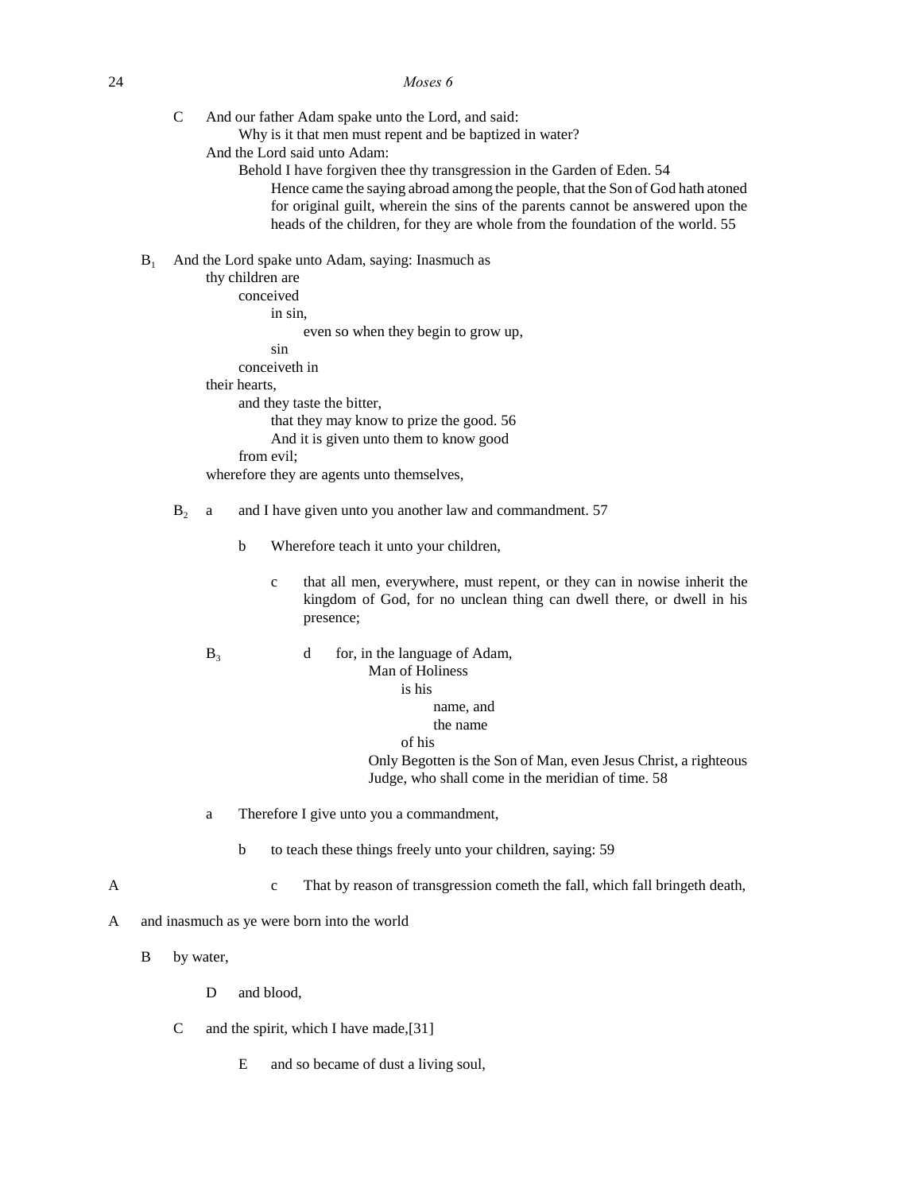C And our father Adam spake unto the Lord, and said:
  Why is it that men must repent and be baptized in water?
  And the Lord said unto Adam:
    Behold I have forgiven thee thy transgression in the Garden of Eden. 54
      Hence came the saying abroad among the people, that the Son of God hath atoned for original guilt, wherein the sins of the parents cannot be answered upon the heads of the children, for they are whole from the foundation of the world. 55

$B_1$ And the Lord spake unto Adam, saying: Inasmuch as
  thy children are
    conceived
      in sin,
        even so when they begin to grow up,
      sin
    conceiveth in
  their hearts,
    and they taste the bitter,
      that they may know to prize the good. 56
      And it is given unto them to know good
    from evil;
  wherefore they are agents unto themselves,

$B_2$ a and I have given unto you another law and commandment. 57

b Wherefore teach it unto your children,

c that all men, everywhere, must repent, or they can in nowise inherit the kingdom of God, for no unclean thing can dwell there, or dwell in his presence;

$B_3$ d for, in the language of Adam,
  Man of Holiness
    is his
      name, and
      the name
    of his
  Only Begotten is the Son of Man, even Jesus Christ, a righteous Judge, who shall come in the meridian of time. 58

a Therefore I give unto you a commandment,

b to teach these things freely unto your children, saying: 59

A c That by reason of transgression cometh the fall, which fall bringeth death,

A and inasmuch as ye were born into the world

B by water,

D and blood,

C and the spirit, which I have made,[31]

E and so became of dust a living soul,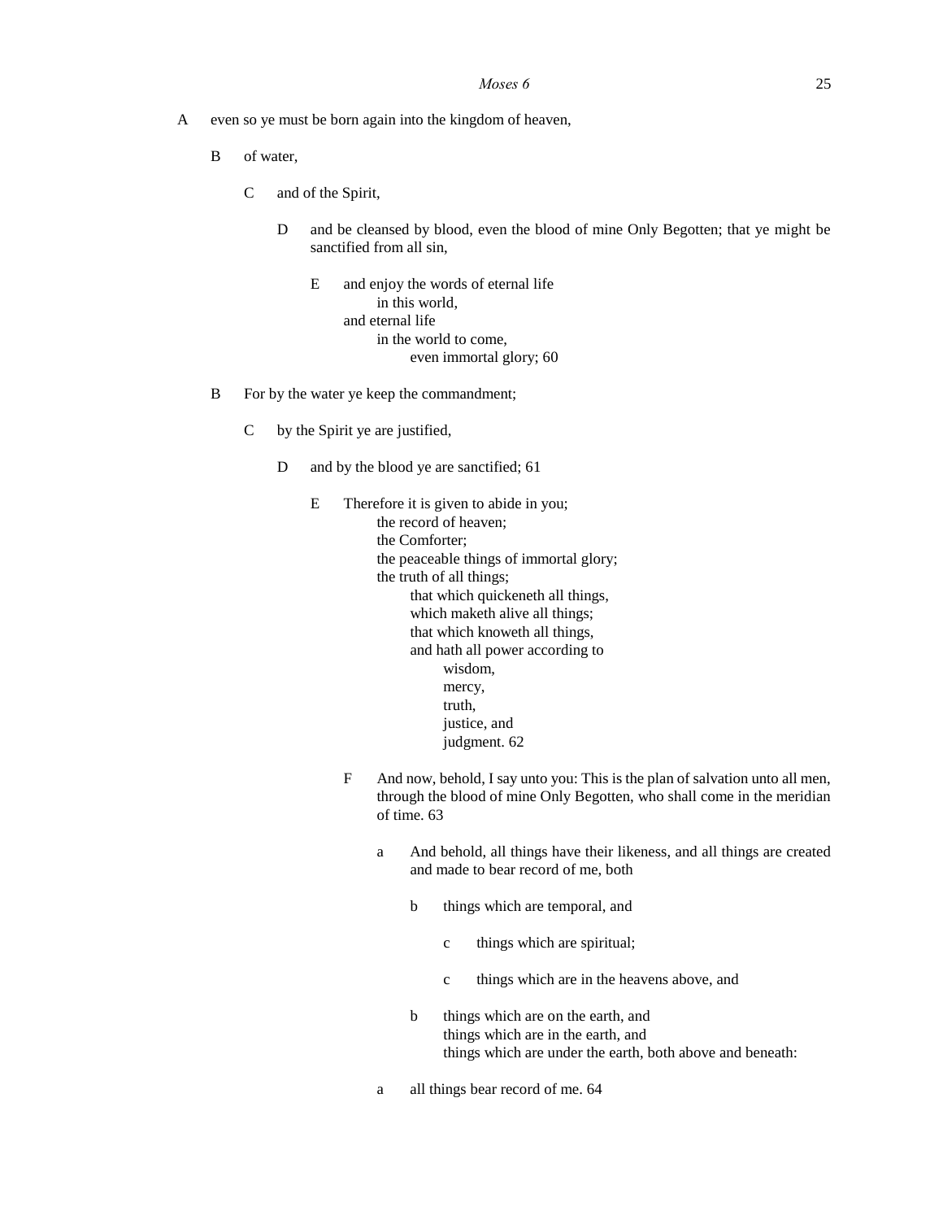A even so ye must be born again into the kingdom of heaven,

  B of water,

    C and of the Spirit,

      D and be cleansed by blood, even the blood of mine Only Begotten; that ye might be sanctified from all sin,

        E and enjoy the words of eternal life
            in this world,
          and eternal life
            in the world to come,
              even immortal glory; 60

  B For by the water ye keep the commandment;

    C by the Spirit ye are justified,

      D and by the blood ye are sanctified; 61

        E Therefore it is given to abide in you;
            the record of heaven;
            the Comforter;
            the peaceable things of immortal glory;
            the truth of all things;
              that which quickeneth all things,
              which maketh alive all things;
              that which knoweth all things,
              and hath all power according to
                wisdom,
                mercy,
                truth,
                justice, and
                judgment. 62

          F And now, behold, I say unto you: This is the plan of salvation unto all men, through the blood of mine Only Begotten, who shall come in the meridian of time. 63

            a And behold, all things have their likeness, and all things are created and made to bear record of me, both

              b things which are temporal, and

                c things which are spiritual;

                c things which are in the heavens above, and

              b things which are on the earth, and
                things which are in the earth, and
                things which are under the earth, both above and beneath:

            a all things bear record of me. 64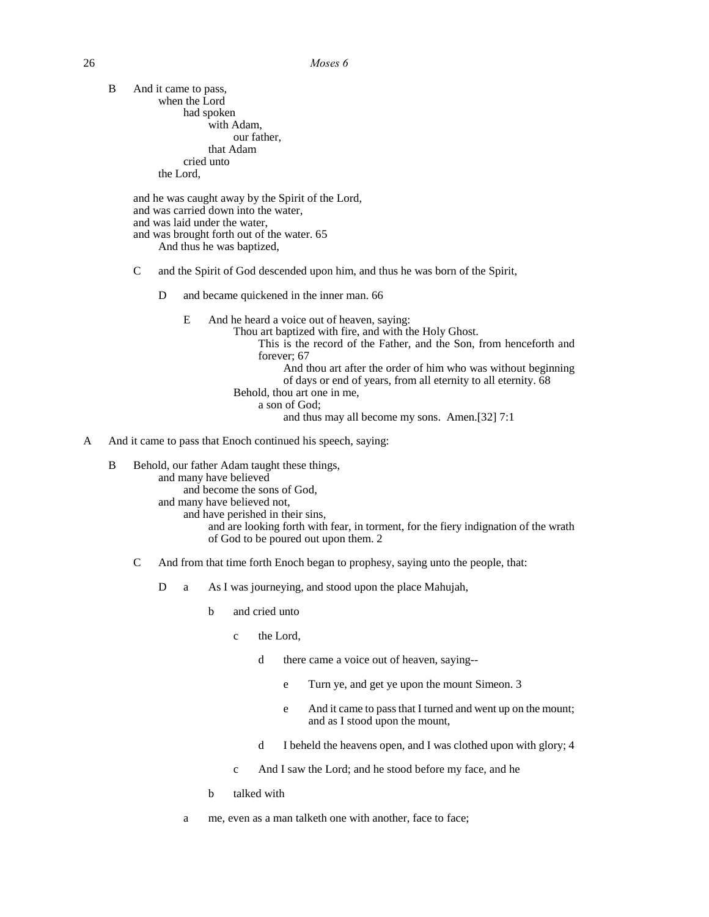B And it came to pass,
  when the Lord
    had spoken
      with Adam,
        our father,
      that Adam
    cried unto
  the Lord,

and he was caught away by the Spirit of the Lord,
and was carried down into the water,
and was laid under the water,
and was brought forth out of the water. 65
  And thus he was baptized,

C and the Spirit of God descended upon him, and thus he was born of the Spirit,

D and became quickened in the inner man. 66

E And he heard a voice out of heaven, saying:
  Thou art baptized with fire, and with the Holy Ghost.
    This is the record of the Father, and the Son, from henceforth and forever; 67
      And thou art after the order of him who was without beginning of days or end of years, from all eternity to all eternity. 68
  Behold, thou art one in me,
    a son of God;
      and thus may all become my sons. Amen.[32] 7:1

A And it came to pass that Enoch continued his speech, saying:

B Behold, our father Adam taught these things,
  and many have believed
    and become the sons of God,
  and many have believed not,
    and have perished in their sins,
      and are looking forth with fear, in torment, for the fiery indignation of the wrath of God to be poured out upon them. 2

C And from that time forth Enoch began to prophesy, saying unto the people, that:

D a As I was journeying, and stood upon the place Mahujah,

b and cried unto

c the Lord,

d there came a voice out of heaven, saying--

e Turn ye, and get ye upon the mount Simeon. 3

e And it came to pass that I turned and went up on the mount; and as I stood upon the mount,

d I beheld the heavens open, and I was clothed upon with glory; 4

c And I saw the Lord; and he stood before my face, and he

b talked with

a me, even as a man talketh one with another, face to face;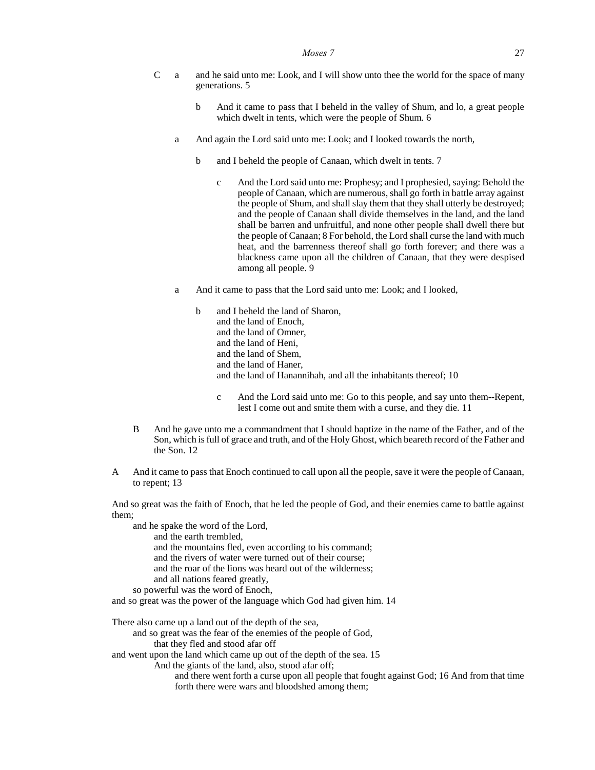C a and he said unto me: Look, and I will show unto thee the world for the space of many generations. 5

  b And it came to pass that I beheld in the valley of Shum, and lo, a great people which dwelt in tents, which were the people of Shum. 6

a And again the Lord said unto me: Look; and I looked towards the north,

  b and I beheld the people of Canaan, which dwelt in tents. 7

    c And the Lord said unto me: Prophesy; and I prophesied, saying: Behold the people of Canaan, which are numerous, shall go forth in battle array against the people of Shum, and shall slay them that they shall utterly be destroyed; and the people of Canaan shall divide themselves in the land, and the land shall be barren and unfruitful, and none other people shall dwell there but the people of Canaan; 8 For behold, the Lord shall curse the land with much heat, and the barrenness thereof shall go forth forever; and there was a blackness came upon all the children of Canaan, that they were despised among all people. 9

a And it came to pass that the Lord said unto me: Look; and I looked,

  b and I beheld the land of Sharon,
  and the land of Enoch,
  and the land of Omner,
  and the land of Heni,
  and the land of Shem,
  and the land of Haner,
  and the land of Hanannihah, and all the inhabitants thereof; 10

    c And the Lord said unto me: Go to this people, and say unto them--Repent, lest I come out and smite them with a curse, and they die. 11

B And he gave unto me a commandment that I should baptize in the name of the Father, and of the Son, which is full of grace and truth, and of the Holy Ghost, which beareth record of the Father and the Son. 12

A And it came to pass that Enoch continued to call upon all the people, save it were the people of Canaan, to repent; 13

And so great was the faith of Enoch, that he led the people of God, and their enemies came to battle against them;
  and he spake the word of the Lord,
    and the earth trembled,
    and the mountains fled, even according to his command;
    and the rivers of water were turned out of their course;
    and the roar of the lions was heard out of the wilderness;
    and all nations feared greatly,
  so powerful was the word of Enoch,
and so great was the power of the language which God had given him. 14

There also came up a land out of the depth of the sea,
  and so great was the fear of the enemies of the people of God,
    that they fled and stood afar off
and went upon the land which came up out of the depth of the sea. 15
    And the giants of the land, also, stood afar off;
      and there went forth a curse upon all people that fought against God; 16 And from that time forth there were wars and bloodshed among them;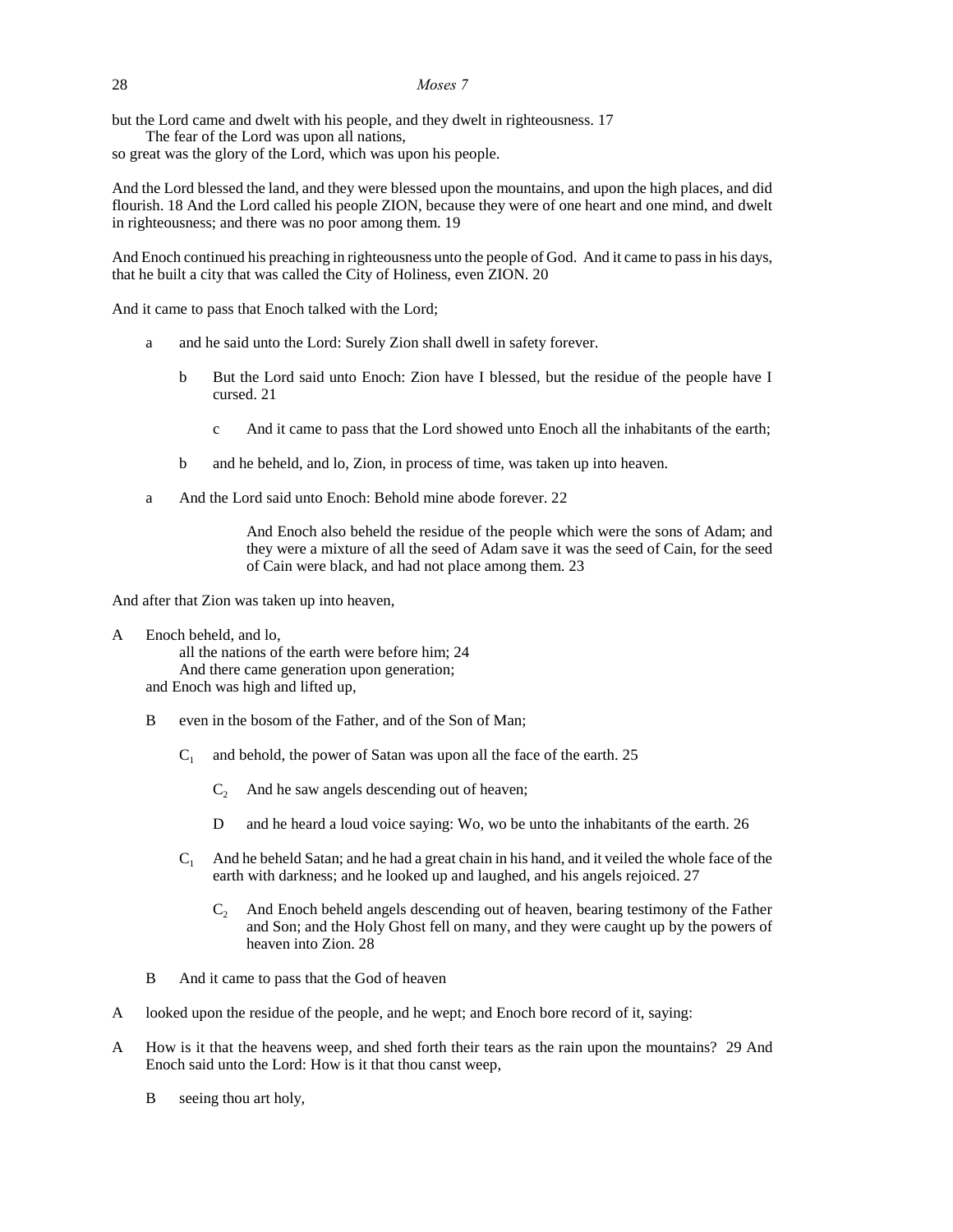but the Lord came and dwelt with his people, and they dwelt in righteousness. 17

The fear of the Lord was upon all nations,

so great was the glory of the Lord, which was upon his people.

And the Lord blessed the land, and they were blessed upon the mountains, and upon the high places, and did flourish. 18 And the Lord called his people ZION, because they were of one heart and one mind, and dwelt in righteousness; and there was no poor among them. 19

And Enoch continued his preaching in righteousness unto the people of God. And it came to pass in his days, that he built a city that was called the City of Holiness, even ZION. 20

And it came to pass that Enoch talked with the Lord;

a — and he said unto the Lord: Surely Zion shall dwell in safety forever.

b — But the Lord said unto Enoch: Zion have I blessed, but the residue of the people have I cursed. 21

c — And it came to pass that the Lord showed unto Enoch all the inhabitants of the earth;

b — and he beheld, and lo, Zion, in process of time, was taken up into heaven.

a — And the Lord said unto Enoch: Behold mine abode forever. 22

And Enoch also beheld the residue of the people which were the sons of Adam; and they were a mixture of all the seed of Adam save it was the seed of Cain, for the seed of Cain were black, and had not place among them. 23

And after that Zion was taken up into heaven,

A — Enoch beheld, and lo,
all the nations of the earth were before him; 24
And there came generation upon generation;
and Enoch was high and lifted up,

B — even in the bosom of the Father, and of the Son of Man;

$C_1$ — and behold, the power of Satan was upon all the face of the earth. 25

$C_2$ — And he saw angels descending out of heaven;

D — and he heard a loud voice saying: Wo, wo be unto the inhabitants of the earth. 26

$C_1$ — And he beheld Satan; and he had a great chain in his hand, and it veiled the whole face of the earth with darkness; and he looked up and laughed, and his angels rejoiced. 27

$C_2$ — And Enoch beheld angels descending out of heaven, bearing testimony of the Father and Son; and the Holy Ghost fell on many, and they were caught up by the powers of heaven into Zion. 28

B — And it came to pass that the God of heaven

A — looked upon the residue of the people, and he wept; and Enoch bore record of it, saying:

A — How is it that the heavens weep, and shed forth their tears as the rain upon the mountains? 29 And Enoch said unto the Lord: How is it that thou canst weep,

B — seeing thou art holy,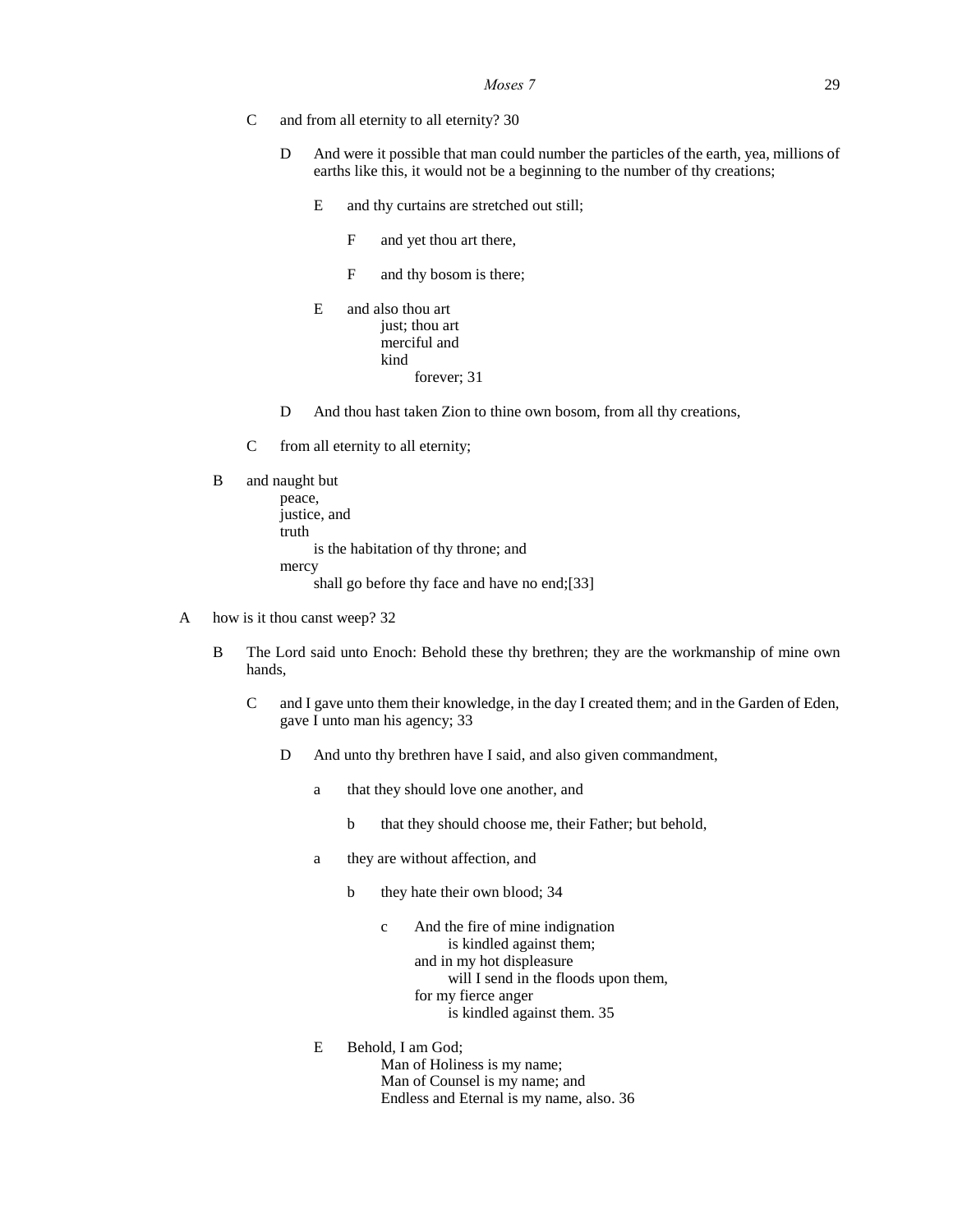C  and from all eternity to all eternity? 30

  D  And were it possible that man could number the particles of the earth, yea, millions of earths like this, it would not be a beginning to the number of thy creations;

    E  and thy curtains are stretched out still;

      F  and yet thou art there,

      F  and thy bosom is there;

    E  and also thou art
        just; thou art
        merciful and
        kind
          forever; 31

  D  And thou hast taken Zion to thine own bosom, from all thy creations,

C  from all eternity to all eternity;

B  and naught but
    peace,
    justice, and
    truth
      is the habitation of thy throne; and
    mercy
      shall go before thy face and have no end;[33]

A  how is it thou canst weep? 32

B  The Lord said unto Enoch: Behold these thy brethren; they are the workmanship of mine own hands,

  C  and I gave unto them their knowledge, in the day I created them; and in the Garden of Eden, gave I unto man his agency; 33

    D  And unto thy brethren have I said, and also given commandment,

      a  that they should love one another, and

        b  that they should choose me, their Father; but behold,

      a  they are without affection, and

        b  they hate their own blood; 34

          c  And the fire of mine indignation
              is kindled against them;
            and in my hot displeasure
              will I send in the floods upon them,
            for my fierce anger
              is kindled against them. 35

    E  Behold, I am God;
        Man of Holiness is my name;
        Man of Counsel is my name; and
        Endless and Eternal is my name, also. 36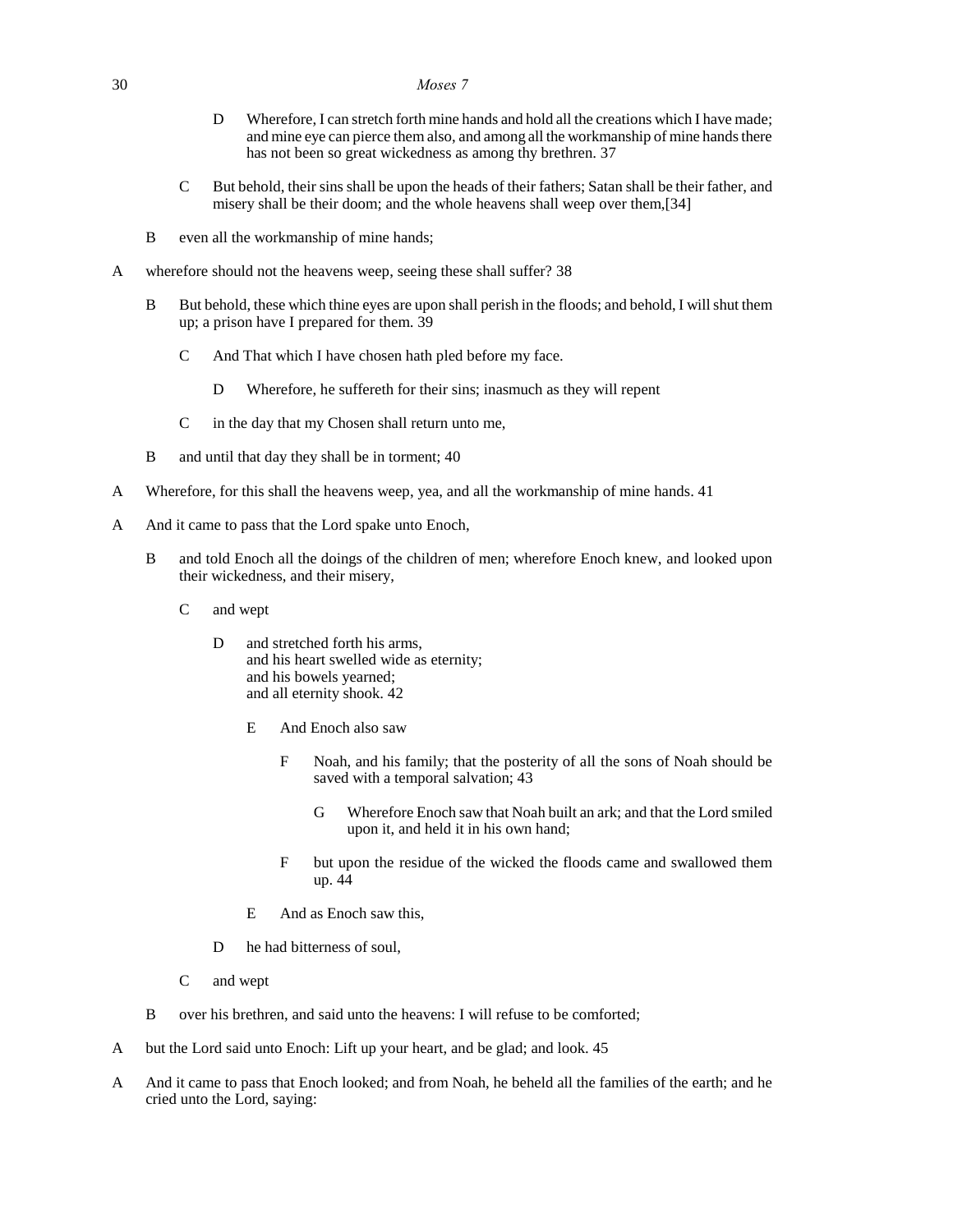D Wherefore, I can stretch forth mine hands and hold all the creations which I have made; and mine eye can pierce them also, and among all the workmanship of mine hands there has not been so great wickedness as among thy brethren. 37

C But behold, their sins shall be upon the heads of their fathers; Satan shall be their father, and misery shall be their doom; and the whole heavens shall weep over them,[34]

B even all the workmanship of mine hands;

A wherefore should not the heavens weep, seeing these shall suffer? 38

B But behold, these which thine eyes are upon shall perish in the floods; and behold, I will shut them up; a prison have I prepared for them. 39

C And That which I have chosen hath pled before my face.

D Wherefore, he suffereth for their sins; inasmuch as they will repent

C in the day that my Chosen shall return unto me,

B and until that day they shall be in torment; 40

A Wherefore, for this shall the heavens weep, yea, and all the workmanship of mine hands. 41

A And it came to pass that the Lord spake unto Enoch,

B and told Enoch all the doings of the children of men; wherefore Enoch knew, and looked upon their wickedness, and their misery,

C and wept

D and stretched forth his arms,
and his heart swelled wide as eternity;
and his bowels yearned;
and all eternity shook. 42

E And Enoch also saw

F Noah, and his family; that the posterity of all the sons of Noah should be saved with a temporal salvation; 43

G Wherefore Enoch saw that Noah built an ark; and that the Lord smiled upon it, and held it in his own hand;

F but upon the residue of the wicked the floods came and swallowed them up. 44

E And as Enoch saw this,

D he had bitterness of soul,

C and wept

B over his brethren, and said unto the heavens: I will refuse to be comforted;

A but the Lord said unto Enoch: Lift up your heart, and be glad; and look. 45

A And it came to pass that Enoch looked; and from Noah, he beheld all the families of the earth; and he cried unto the Lord, saying: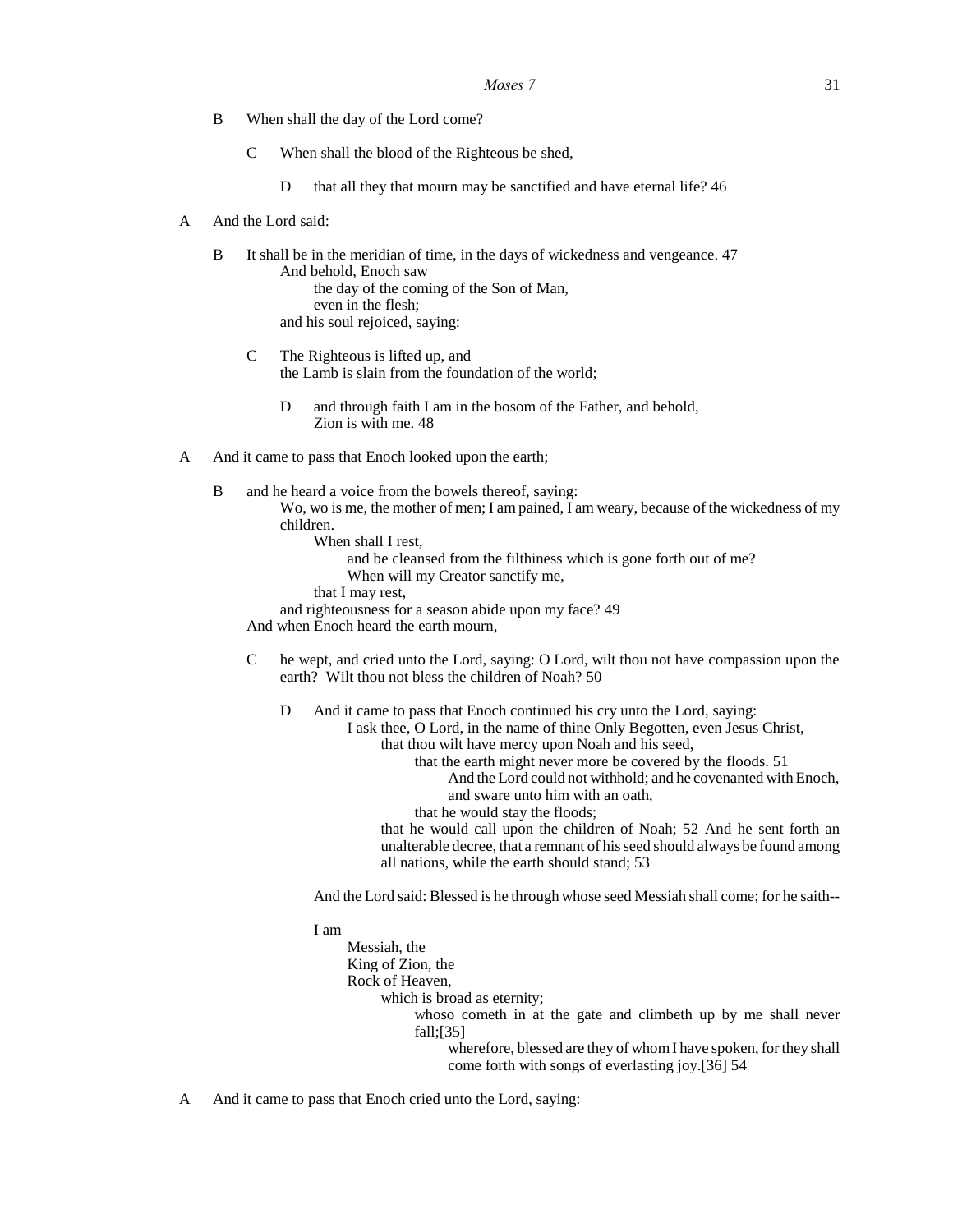B When shall the day of the Lord come?

C When shall the blood of the Righteous be shed,

D that all they that mourn may be sanctified and have eternal life? 46

A And the Lord said:

B It shall be in the meridian of time, in the days of wickedness and vengeance. 47
And behold, Enoch saw
the day of the coming of the Son of Man,
even in the flesh;
and his soul rejoiced, saying:

C The Righteous is lifted up, and
the Lamb is slain from the foundation of the world;

D and through faith I am in the bosom of the Father, and behold,
Zion is with me. 48

A And it came to pass that Enoch looked upon the earth;

B and he heard a voice from the bowels thereof, saying:
Wo, wo is me, the mother of men; I am pained, I am weary, because of the wickedness of my children.
When shall I rest,
and be cleansed from the filthiness which is gone forth out of me?
When will my Creator sanctify me,
that I may rest,
and righteousness for a season abide upon my face? 49
And when Enoch heard the earth mourn,

C he wept, and cried unto the Lord, saying: O Lord, wilt thou not have compassion upon the earth? Wilt thou not bless the children of Noah? 50

D And it came to pass that Enoch continued his cry unto the Lord, saying:
I ask thee, O Lord, in the name of thine Only Begotten, even Jesus Christ,
that thou wilt have mercy upon Noah and his seed,
that the earth might never more be covered by the floods. 51
And the Lord could not withhold; and he covenanted with Enoch,
and sware unto him with an oath,
that he would stay the floods;
that he would call upon the children of Noah; 52 And he sent forth an unalterable decree, that a remnant of his seed should always be found among all nations, while the earth should stand; 53

And the Lord said: Blessed is he through whose seed Messiah shall come; for he saith--

I am
Messiah, the
King of Zion, the
Rock of Heaven,
which is broad as eternity;
whoso cometh in at the gate and climbeth up by me shall never fall;[35]
wherefore, blessed are they of whom I have spoken, for they shall come forth with songs of everlasting joy.[36] 54

A And it came to pass that Enoch cried unto the Lord, saying: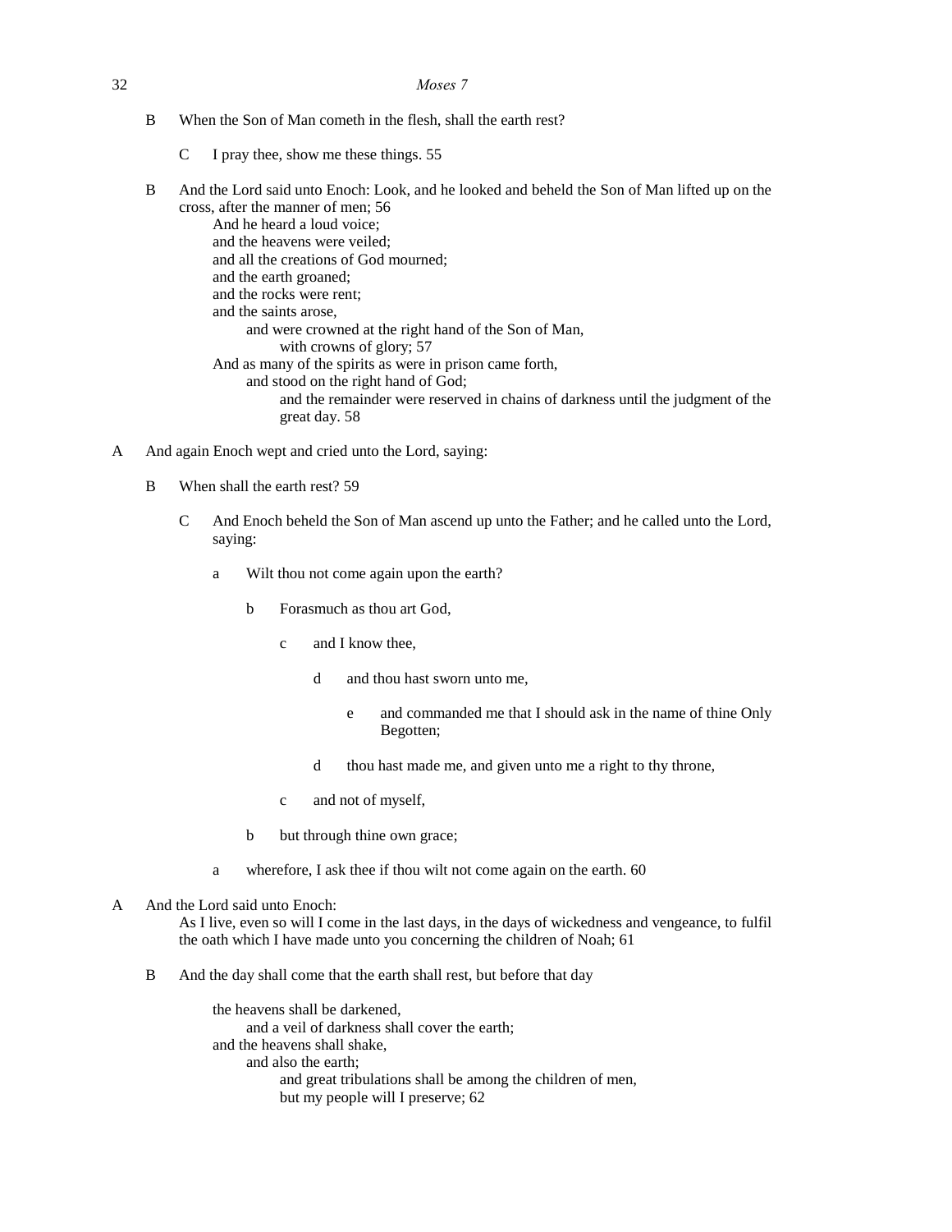B When the Son of Man cometh in the flesh, shall the earth rest?

  C I pray thee, show me these things. 55

B And the Lord said unto Enoch: Look, and he looked and beheld the Son of Man lifted up on the cross, after the manner of men; 56

  And he heard a loud voice;
  and the heavens were veiled;
  and all the creations of God mourned;
  and the earth groaned;
  and the rocks were rent;
  and the saints arose,
    and were crowned at the right hand of the Son of Man,
      with crowns of glory; 57
  And as many of the spirits as were in prison came forth,
    and stood on the right hand of God;
      and the remainder were reserved in chains of darkness until the judgment of the great day. 58

A And again Enoch wept and cried unto the Lord, saying:

  B When shall the earth rest? 59

    C And Enoch beheld the Son of Man ascend up unto the Father; and he called unto the Lord, saying:

      a Wilt thou not come again upon the earth?

        b Forasmuch as thou art God,

          c and I know thee,

            d and thou hast sworn unto me,

              e and commanded me that I should ask in the name of thine Only Begotten;

            d thou hast made me, and given unto me a right to thy throne,

          c and not of myself,

        b but through thine own grace;

      a wherefore, I ask thee if thou wilt not come again on the earth. 60

A And the Lord said unto Enoch:
  As I live, even so will I come in the last days, in the days of wickedness and vengeance, to fulfil the oath which I have made unto you concerning the children of Noah; 61

  B And the day shall come that the earth shall rest, but before that day

    the heavens shall be darkened,
      and a veil of darkness shall cover the earth;
    and the heavens shall shake,
      and also the earth;
        and great tribulations shall be among the children of men,
        but my people will I preserve; 62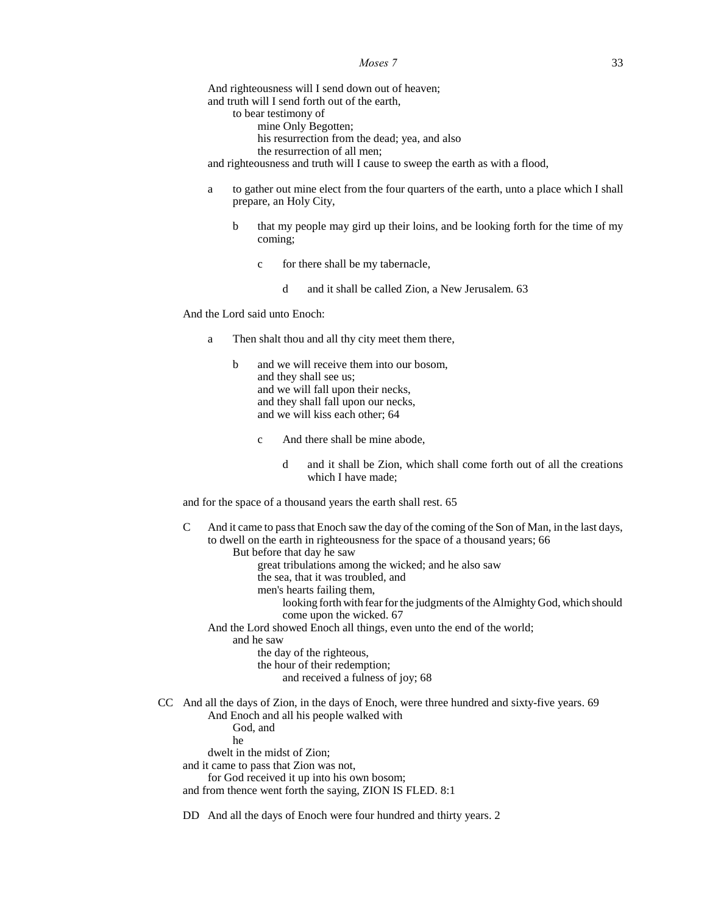And righteousness will I send down out of heaven;
and truth will I send forth out of the earth,
    to bear testimony of
        mine Only Begotten;
        his resurrection from the dead; yea, and also
        the resurrection of all men;
and righteousness and truth will I cause to sweep the earth as with a flood,

- a    to gather out mine elect from the four quarters of the earth, unto a place which I shall prepare, an Holy City,
    - b    that my people may gird up their loins, and be looking forth for the time of my coming;
        - c    for there shall be my tabernacle,
            - d    and it shall be called Zion, a New Jerusalem. 63

And the Lord said unto Enoch:

- a    Then shalt thou and all thy city meet them there,
    - b    and we will receive them into our bosom,
      and they shall see us;
      and we will fall upon their necks,
      and they shall fall upon our necks,
      and we will kiss each other; 64
        - c    And there shall be mine abode,
            - d    and it shall be Zion, which shall come forth out of all the creations which I have made;

and for the space of a thousand years the earth shall rest. 65

C    And it came to pass that Enoch saw the day of the coming of the Son of Man, in the last days, to dwell on the earth in righteousness for the space of a thousand years; 66
    But before that day he saw
        great tribulations among the wicked; and he also saw
        the sea, that it was troubled, and
        men's hearts failing them,
            looking forth with fear for the judgments of the Almighty God, which should come upon the wicked. 67
And the Lord showed Enoch all things, even unto the end of the world;
    and he saw
        the day of the righteous,
        the hour of their redemption;
            and received a fulness of joy; 68

CC    And all the days of Zion, in the days of Enoch, were three hundred and sixty-five years. 69
    And Enoch and all his people walked with
        God, and
        he
    dwelt in the midst of Zion;
and it came to pass that Zion was not,
    for God received it up into his own bosom;
and from thence went forth the saying, ZION IS FLED. 8:1

DD    And all the days of Enoch were four hundred and thirty years. 2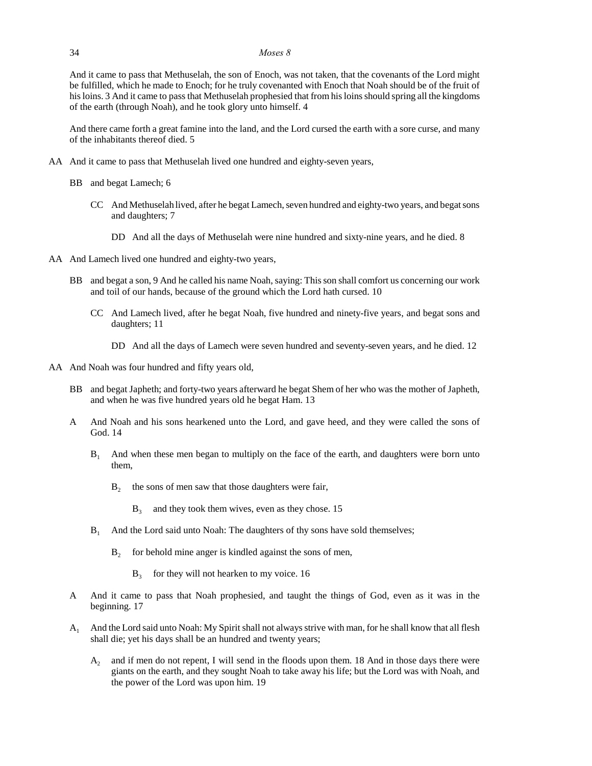And it came to pass that Methuselah, the son of Enoch, was not taken, that the covenants of the Lord might be fulfilled, which he made to Enoch; for he truly covenanted with Enoch that Noah should be of the fruit of his loins. 3 And it came to pass that Methuselah prophesied that from his loins should spring all the kingdoms of the earth (through Noah), and he took glory unto himself. 4

And there came forth a great famine into the land, and the Lord cursed the earth with a sore curse, and many of the inhabitants thereof died. 5

AA And it came to pass that Methuselah lived one hundred and eighty-seven years,

    BB and begat Lamech; 6

        CC And Methuselah lived, after he begat Lamech, seven hundred and eighty-two years, and begat sons and daughters; 7

            DD And all the days of Methuselah were nine hundred and sixty-nine years, and he died. 8

AA And Lamech lived one hundred and eighty-two years,

    BB and begat a son, 9 And he called his name Noah, saying: This son shall comfort us concerning our work and toil of our hands, because of the ground which the Lord hath cursed. 10

        CC And Lamech lived, after he begat Noah, five hundred and ninety-five years, and begat sons and daughters; 11

            DD And all the days of Lamech were seven hundred and seventy-seven years, and he died. 12

AA And Noah was four hundred and fifty years old,

    BB and begat Japheth; and forty-two years afterward he begat Shem of her who was the mother of Japheth, and when he was five hundred years old he begat Ham. 13

    A And Noah and his sons hearkened unto the Lord, and gave heed, and they were called the sons of God. 14

        $B_1$ And when these men began to multiply on the face of the earth, and daughters were born unto them,

            $B_2$ the sons of men saw that those daughters were fair,

                $B_3$ and they took them wives, even as they chose. 15

        $B_1$ And the Lord said unto Noah: The daughters of thy sons have sold themselves;

            $B_2$ for behold mine anger is kindled against the sons of men,

                $B_3$ for they will not hearken to my voice. 16

    A And it came to pass that Noah prophesied, and taught the things of God, even as it was in the beginning. 17

    $A_1$ And the Lord said unto Noah: My Spirit shall not always strive with man, for he shall know that all flesh shall die; yet his days shall be an hundred and twenty years;

        $A_2$ and if men do not repent, I will send in the floods upon them. 18 And in those days there were giants on the earth, and they sought Noah to take away his life; but the Lord was with Noah, and the power of the Lord was upon him. 19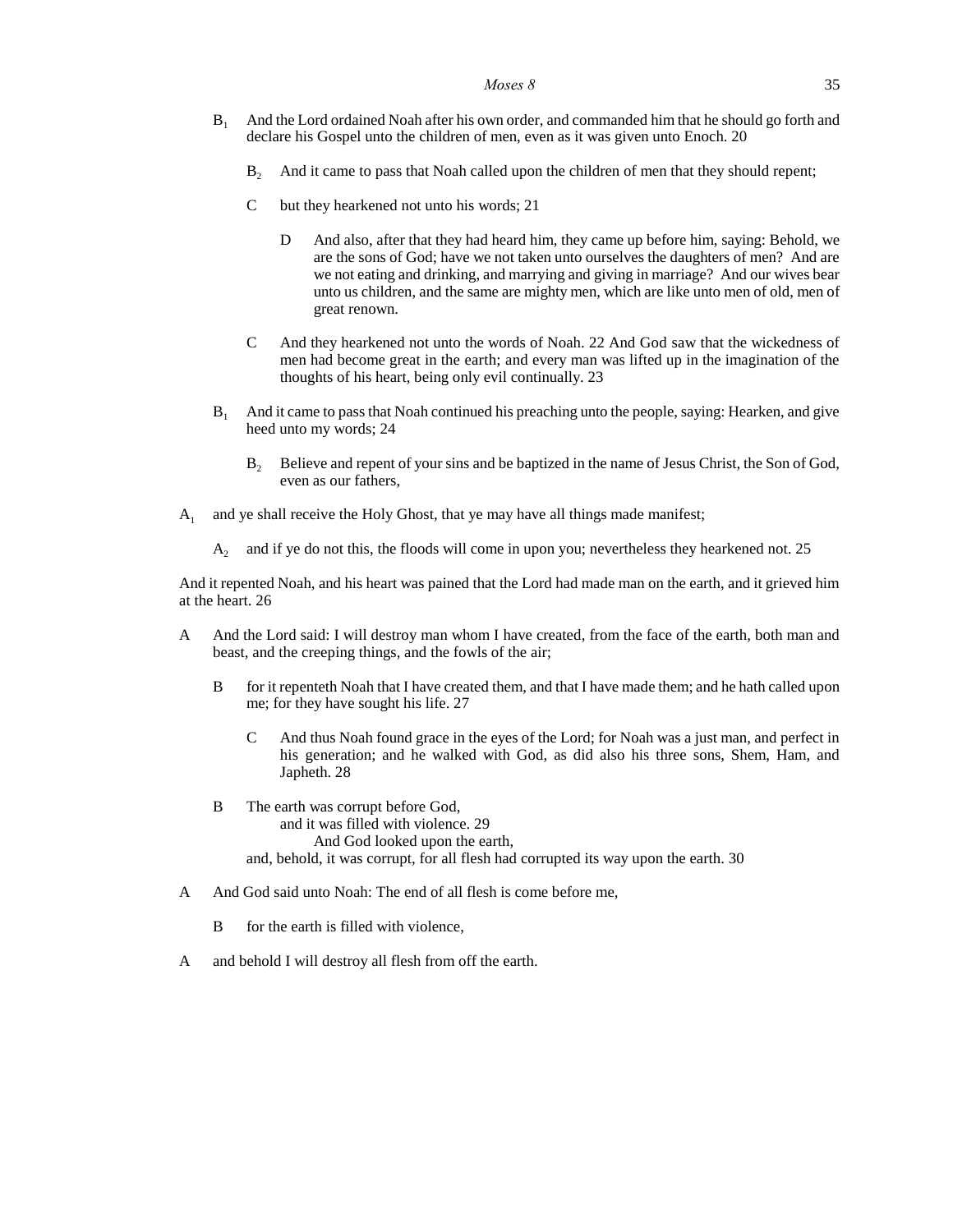$B_1$ And the Lord ordained Noah after his own order, and commanded him that he should go forth and declare his Gospel unto the children of men, even as it was given unto Enoch. 20

$B_2$ And it came to pass that Noah called upon the children of men that they should repent;

C but they hearkened not unto his words; 21

D And also, after that they had heard him, they came up before him, saying: Behold, we are the sons of God; have we not taken unto ourselves the daughters of men? And are we not eating and drinking, and marrying and giving in marriage? And our wives bear unto us children, and the same are mighty men, which are like unto men of old, men of great renown.

C And they hearkened not unto the words of Noah. 22 And God saw that the wickedness of men had become great in the earth; and every man was lifted up in the imagination of the thoughts of his heart, being only evil continually. 23

$B_1$ And it came to pass that Noah continued his preaching unto the people, saying: Hearken, and give heed unto my words; 24

$B_2$ Believe and repent of your sins and be baptized in the name of Jesus Christ, the Son of God, even as our fathers,

$A_1$ and ye shall receive the Holy Ghost, that ye may have all things made manifest;

$A_2$ and if ye do not this, the floods will come in upon you; nevertheless they hearkened not. 25

And it repented Noah, and his heart was pained that the Lord had made man on the earth, and it grieved him at the heart. 26

A And the Lord said: I will destroy man whom I have created, from the face of the earth, both man and beast, and the creeping things, and the fowls of the air;

B for it repenteth Noah that I have created them, and that I have made them; and he hath called upon me; for they have sought his life. 27

C And thus Noah found grace in the eyes of the Lord; for Noah was a just man, and perfect in his generation; and he walked with God, as did also his three sons, Shem, Ham, and Japheth. 28

B The earth was corrupt before God,
and it was filled with violence. 29
And God looked upon the earth,
and, behold, it was corrupt, for all flesh had corrupted its way upon the earth. 30

A And God said unto Noah: The end of all flesh is come before me,

B for the earth is filled with violence,

A and behold I will destroy all flesh from off the earth.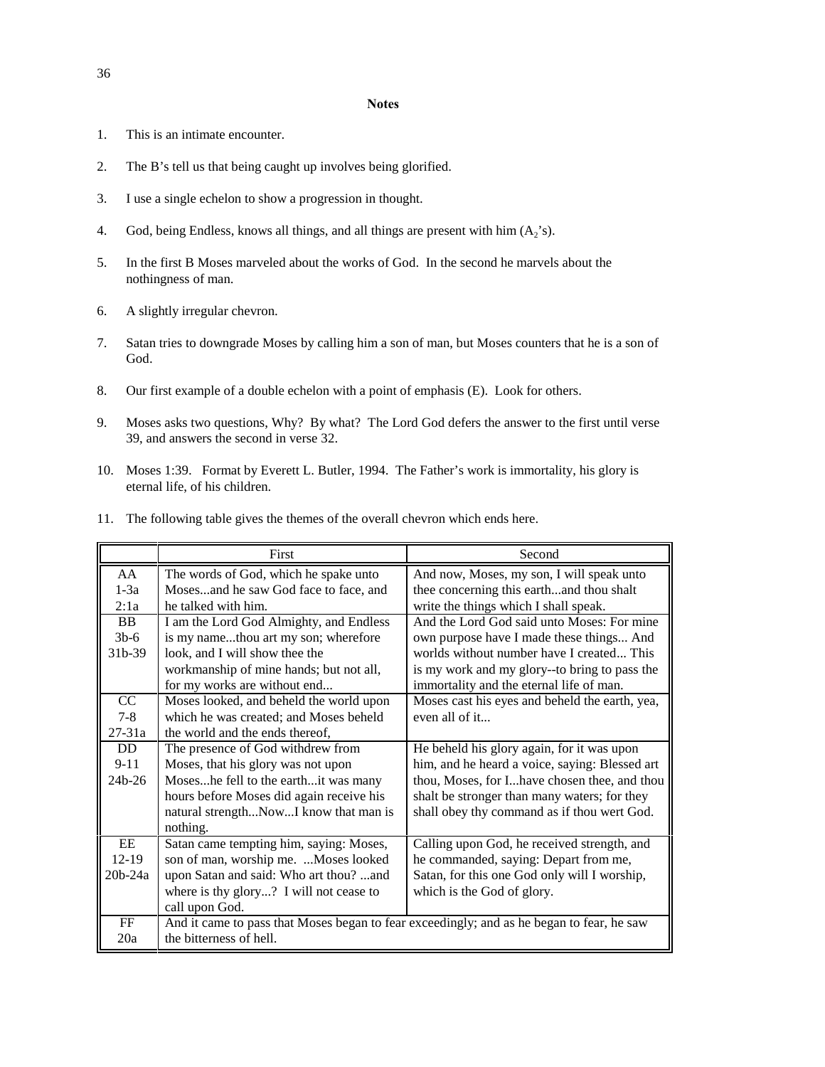**Notes**

1. This is an intimate encounter.

2. The B's tell us that being caught up involves being glorified.

3. I use a single echelon to show a progression in thought.

4. God, being Endless, knows all things, and all things are present with him ($A_2$'s).

5. In the first B Moses marveled about the works of God. In the second he marvels about the nothingness of man.

6. A slightly irregular chevron.

7. Satan tries to downgrade Moses by calling him a son of man, but Moses counters that he is a son of God.

8. Our first example of a double echelon with a point of emphasis (E). Look for others.

9. Moses asks two questions, Why? By what? The Lord God defers the answer to the first until verse 39, and answers the second in verse 32.

10. Moses 1:39. Format by Everett L. Butler, 1994. The Father's work is immortality, his glory is eternal life, of his children.

11. The following table gives the themes of the overall chevron which ends here.

| | First | Second |
|---|---|---|
| AA<br>1-3a<br>2:1a | The words of God, which he spake unto Moses...and he saw God face to face, and he talked with him. | And now, Moses, my son, I will speak unto thee concerning this earth...and thou shalt write the things which I shall speak. |
| BB<br>3b-6<br>31b-39 | I am the Lord God Almighty, and Endless is my name...thou art my son; wherefore look, and I will show thee the workmanship of mine hands; but not all, for my works are without end... | And the Lord God said unto Moses: For mine own purpose have I made these things... And worlds without number have I created... This is my work and my glory--to bring to pass the immortality and the eternal life of man. |
| CC<br>7-8<br>27-31a | Moses looked, and beheld the world upon which he was created; and Moses beheld the world and the ends thereof, | Moses cast his eyes and beheld the earth, yea, even all of it... |
| DD<br>9-11<br>24b-26 | The presence of God withdrew from Moses, that his glory was not upon Moses...he fell to the earth...it was many hours before Moses did again receive his natural strength...Now...I know that man is nothing. | He beheld his glory again, for it was upon him, and he heard a voice, saying: Blessed art thou, Moses, for I...have chosen thee, and thou shalt be stronger than many waters; for they shall obey thy command as if thou wert God. |
| EE<br>12-19<br>20b-24a | Satan came tempting him, saying: Moses, son of man, worship me. ...Moses looked upon Satan and said: Who art thou? ...and where is thy glory...? I will not cease to call upon God. | Calling upon God, he received strength, and he commanded, saying: Depart from me, Satan, for this one God only will I worship, which is the God of glory. |
| FF<br>20a | And it came to pass that Moses began to fear exceedingly; and as he began to fear, he saw the bitterness of hell. | |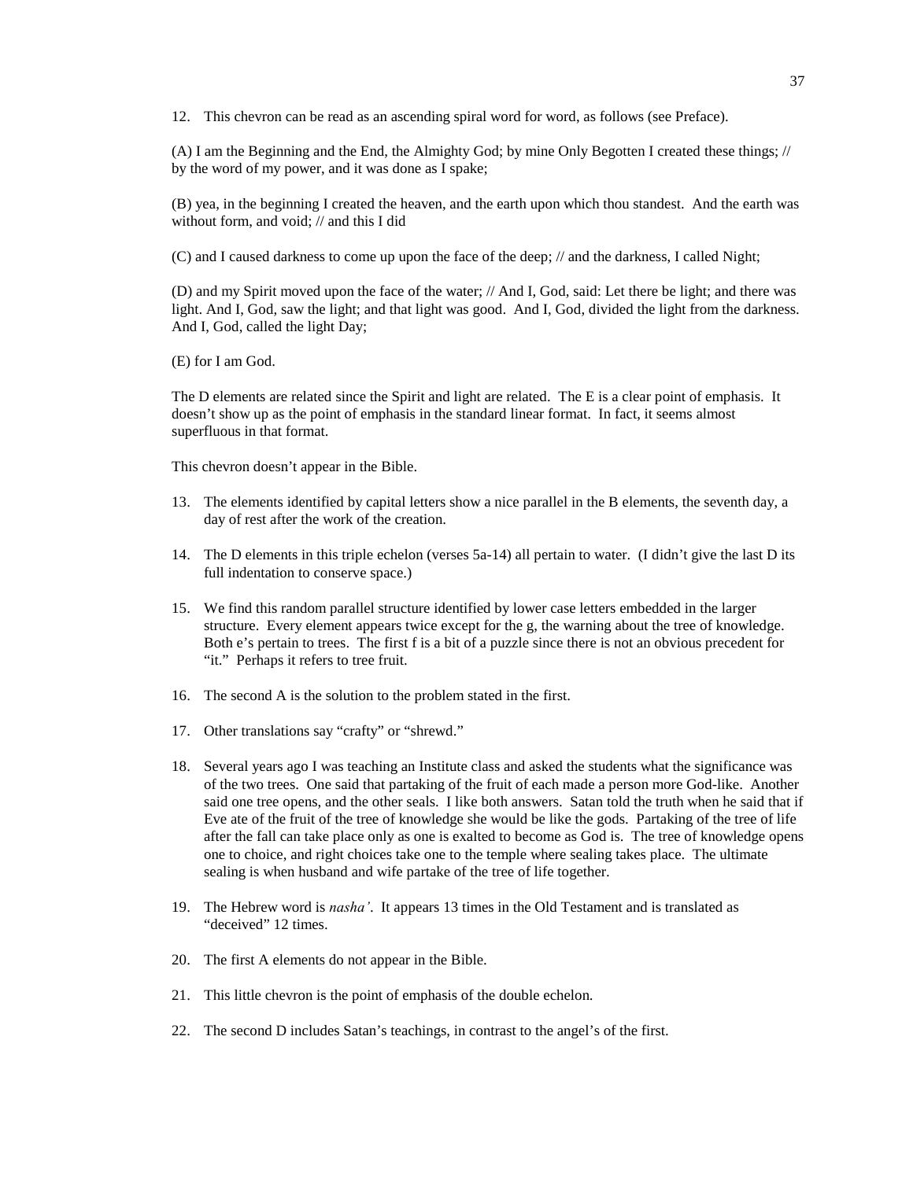12. This chevron can be read as an ascending spiral word for word, as follows (see Preface).

(A) I am the Beginning and the End, the Almighty God; by mine Only Begotten I created these things; // by the word of my power, and it was done as I spake;

(B) yea, in the beginning I created the heaven, and the earth upon which thou standest. And the earth was without form, and void; // and this I did

(C) and I caused darkness to come up upon the face of the deep; // and the darkness, I called Night;

(D) and my Spirit moved upon the face of the water; // And I, God, said: Let there be light; and there was light. And I, God, saw the light; and that light was good. And I, God, divided the light from the darkness. And I, God, called the light Day;

(E) for I am God.

The D elements are related since the Spirit and light are related. The E is a clear point of emphasis. It doesn't show up as the point of emphasis in the standard linear format. In fact, it seems almost superfluous in that format.

This chevron doesn't appear in the Bible.

13. The elements identified by capital letters show a nice parallel in the B elements, the seventh day, a day of rest after the work of the creation.

14. The D elements in this triple echelon (verses 5a-14) all pertain to water. (I didn't give the last D its full indentation to conserve space.)

15. We find this random parallel structure identified by lower case letters embedded in the larger structure. Every element appears twice except for the g, the warning about the tree of knowledge. Both e's pertain to trees. The first f is a bit of a puzzle since there is not an obvious precedent for "it." Perhaps it refers to tree fruit.

16. The second A is the solution to the problem stated in the first.

17. Other translations say "crafty" or "shrewd."

18. Several years ago I was teaching an Institute class and asked the students what the significance was of the two trees. One said that partaking of the fruit of each made a person more God-like. Another said one tree opens, and the other seals. I like both answers. Satan told the truth when he said that if Eve ate of the fruit of the tree of knowledge she would be like the gods. Partaking of the tree of life after the fall can take place only as one is exalted to become as God is. The tree of knowledge opens one to choice, and right choices take one to the temple where sealing takes place. The ultimate sealing is when husband and wife partake of the tree of life together.

19. The Hebrew word is *nasha'*. It appears 13 times in the Old Testament and is translated as "deceived" 12 times.

20. The first A elements do not appear in the Bible.

21. This little chevron is the point of emphasis of the double echelon.

22. The second D includes Satan's teachings, in contrast to the angel's of the first.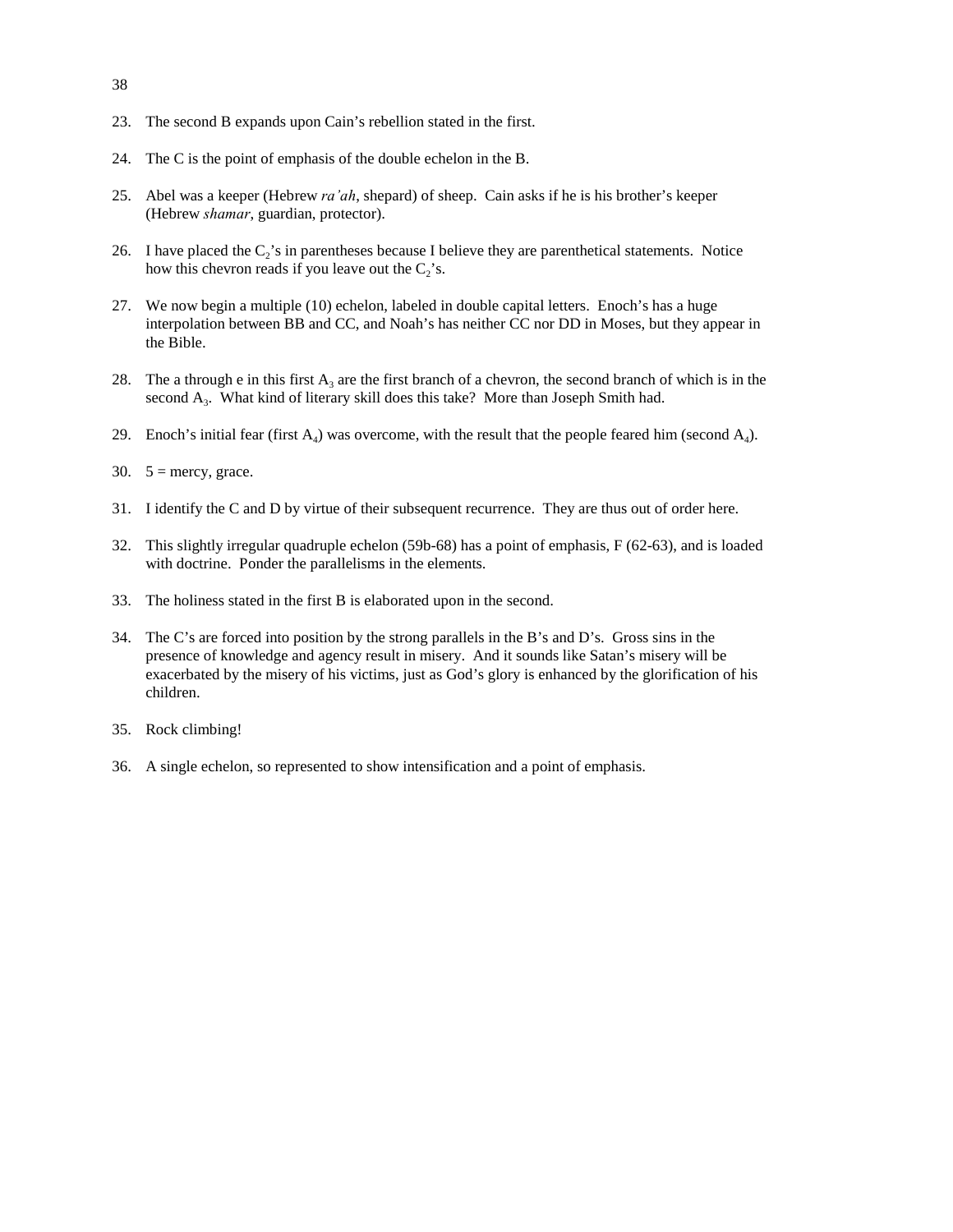23. The second B expands upon Cain's rebellion stated in the first.

24. The C is the point of emphasis of the double echelon in the B.

25. Abel was a keeper (Hebrew *ra'ah*, shepard) of sheep. Cain asks if he is his brother's keeper (Hebrew *shamar*, guardian, protector).

26. I have placed the $C_2$'s in parentheses because I believe they are parenthetical statements. Notice how this chevron reads if you leave out the $C_2$'s.

27. We now begin a multiple (10) echelon, labeled in double capital letters. Enoch's has a huge interpolation between BB and CC, and Noah's has neither CC nor DD in Moses, but they appear in the Bible.

28. The a through e in this first $A_3$ are the first branch of a chevron, the second branch of which is in the second $A_3$. What kind of literary skill does this take? More than Joseph Smith had.

29. Enoch's initial fear (first $A_4$) was overcome, with the result that the people feared him (second $A_4$).

30. 5 = mercy, grace.

31. I identify the C and D by virtue of their subsequent recurrence. They are thus out of order here.

32. This slightly irregular quadruple echelon (59b-68) has a point of emphasis, F (62-63), and is loaded with doctrine. Ponder the parallelisms in the elements.

33. The holiness stated in the first B is elaborated upon in the second.

34. The C's are forced into position by the strong parallels in the B's and D's. Gross sins in the presence of knowledge and agency result in misery. And it sounds like Satan's misery will be exacerbated by the misery of his victims, just as God's glory is enhanced by the glorification of his children.

35. Rock climbing!

36. A single echelon, so represented to show intensification and a point of emphasis.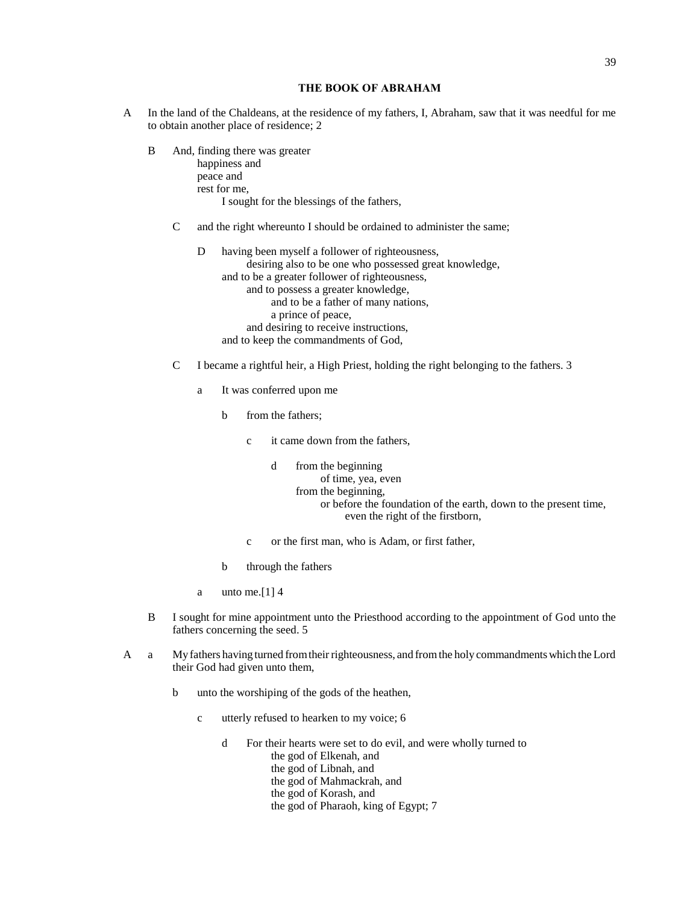# THE BOOK OF ABRAHAM

A In the land of the Chaldeans, at the residence of my fathers, I, Abraham, saw that it was needful for me to obtain another place of residence; 2

B And, finding there was greater
happiness and
peace and
rest for me,
I sought for the blessings of the fathers,

C and the right whereunto I should be ordained to administer the same;

D having been myself a follower of righteousness,
desiring also to be one who possessed great knowledge,
and to be a greater follower of righteousness,
and to possess a greater knowledge,
and to be a father of many nations,
a prince of peace,
and desiring to receive instructions,
and to keep the commandments of God,

C I became a rightful heir, a High Priest, holding the right belonging to the fathers. 3

a It was conferred upon me

b from the fathers;

c it came down from the fathers,

d from the beginning
of time, yea, even
from the beginning,
or before the foundation of the earth, down to the present time,
even the right of the firstborn,

c or the first man, who is Adam, or first father,

b through the fathers

a unto me.[1] 4

B I sought for mine appointment unto the Priesthood according to the appointment of God unto the fathers concerning the seed. 5

A a My fathers having turned from their righteousness, and from the holy commandments which the Lord their God had given unto them,

b unto the worshiping of the gods of the heathen,

c utterly refused to hearken to my voice; 6

d For their hearts were set to do evil, and were wholly turned to
the god of Elkenah, and
the god of Libnah, and
the god of Mahmackrah, and
the god of Korash, and
the god of Pharaoh, king of Egypt; 7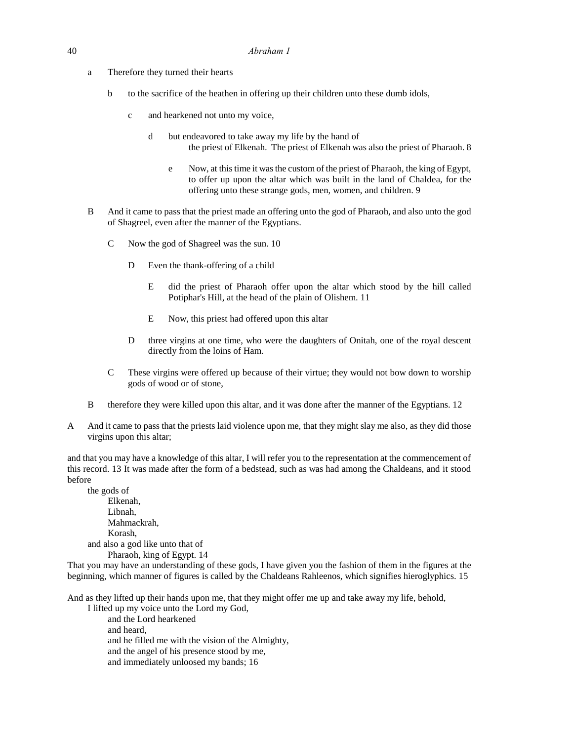a Therefore they turned their hearts

  b to the sacrifice of the heathen in offering up their children unto these dumb idols,

    c and hearkened not unto my voice,

      d but endeavored to take away my life by the hand of
        the priest of Elkenah. The priest of Elkenah was also the priest of Pharaoh. 8

        e Now, at this time it was the custom of the priest of Pharaoh, the king of Egypt, to offer up upon the altar which was built in the land of Chaldea, for the offering unto these strange gods, men, women, and children. 9

B And it came to pass that the priest made an offering unto the god of Pharaoh, and also unto the god of Shagreel, even after the manner of the Egyptians.

  C Now the god of Shagreel was the sun. 10

    D Even the thank-offering of a child

      E did the priest of Pharaoh offer upon the altar which stood by the hill called Potiphar's Hill, at the head of the plain of Olishem. 11

      E Now, this priest had offered upon this altar

    D three virgins at one time, who were the daughters of Onitah, one of the royal descent directly from the loins of Ham.

  C These virgins were offered up because of their virtue; they would not bow down to worship gods of wood or of stone,

B therefore they were killed upon this altar, and it was done after the manner of the Egyptians. 12

A And it came to pass that the priests laid violence upon me, that they might slay me also, as they did those virgins upon this altar;

and that you may have a knowledge of this altar, I will refer you to the representation at the commencement of this record. 13 It was made after the form of a bedstead, such as was had among the Chaldeans, and it stood before

  the gods of
    Elkenah,
    Libnah,
    Mahmackrah,
    Korash,
  and also a god like unto that of
    Pharaoh, king of Egypt. 14

That you may have an understanding of these gods, I have given you the fashion of them in the figures at the beginning, which manner of figures is called by the Chaldeans Rahleenos, which signifies hieroglyphics. 15

And as they lifted up their hands upon me, that they might offer me up and take away my life, behold,
  I lifted up my voice unto the Lord my God,
    and the Lord hearkened
    and heard,
    and he filled me with the vision of the Almighty,
    and the angel of his presence stood by me,
    and immediately unloosed my bands; 16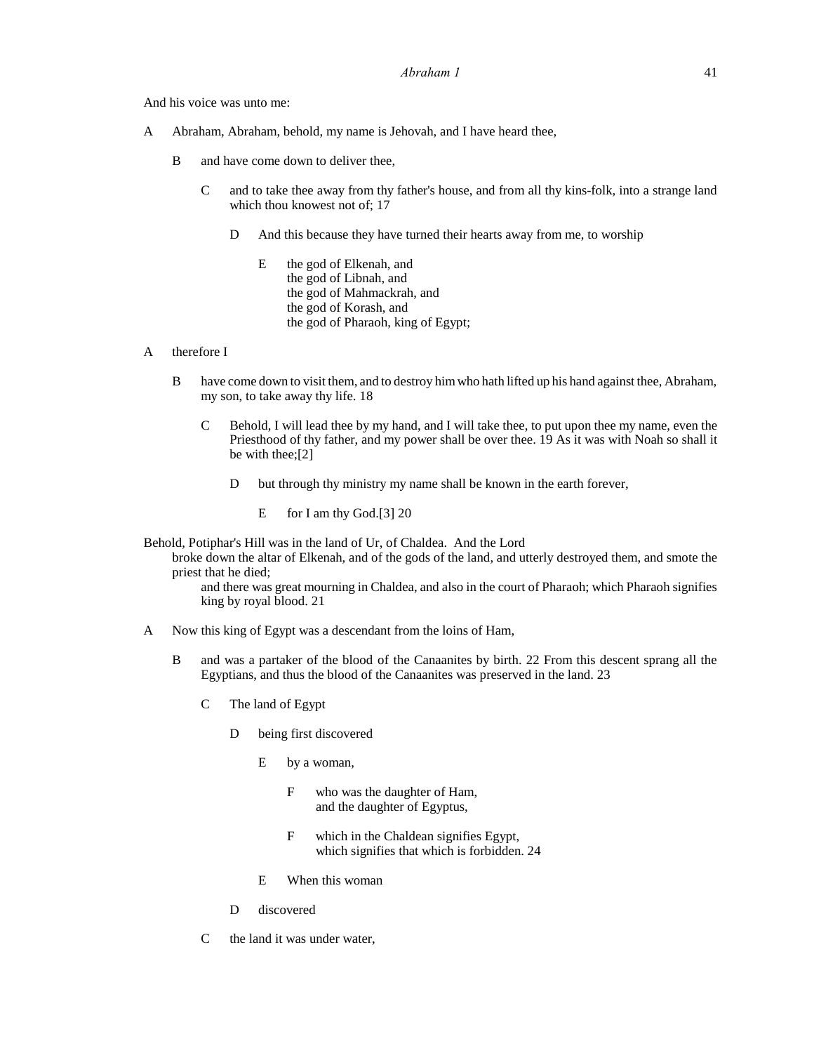And his voice was unto me:

A	Abraham, Abraham, behold, my name is Jehovah, and I have heard thee,

  B	and have come down to deliver thee,

    C	and to take thee away from thy father's house, and from all thy kins-folk, into a strange land which thou knowest not of; 17

      D	And this because they have turned their hearts away from me, to worship

        E	the god of Elkenah, and
        the god of Libnah, and
        the god of Mahmackrah, and
        the god of Korash, and
        the god of Pharaoh, king of Egypt;

A	therefore I

  B	have come down to visit them, and to destroy him who hath lifted up his hand against thee, Abraham, my son, to take away thy life. 18

    C	Behold, I will lead thee by my hand, and I will take thee, to put upon thee my name, even the Priesthood of thy father, and my power shall be over thee. 19 As it was with Noah so shall it be with thee;[2]

      D	but through thy ministry my name shall be known in the earth forever,

        E	for I am thy God.[3] 20

Behold, Potiphar's Hill was in the land of Ur, of Chaldea. And the Lord
  broke down the altar of Elkenah, and of the gods of the land, and utterly destroyed them, and smote the priest that he died;
    and there was great mourning in Chaldea, and also in the court of Pharaoh; which Pharaoh signifies king by royal blood. 21

A	Now this king of Egypt was a descendant from the loins of Ham,

  B	and was a partaker of the blood of the Canaanites by birth. 22 From this descent sprang all the Egyptians, and thus the blood of the Canaanites was preserved in the land. 23

    C	The land of Egypt

      D	being first discovered

        E	by a woman,

          F	who was the daughter of Ham,
          and the daughter of Egyptus,

          F	which in the Chaldean signifies Egypt,
          which signifies that which is forbidden. 24

        E	When this woman

      D	discovered

    C	the land it was under water,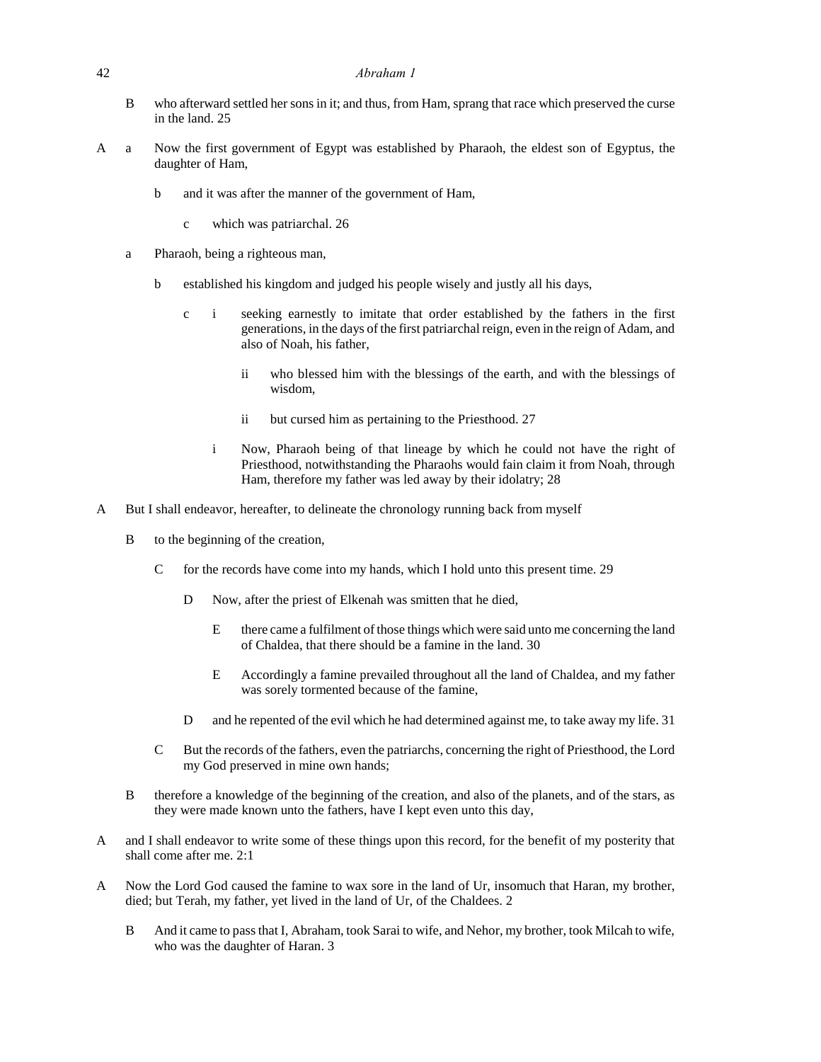B who afterward settled her sons in it; and thus, from Ham, sprang that race which preserved the curse in the land. 25

A a Now the first government of Egypt was established by Pharaoh, the eldest son of Egyptus, the daughter of Ham,

  b and it was after the manner of the government of Ham,

    c which was patriarchal. 26

  a Pharaoh, being a righteous man,

    b established his kingdom and judged his people wisely and justly all his days,

      c i seeking earnestly to imitate that order established by the fathers in the first generations, in the days of the first patriarchal reign, even in the reign of Adam, and also of Noah, his father,

          ii who blessed him with the blessings of the earth, and with the blessings of wisdom,

          ii but cursed him as pertaining to the Priesthood. 27

        i Now, Pharaoh being of that lineage by which he could not have the right of Priesthood, notwithstanding the Pharaohs would fain claim it from Noah, through Ham, therefore my father was led away by their idolatry; 28

A But I shall endeavor, hereafter, to delineate the chronology running back from myself

  B to the beginning of the creation,

    C for the records have come into my hands, which I hold unto this present time. 29

      D Now, after the priest of Elkenah was smitten that he died,

        E there came a fulfilment of those things which were said unto me concerning the land of Chaldea, that there should be a famine in the land. 30

        E Accordingly a famine prevailed throughout all the land of Chaldea, and my father was sorely tormented because of the famine,

      D and he repented of the evil which he had determined against me, to take away my life. 31

    C But the records of the fathers, even the patriarchs, concerning the right of Priesthood, the Lord my God preserved in mine own hands;

  B therefore a knowledge of the beginning of the creation, and also of the planets, and of the stars, as they were made known unto the fathers, have I kept even unto this day,

A and I shall endeavor to write some of these things upon this record, for the benefit of my posterity that shall come after me. 2:1

A Now the Lord God caused the famine to wax sore in the land of Ur, insomuch that Haran, my brother, died; but Terah, my father, yet lived in the land of Ur, of the Chaldees. 2

  B And it came to pass that I, Abraham, took Sarai to wife, and Nehor, my brother, took Milcah to wife, who was the daughter of Haran. 3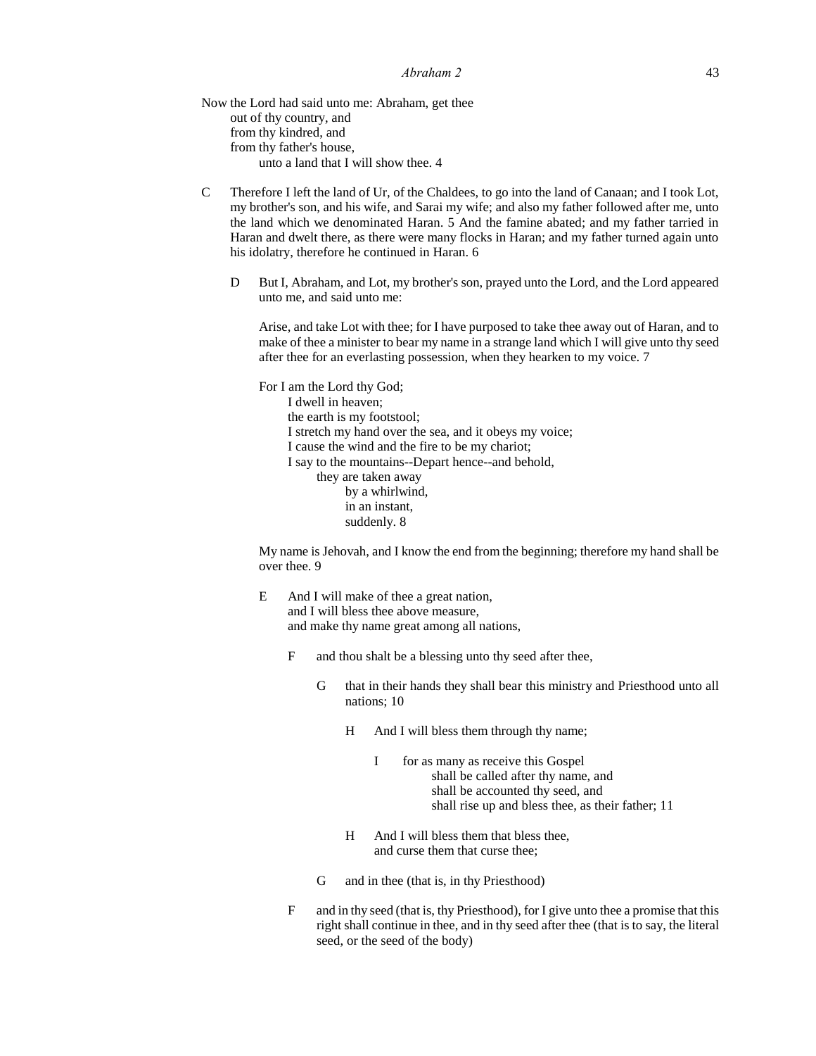Now the Lord had said unto me: Abraham, get thee
    out of thy country, and
    from thy kindred, and
    from thy father's house,
        unto a land that I will show thee. 4

C   Therefore I left the land of Ur, of the Chaldees, to go into the land of Canaan; and I took Lot, my brother's son, and his wife, and Sarai my wife; and also my father followed after me, unto the land which we denominated Haran. 5 And the famine abated; and my father tarried in Haran and dwelt there, as there were many flocks in Haran; and my father turned again unto his idolatry, therefore he continued in Haran. 6

D   But I, Abraham, and Lot, my brother's son, prayed unto the Lord, and the Lord appeared unto me, and said unto me:

Arise, and take Lot with thee; for I have purposed to take thee away out of Haran, and to make of thee a minister to bear my name in a strange land which I will give unto thy seed after thee for an everlasting possession, when they hearken to my voice. 7

For I am the Lord thy God;
    I dwell in heaven;
    the earth is my footstool;
    I stretch my hand over the sea, and it obeys my voice;
    I cause the wind and the fire to be my chariot;
    I say to the mountains--Depart hence--and behold,
        they are taken away
            by a whirlwind,
            in an instant,
            suddenly. 8

My name is Jehovah, and I know the end from the beginning; therefore my hand shall be over thee. 9

E   And I will make of thee a great nation,
    and I will bless thee above measure,
    and make thy name great among all nations,

F   and thou shalt be a blessing unto thy seed after thee,

G   that in their hands they shall bear this ministry and Priesthood unto all nations; 10

H   And I will bless them through thy name;

I   for as many as receive this Gospel
        shall be called after thy name, and
        shall be accounted thy seed, and
        shall rise up and bless thee, as their father; 11

H   And I will bless them that bless thee,
    and curse them that curse thee;

G   and in thee (that is, in thy Priesthood)

F   and in thy seed (that is, thy Priesthood), for I give unto thee a promise that this right shall continue in thee, and in thy seed after thee (that is to say, the literal seed, or the seed of the body)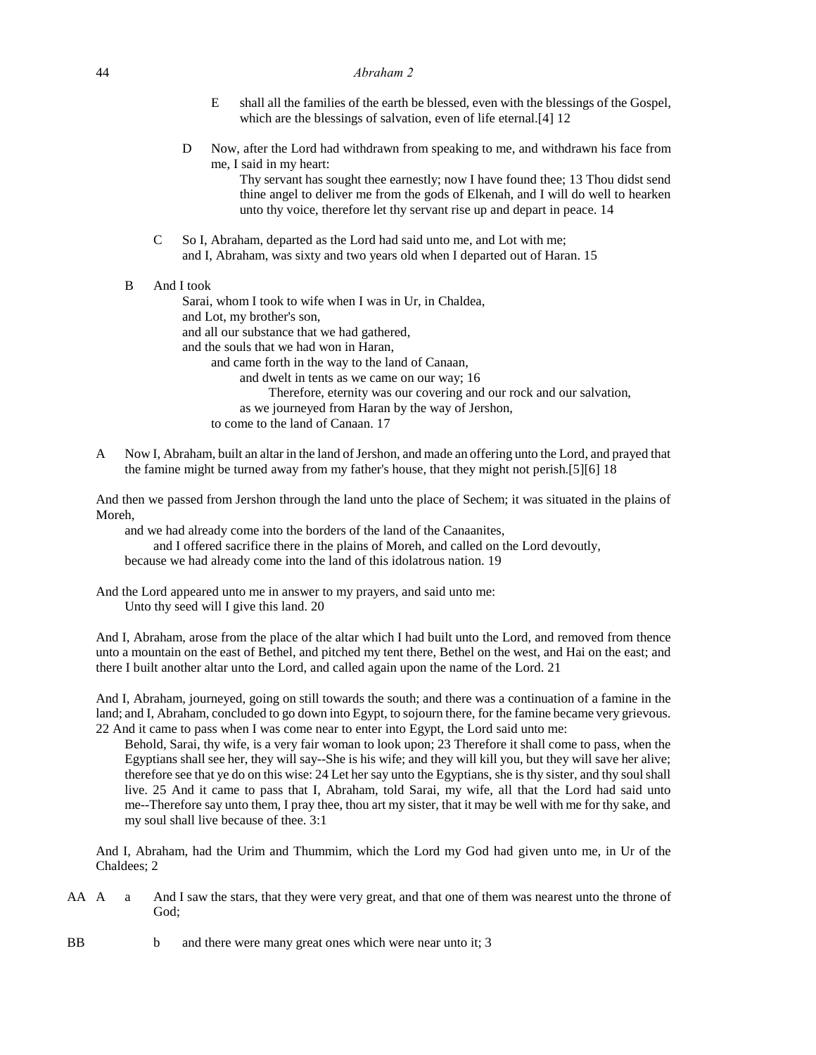E shall all the families of the earth be blessed, even with the blessings of the Gospel, which are the blessings of salvation, even of life eternal.[4] 12

D Now, after the Lord had withdrawn from speaking to me, and withdrawn his face from me, I said in my heart:
Thy servant has sought thee earnestly; now I have found thee; 13 Thou didst send thine angel to deliver me from the gods of Elkenah, and I will do well to hearken unto thy voice, therefore let thy servant rise up and depart in peace. 14

C So I, Abraham, departed as the Lord had said unto me, and Lot with me;
and I, Abraham, was sixty and two years old when I departed out of Haran. 15

B And I took
Sarai, whom I took to wife when I was in Ur, in Chaldea,
and Lot, my brother's son,
and all our substance that we had gathered,
and the souls that we had won in Haran,
and came forth in the way to the land of Canaan,
and dwelt in tents as we came on our way; 16
Therefore, eternity was our covering and our rock and our salvation,
as we journeyed from Haran by the way of Jershon,
to come to the land of Canaan. 17

A Now I, Abraham, built an altar in the land of Jershon, and made an offering unto the Lord, and prayed that the famine might be turned away from my father's house, that they might not perish.[5][6] 18

And then we passed from Jershon through the land unto the place of Sechem; it was situated in the plains of Moreh,
and we had already come into the borders of the land of the Canaanites,
and I offered sacrifice there in the plains of Moreh, and called on the Lord devoutly,
because we had already come into the land of this idolatrous nation. 19

And the Lord appeared unto me in answer to my prayers, and said unto me:
Unto thy seed will I give this land. 20

And I, Abraham, arose from the place of the altar which I had built unto the Lord, and removed from thence unto a mountain on the east of Bethel, and pitched my tent there, Bethel on the west, and Hai on the east; and there I built another altar unto the Lord, and called again upon the name of the Lord. 21

And I, Abraham, journeyed, going on still towards the south; and there was a continuation of a famine in the land; and I, Abraham, concluded to go down into Egypt, to sojourn there, for the famine became very grievous. 22 And it came to pass when I was come near to enter into Egypt, the Lord said unto me:
Behold, Sarai, thy wife, is a very fair woman to look upon; 23 Therefore it shall come to pass, when the Egyptians shall see her, they will say--She is his wife; and they will kill you, but they will save her alive; therefore see that ye do on this wise: 24 Let her say unto the Egyptians, she is thy sister, and thy soul shall live. 25 And it came to pass that I, Abraham, told Sarai, my wife, all that the Lord had said unto me--Therefore say unto them, I pray thee, thou art my sister, that it may be well with me for thy sake, and my soul shall live because of thee. 3:1

And I, Abraham, had the Urim and Thummim, which the Lord my God had given unto me, in Ur of the Chaldees; 2

AA A a And I saw the stars, that they were very great, and that one of them was nearest unto the throne of God;

BB b and there were many great ones which were near unto it; 3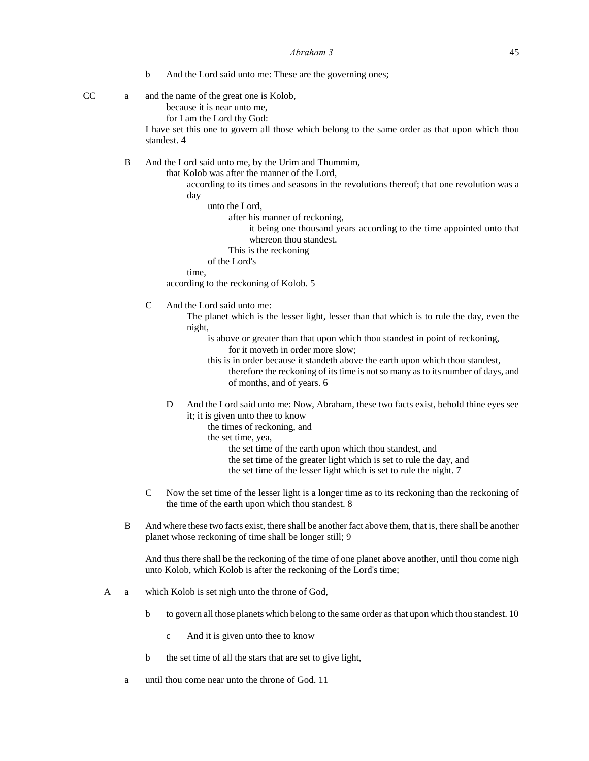b And the Lord said unto me: These are the governing ones;

CC a and the name of the great one is Kolob,
   because it is near unto me,
   for I am the Lord thy God:
   I have set this one to govern all those which belong to the same order as that upon which thou standest. 4

B And the Lord said unto me, by the Urim and Thummim,
   that Kolob was after the manner of the Lord,
      according to its times and seasons in the revolutions thereof; that one revolution was a day
         unto the Lord,
            after his manner of reckoning,
               it being one thousand years according to the time appointed unto that whereon thou standest.
            This is the reckoning
         of the Lord's
      time,
   according to the reckoning of Kolob. 5

C And the Lord said unto me:
   The planet which is the lesser light, lesser than that which is to rule the day, even the night,
      is above or greater than that upon which thou standest in point of reckoning,
         for it moveth in order more slow;
      this is in order because it standeth above the earth upon which thou standest,
         therefore the reckoning of its time is not so many as to its number of days, and of months, and of years. 6

D And the Lord said unto me: Now, Abraham, these two facts exist, behold thine eyes see it; it is given unto thee to know
   the times of reckoning, and
   the set time, yea,
      the set time of the earth upon which thou standest, and
      the set time of the greater light which is set to rule the day, and
      the set time of the lesser light which is set to rule the night. 7

C Now the set time of the lesser light is a longer time as to its reckoning than the reckoning of the time of the earth upon which thou standest. 8

B And where these two facts exist, there shall be another fact above them, that is, there shall be another planet whose reckoning of time shall be longer still; 9

And thus there shall be the reckoning of the time of one planet above another, until thou come nigh unto Kolob, which Kolob is after the reckoning of the Lord's time;

A a which Kolob is set nigh unto the throne of God,

b to govern all those planets which belong to the same order as that upon which thou standest. 10

c And it is given unto thee to know

b the set time of all the stars that are set to give light,

a until thou come near unto the throne of God. 11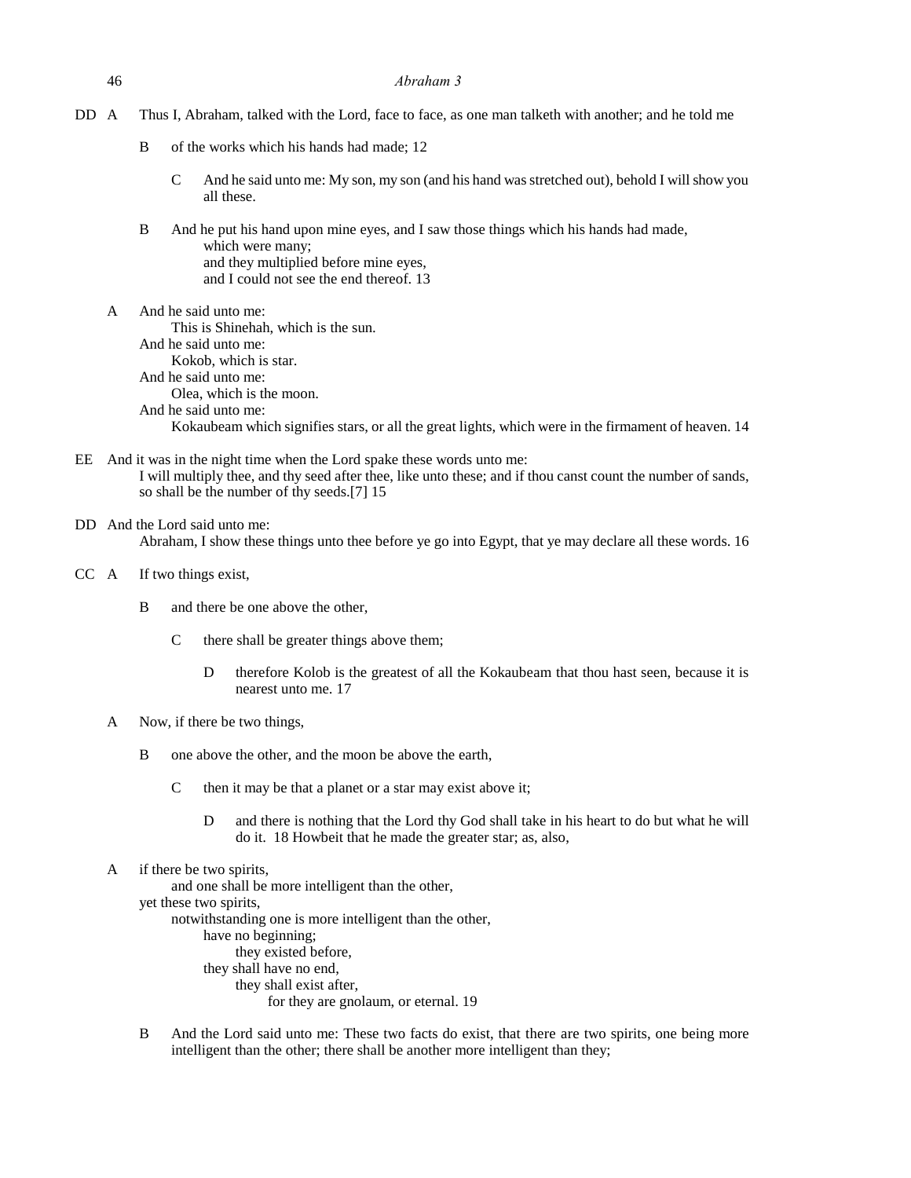DD A Thus I, Abraham, talked with the Lord, face to face, as one man talketh with another; and he told me

B of the works which his hands had made; 12

C And he said unto me: My son, my son (and his hand was stretched out), behold I will show you all these.

B And he put his hand upon mine eyes, and I saw those things which his hands had made,  
which were many;  
and they multiplied before mine eyes,  
and I could not see the end thereof. 13

A And he said unto me:  
This is Shinehah, which is the sun.  
And he said unto me:  
Kokob, which is star.  
And he said unto me:  
Olea, which is the moon.  
And he said unto me:  
Kokaubeam which signifies stars, or all the great lights, which were in the firmament of heaven. 14

EE And it was in the night time when the Lord spake these words unto me:  
I will multiply thee, and thy seed after thee, like unto these; and if thou canst count the number of sands, so shall be the number of thy seeds.[7] 15

DD And the Lord said unto me:  
Abraham, I show these things unto thee before ye go into Egypt, that ye may declare all these words. 16

CC A If two things exist,

B and there be one above the other,

C there shall be greater things above them;

D therefore Kolob is the greatest of all the Kokaubeam that thou hast seen, because it is nearest unto me. 17

A Now, if there be two things,

B one above the other, and the moon be above the earth,

C then it may be that a planet or a star may exist above it;

D and there is nothing that the Lord thy God shall take in his heart to do but what he will do it. 18 Howbeit that he made the greater star; as, also,

A if there be two spirits,  
and one shall be more intelligent than the other,  
yet these two spirits,  
notwithstanding one is more intelligent than the other,  
have no beginning;  
they existed before,  
they shall have no end,  
they shall exist after,  
for they are gnolaum, or eternal. 19

B And the Lord said unto me: These two facts do exist, that there are two spirits, one being more intelligent than the other; there shall be another more intelligent than they;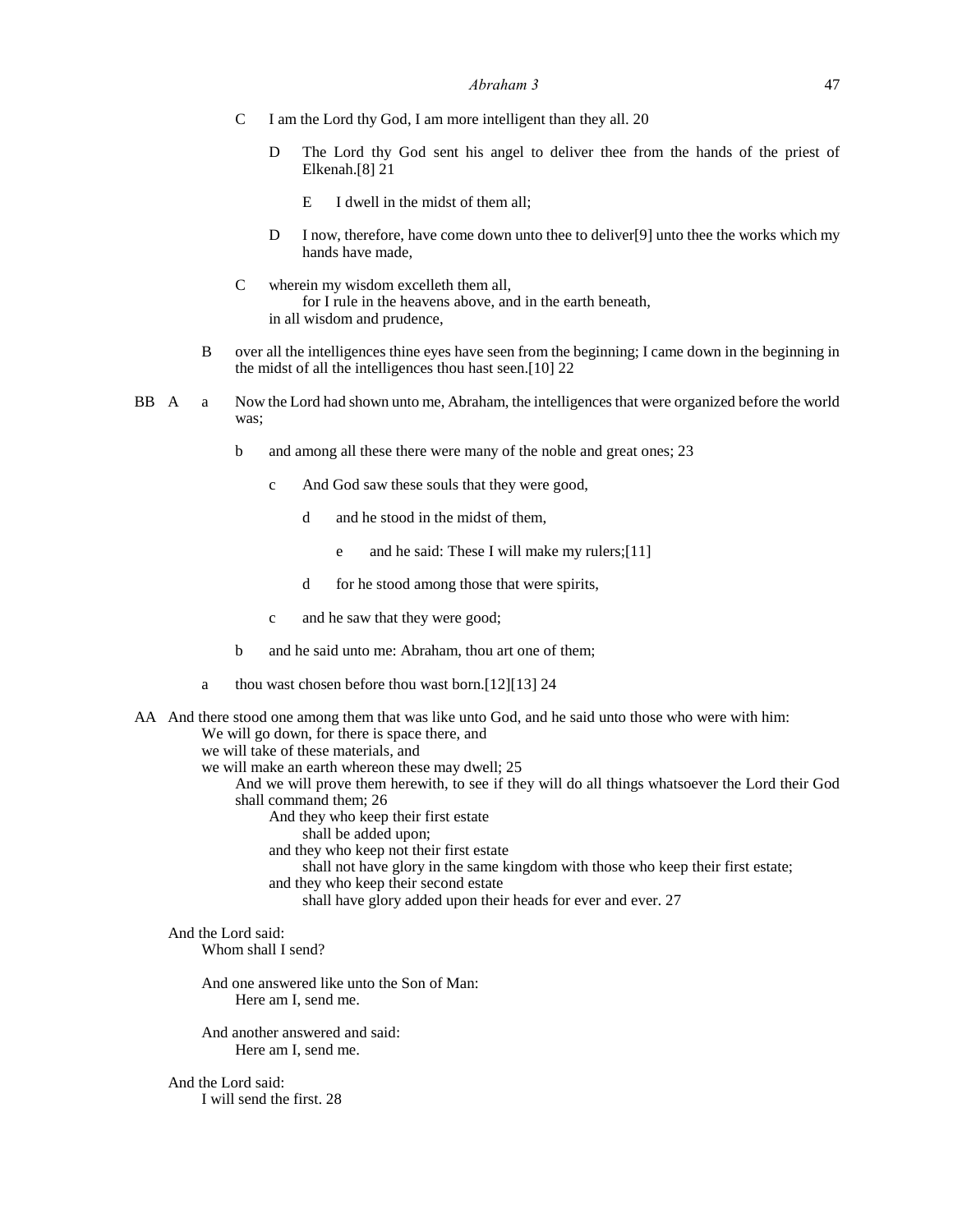C I am the Lord thy God, I am more intelligent than they all. 20

D The Lord thy God sent his angel to deliver thee from the hands of the priest of Elkenah.[8] 21

E I dwell in the midst of them all;

D I now, therefore, have come down unto thee to deliver[9] unto thee the works which my hands have made,

C wherein my wisdom excelleth them all,
for I rule in the heavens above, and in the earth beneath,
in all wisdom and prudence,

B over all the intelligences thine eyes have seen from the beginning; I came down in the beginning in the midst of all the intelligences thou hast seen.[10] 22

BB A a Now the Lord had shown unto me, Abraham, the intelligences that were organized before the world was;

b and among all these there were many of the noble and great ones; 23

c And God saw these souls that they were good,

d and he stood in the midst of them,

e and he said: These I will make my rulers;[11]

d for he stood among those that were spirits,

c and he saw that they were good;

b and he said unto me: Abraham, thou art one of them;

a thou wast chosen before thou wast born.[12][13] 24

AA And there stood one among them that was like unto God, and he said unto those who were with him:
We will go down, for there is space there, and
we will take of these materials, and
we will make an earth whereon these may dwell; 25
And we will prove them herewith, to see if they will do all things whatsoever the Lord their God shall command them; 26
And they who keep their first estate
shall be added upon;
and they who keep not their first estate
shall not have glory in the same kingdom with those who keep their first estate;
and they who keep their second estate
shall have glory added upon their heads for ever and ever. 27

And the Lord said:
Whom shall I send?

And one answered like unto the Son of Man:
Here am I, send me.

And another answered and said:
Here am I, send me.

And the Lord said:
I will send the first. 28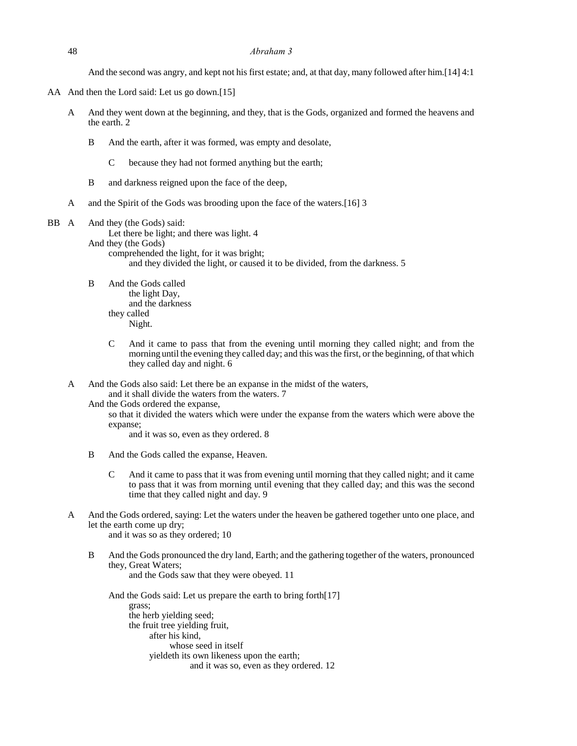And the second was angry, and kept not his first estate; and, at that day, many followed after him.[14] 4:1

AA And then the Lord said: Let us go down.[15]

A And they went down at the beginning, and they, that is the Gods, organized and formed the heavens and the earth. 2

B And the earth, after it was formed, was empty and desolate,

C because they had not formed anything but the earth;

B and darkness reigned upon the face of the deep,

A and the Spirit of the Gods was brooding upon the face of the waters.[16] 3

BB A And they (the Gods) said:
Let there be light; and there was light. 4
And they (the Gods)
comprehended the light, for it was bright;
and they divided the light, or caused it to be divided, from the darkness. 5

B And the Gods called
the light Day,
and the darkness
they called
Night.

C And it came to pass that from the evening until morning they called night; and from the morning until the evening they called day; and this was the first, or the beginning, of that which they called day and night. 6

A And the Gods also said: Let there be an expanse in the midst of the waters,
and it shall divide the waters from the waters. 7
And the Gods ordered the expanse,
so that it divided the waters which were under the expanse from the waters which were above the expanse;
and it was so, even as they ordered. 8

B And the Gods called the expanse, Heaven.

C And it came to pass that it was from evening until morning that they called night; and it came to pass that it was from morning until evening that they called day; and this was the second time that they called night and day. 9

A And the Gods ordered, saying: Let the waters under the heaven be gathered together unto one place, and let the earth come up dry;
and it was so as they ordered; 10

B And the Gods pronounced the dry land, Earth; and the gathering together of the waters, pronounced they, Great Waters;
and the Gods saw that they were obeyed. 11

And the Gods said: Let us prepare the earth to bring forth[17]
grass;
the herb yielding seed;
the fruit tree yielding fruit,
after his kind,
whose seed in itself
yieldeth its own likeness upon the earth;
and it was so, even as they ordered. 12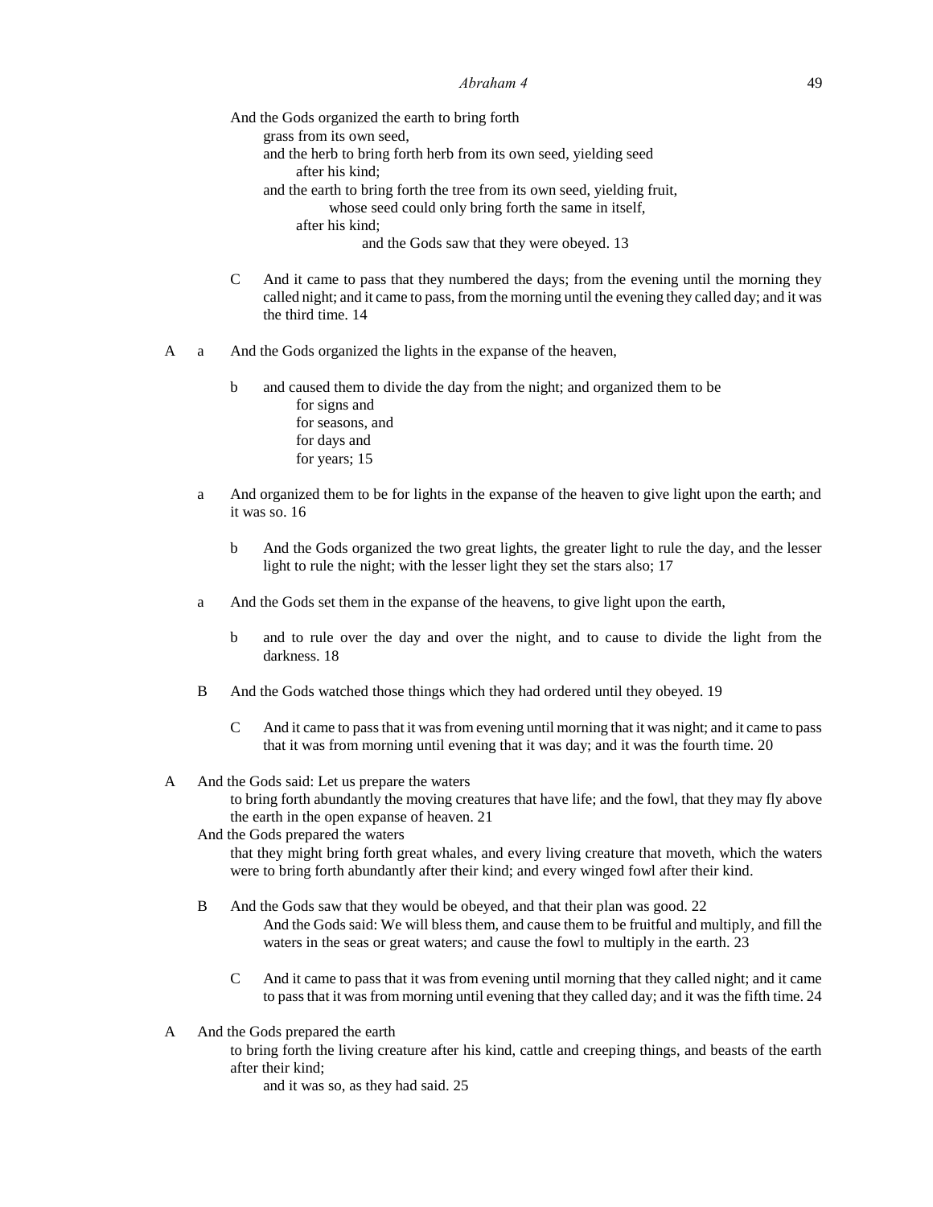And the Gods organized the earth to bring forth
grass from its own seed,
and the herb to bring forth herb from its own seed, yielding seed
after his kind;
and the earth to bring forth the tree from its own seed, yielding fruit,
whose seed could only bring forth the same in itself,
after his kind;
and the Gods saw that they were obeyed. 13

C And it came to pass that they numbered the days; from the evening until the morning they called night; and it came to pass, from the morning until the evening they called day; and it was the third time. 14

A a And the Gods organized the lights in the expanse of the heaven,

b and caused them to divide the day from the night; and organized them to be
for signs and
for seasons, and
for days and
for years; 15

a And organized them to be for lights in the expanse of the heaven to give light upon the earth; and it was so. 16

b And the Gods organized the two great lights, the greater light to rule the day, and the lesser light to rule the night; with the lesser light they set the stars also; 17

a And the Gods set them in the expanse of the heavens, to give light upon the earth,

b and to rule over the day and over the night, and to cause to divide the light from the darkness. 18

B And the Gods watched those things which they had ordered until they obeyed. 19

C And it came to pass that it was from evening until morning that it was night; and it came to pass that it was from morning until evening that it was day; and it was the fourth time. 20

A And the Gods said: Let us prepare the waters
to bring forth abundantly the moving creatures that have life; and the fowl, that they may fly above the earth in the open expanse of heaven. 21
And the Gods prepared the waters
that they might bring forth great whales, and every living creature that moveth, which the waters were to bring forth abundantly after their kind; and every winged fowl after their kind.

B And the Gods saw that they would be obeyed, and that their plan was good. 22
And the Gods said: We will bless them, and cause them to be fruitful and multiply, and fill the waters in the seas or great waters; and cause the fowl to multiply in the earth. 23

C And it came to pass that it was from evening until morning that they called night; and it came to pass that it was from morning until evening that they called day; and it was the fifth time. 24

A And the Gods prepared the earth
to bring forth the living creature after his kind, cattle and creeping things, and beasts of the earth after their kind;
and it was so, as they had said. 25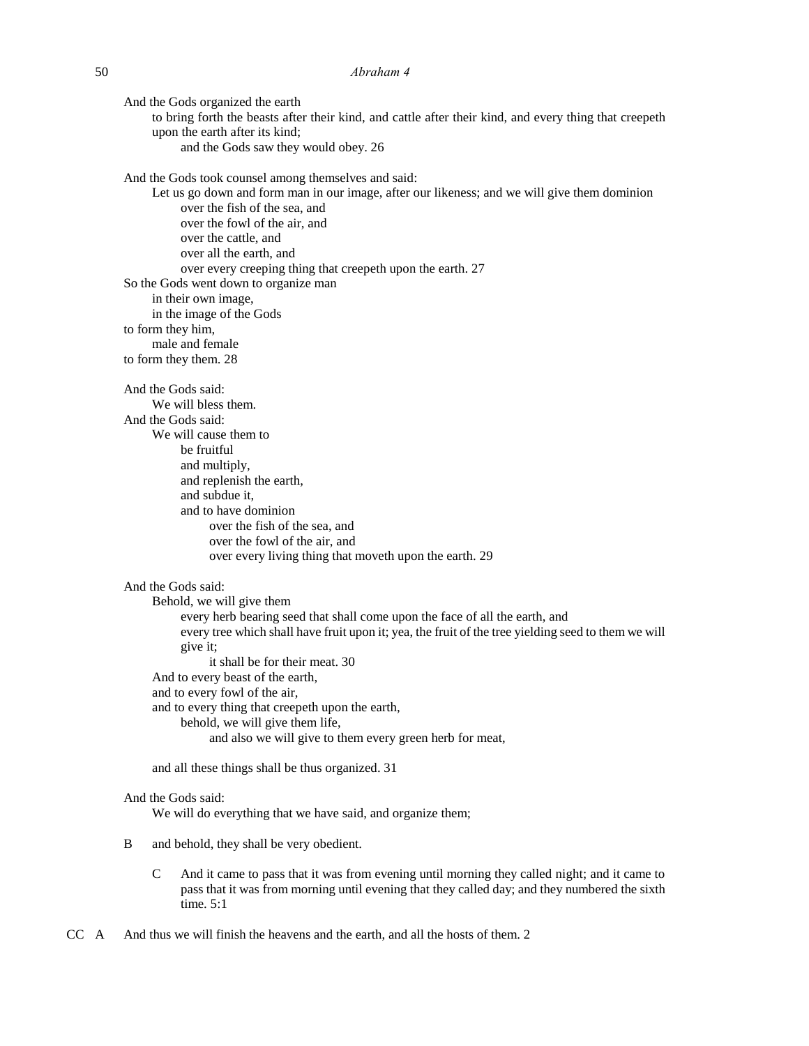And the Gods organized the earth

to bring forth the beasts after their kind, and cattle after their kind, and every thing that creepeth upon the earth after its kind;

and the Gods saw they would obey. 26

And the Gods took counsel among themselves and said:

Let us go down and form man in our image, after our likeness; and we will give them dominion

over the fish of the sea, and
over the fowl of the air, and
over the cattle, and
over all the earth, and
over every creeping thing that creepeth upon the earth. 27

So the Gods went down to organize man

in their own image,
in the image of the Gods

to form they him,

male and female

to form they them. 28

And the Gods said:

We will bless them.

And the Gods said:

We will cause them to

be fruitful
and multiply,
and replenish the earth,
and subdue it,
and to have dominion

over the fish of the sea, and
over the fowl of the air, and
over every living thing that moveth upon the earth. 29

And the Gods said:

Behold, we will give them

every herb bearing seed that shall come upon the face of all the earth, and
every tree which shall have fruit upon it; yea, the fruit of the tree yielding seed to them we will give it;

it shall be for their meat. 30

And to every beast of the earth,
and to every fowl of the air,
and to every thing that creepeth upon the earth,

behold, we will give them life,

and also we will give to them every green herb for meat,

and all these things shall be thus organized. 31

And the Gods said:

We will do everything that we have said, and organize them;

B and behold, they shall be very obedient.

C And it came to pass that it was from evening until morning they called night; and it came to pass that it was from morning until evening that they called day; and they numbered the sixth time. 5:1

CC A And thus we will finish the heavens and the earth, and all the hosts of them. 2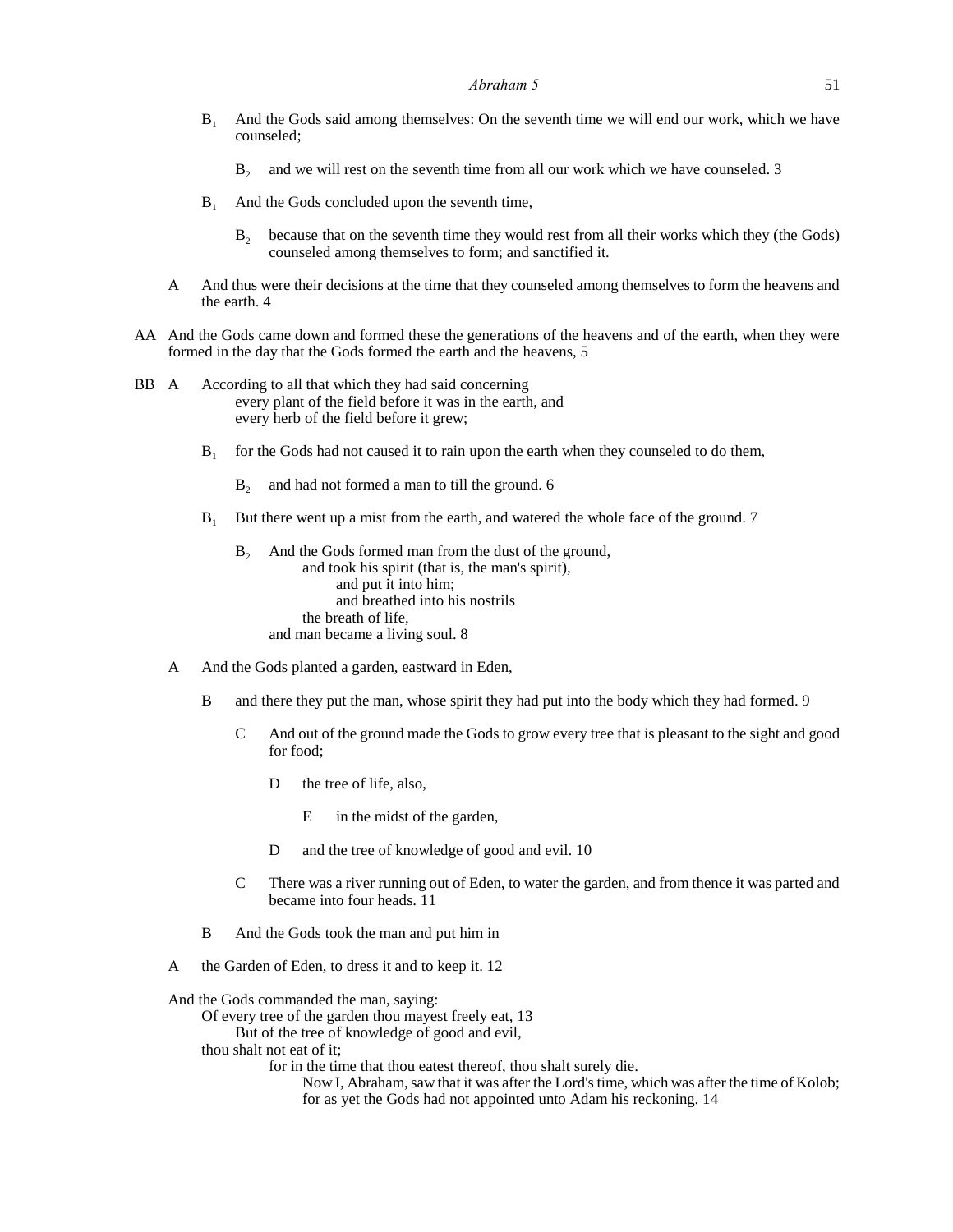$B_1$ And the Gods said among themselves: On the seventh time we will end our work, which we have counseled;

&nbsp;&nbsp;&nbsp;&nbsp;$B_2$ and we will rest on the seventh time from all our work which we have counseled. 3

$B_1$ And the Gods concluded upon the seventh time,

&nbsp;&nbsp;&nbsp;&nbsp;$B_2$ because that on the seventh time they would rest from all their works which they (the Gods) counseled among themselves to form; and sanctified it.

A And thus were their decisions at the time that they counseled among themselves to form the heavens and the earth. 4

AA And the Gods came down and formed these the generations of the heavens and of the earth, when they were formed in the day that the Gods formed the earth and the heavens, 5

BB A According to all that which they had said concerning
&nbsp;&nbsp;&nbsp;&nbsp;every plant of the field before it was in the earth, and
&nbsp;&nbsp;&nbsp;&nbsp;every herb of the field before it grew;

$B_1$ for the Gods had not caused it to rain upon the earth when they counseled to do them,

&nbsp;&nbsp;&nbsp;&nbsp;$B_2$ and had not formed a man to till the ground. 6

$B_1$ But there went up a mist from the earth, and watered the whole face of the ground. 7

&nbsp;&nbsp;&nbsp;&nbsp;$B_2$ And the Gods formed man from the dust of the ground,
&nbsp;&nbsp;&nbsp;&nbsp;&nbsp;&nbsp;&nbsp;&nbsp;and took his spirit (that is, the man's spirit),
&nbsp;&nbsp;&nbsp;&nbsp;&nbsp;&nbsp;&nbsp;&nbsp;&nbsp;&nbsp;&nbsp;&nbsp;and put it into him;
&nbsp;&nbsp;&nbsp;&nbsp;&nbsp;&nbsp;&nbsp;&nbsp;&nbsp;&nbsp;&nbsp;&nbsp;and breathed into his nostrils
&nbsp;&nbsp;&nbsp;&nbsp;&nbsp;&nbsp;&nbsp;&nbsp;the breath of life,
&nbsp;&nbsp;&nbsp;&nbsp;and man became a living soul. 8

A And the Gods planted a garden, eastward in Eden,

&nbsp;&nbsp;&nbsp;&nbsp;B and there they put the man, whose spirit they had put into the body which they had formed. 9

&nbsp;&nbsp;&nbsp;&nbsp;&nbsp;&nbsp;&nbsp;&nbsp;C And out of the ground made the Gods to grow every tree that is pleasant to the sight and good for food;

&nbsp;&nbsp;&nbsp;&nbsp;&nbsp;&nbsp;&nbsp;&nbsp;&nbsp;&nbsp;&nbsp;&nbsp;D the tree of life, also,

&nbsp;&nbsp;&nbsp;&nbsp;&nbsp;&nbsp;&nbsp;&nbsp;&nbsp;&nbsp;&nbsp;&nbsp;&nbsp;&nbsp;&nbsp;&nbsp;E in the midst of the garden,

&nbsp;&nbsp;&nbsp;&nbsp;&nbsp;&nbsp;&nbsp;&nbsp;&nbsp;&nbsp;&nbsp;&nbsp;D and the tree of knowledge of good and evil. 10

&nbsp;&nbsp;&nbsp;&nbsp;&nbsp;&nbsp;&nbsp;&nbsp;C There was a river running out of Eden, to water the garden, and from thence it was parted and became into four heads. 11

&nbsp;&nbsp;&nbsp;&nbsp;B And the Gods took the man and put him in

A the Garden of Eden, to dress it and to keep it. 12

And the Gods commanded the man, saying:
&nbsp;&nbsp;&nbsp;&nbsp;Of every tree of the garden thou mayest freely eat, 13
&nbsp;&nbsp;&nbsp;&nbsp;&nbsp;&nbsp;&nbsp;&nbsp;But of the tree of knowledge of good and evil,
&nbsp;&nbsp;&nbsp;&nbsp;thou shalt not eat of it;
&nbsp;&nbsp;&nbsp;&nbsp;&nbsp;&nbsp;&nbsp;&nbsp;&nbsp;&nbsp;&nbsp;&nbsp;for in the time that thou eatest thereof, thou shalt surely die.
&nbsp;&nbsp;&nbsp;&nbsp;&nbsp;&nbsp;&nbsp;&nbsp;&nbsp;&nbsp;&nbsp;&nbsp;&nbsp;&nbsp;&nbsp;&nbsp;Now I, Abraham, saw that it was after the Lord's time, which was after the time of Kolob; for as yet the Gods had not appointed unto Adam his reckoning. 14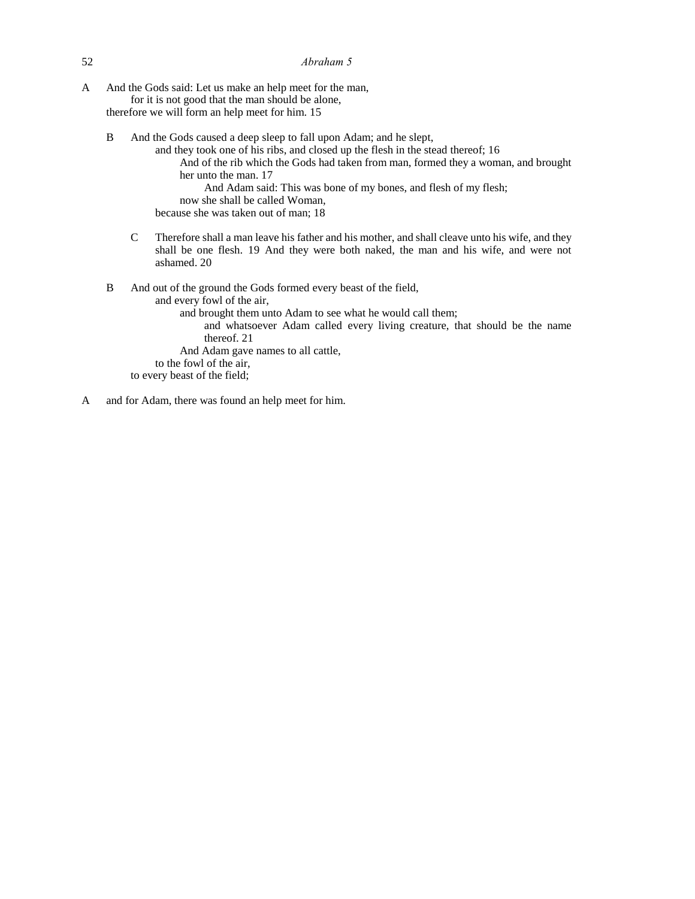A And the Gods said: Let us make an help meet for the man,
for it is not good that the man should be alone,
therefore we will form an help meet for him. 15

B And the Gods caused a deep sleep to fall upon Adam; and he slept,
and they took one of his ribs, and closed up the flesh in the stead thereof; 16
And of the rib which the Gods had taken from man, formed they a woman, and brought her unto the man. 17
And Adam said: This was bone of my bones, and flesh of my flesh;
now she shall be called Woman,
because she was taken out of man; 18

C Therefore shall a man leave his father and his mother, and shall cleave unto his wife, and they shall be one flesh. 19 And they were both naked, the man and his wife, and were not ashamed. 20

B And out of the ground the Gods formed every beast of the field,
and every fowl of the air,
and brought them unto Adam to see what he would call them;
and whatsoever Adam called every living creature, that should be the name thereof. 21
And Adam gave names to all cattle,
to the fowl of the air,
to every beast of the field;

A and for Adam, there was found an help meet for him.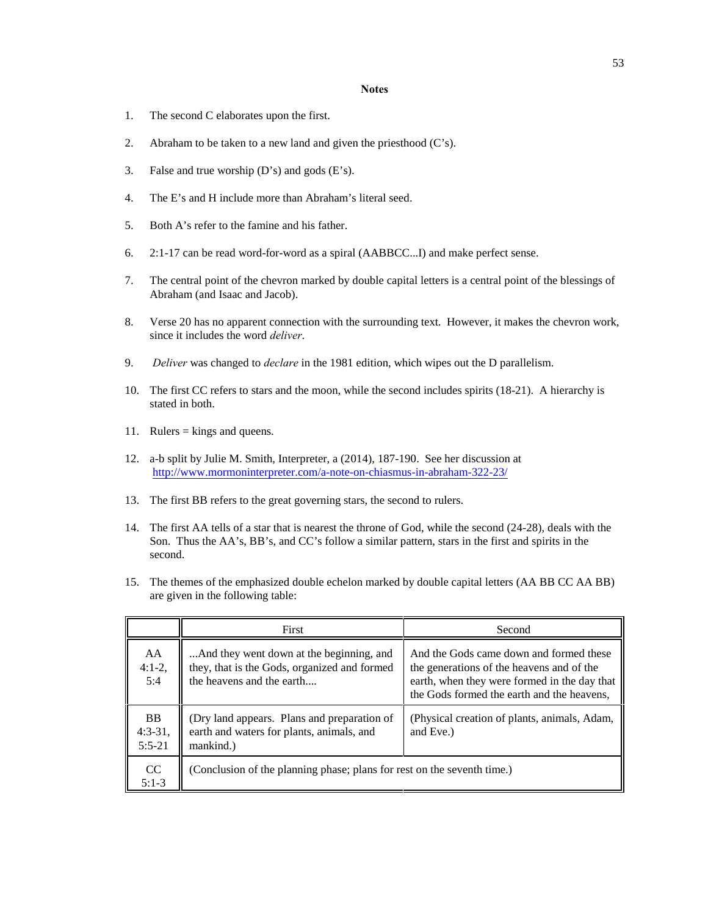### Notes

1. The second C elaborates upon the first.

2. Abraham to be taken to a new land and given the priesthood (C's).

3. False and true worship (D's) and gods (E's).

4. The E's and H include more than Abraham's literal seed.

5. Both A's refer to the famine and his father.

6. 2:1-17 can be read word-for-word as a spiral (AABBCC...I) and make perfect sense.

7. The central point of the chevron marked by double capital letters is a central point of the blessings of Abraham (and Isaac and Jacob).

8. Verse 20 has no apparent connection with the surrounding text. However, it makes the chevron work, since it includes the word *deliver*.

9. *Deliver* was changed to *declare* in the 1981 edition, which wipes out the D parallelism.

10. The first CC refers to stars and the moon, while the second includes spirits (18-21). A hierarchy is stated in both.

11. Rulers = kings and queens.

12. a-b split by Julie M. Smith, Interpreter, a (2014), 187-190. See her discussion at http://www.mormoninterpreter.com/a-note-on-chiasmus-in-abraham-322-23/

13. The first BB refers to the great governing stars, the second to rulers.

14. The first AA tells of a star that is nearest the throne of God, while the second (24-28), deals with the Son. Thus the AA's, BB's, and CC's follow a similar pattern, stars in the first and spirits in the second.

15. The themes of the emphasized double echelon marked by double capital letters (AA BB CC AA BB) are given in the following table:

| | First | Second |
|---|---|---|
| AA 4:1-2, 5:4 | ...And they went down at the beginning, and they, that is the Gods, organized and formed the heavens and the earth.... | And the Gods came down and formed these the generations of the heavens and of the earth, when they were formed in the day that the Gods formed the earth and the heavens, |
| BB 4:3-31, 5:5-21 | (Dry land appears. Plans and preparation of earth and waters for plants, animals, and mankind.) | (Physical creation of plants, animals, Adam, and Eve.) |
| CC 5:1-3 | (Conclusion of the planning phase; plans for rest on the seventh time.) | |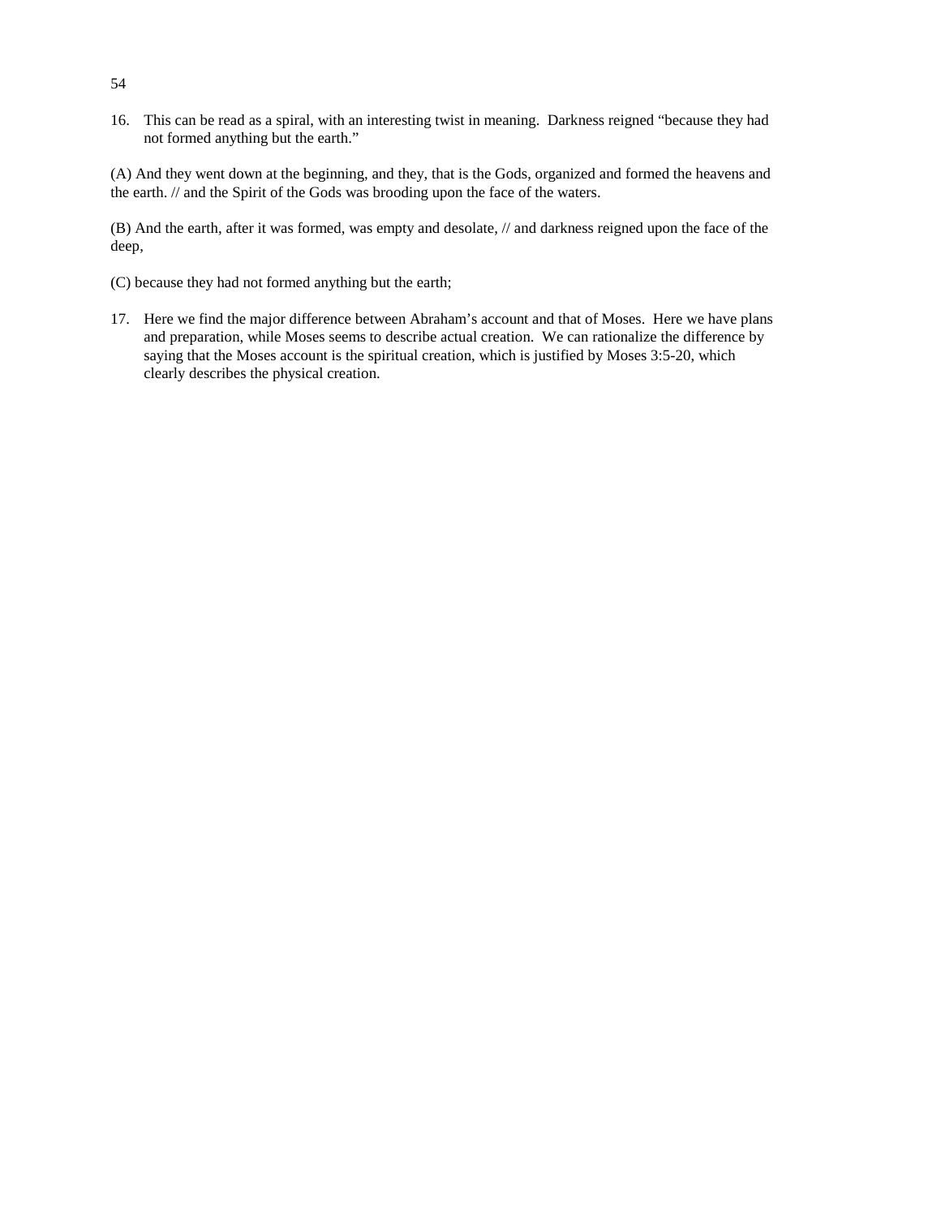16. This can be read as a spiral, with an interesting twist in meaning. Darkness reigned "because they had not formed anything but the earth."

(A) And they went down at the beginning, and they, that is the Gods, organized and formed the heavens and the earth. // and the Spirit of the Gods was brooding upon the face of the waters.

(B) And the earth, after it was formed, was empty and desolate, // and darkness reigned upon the face of the deep,

(C) because they had not formed anything but the earth;

17. Here we find the major difference between Abraham's account and that of Moses. Here we have plans and preparation, while Moses seems to describe actual creation. We can rationalize the difference by saying that the Moses account is the spiritual creation, which is justified by Moses 3:5-20, which clearly describes the physical creation.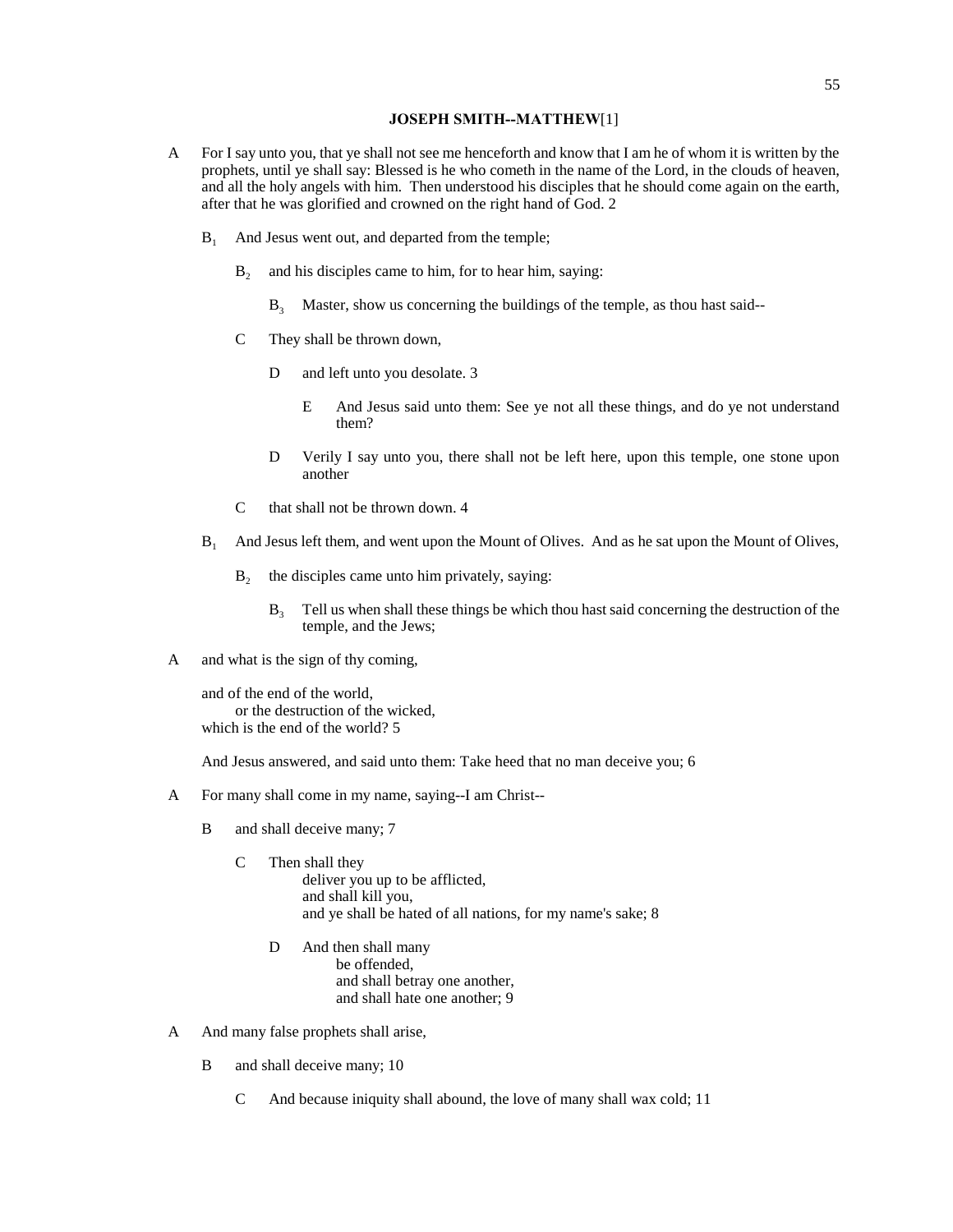## JOSEPH SMITH--MATTHEW[1]

A For I say unto you, that ye shall not see me henceforth and know that I am he of whom it is written by the prophets, until ye shall say: Blessed is he who cometh in the name of the Lord, in the clouds of heaven, and all the holy angels with him. Then understood his disciples that he should come again on the earth, after that he was glorified and crowned on the right hand of God. 2

$B_1$ And Jesus went out, and departed from the temple;

$B_2$ and his disciples came to him, for to hear him, saying:

$B_3$ Master, show us concerning the buildings of the temple, as thou hast said--

C They shall be thrown down,

D and left unto you desolate. 3

E And Jesus said unto them: See ye not all these things, and do ye not understand them?

D Verily I say unto you, there shall not be left here, upon this temple, one stone upon another

C that shall not be thrown down. 4

$B_1$ And Jesus left them, and went upon the Mount of Olives. And as he sat upon the Mount of Olives,

$B_2$ the disciples came unto him privately, saying:

$B_3$ Tell us when shall these things be which thou hast said concerning the destruction of the temple, and the Jews;

A and what is the sign of thy coming,

and of the end of the world,
or the destruction of the wicked,
which is the end of the world? 5

And Jesus answered, and said unto them: Take heed that no man deceive you; 6

A For many shall come in my name, saying--I am Christ--

B and shall deceive many; 7

C Then shall they
deliver you up to be afflicted,
and shall kill you,
and ye shall be hated of all nations, for my name's sake; 8

D And then shall many
be offended,
and shall betray one another,
and shall hate one another; 9

A And many false prophets shall arise,

B and shall deceive many; 10

C And because iniquity shall abound, the love of many shall wax cold; 11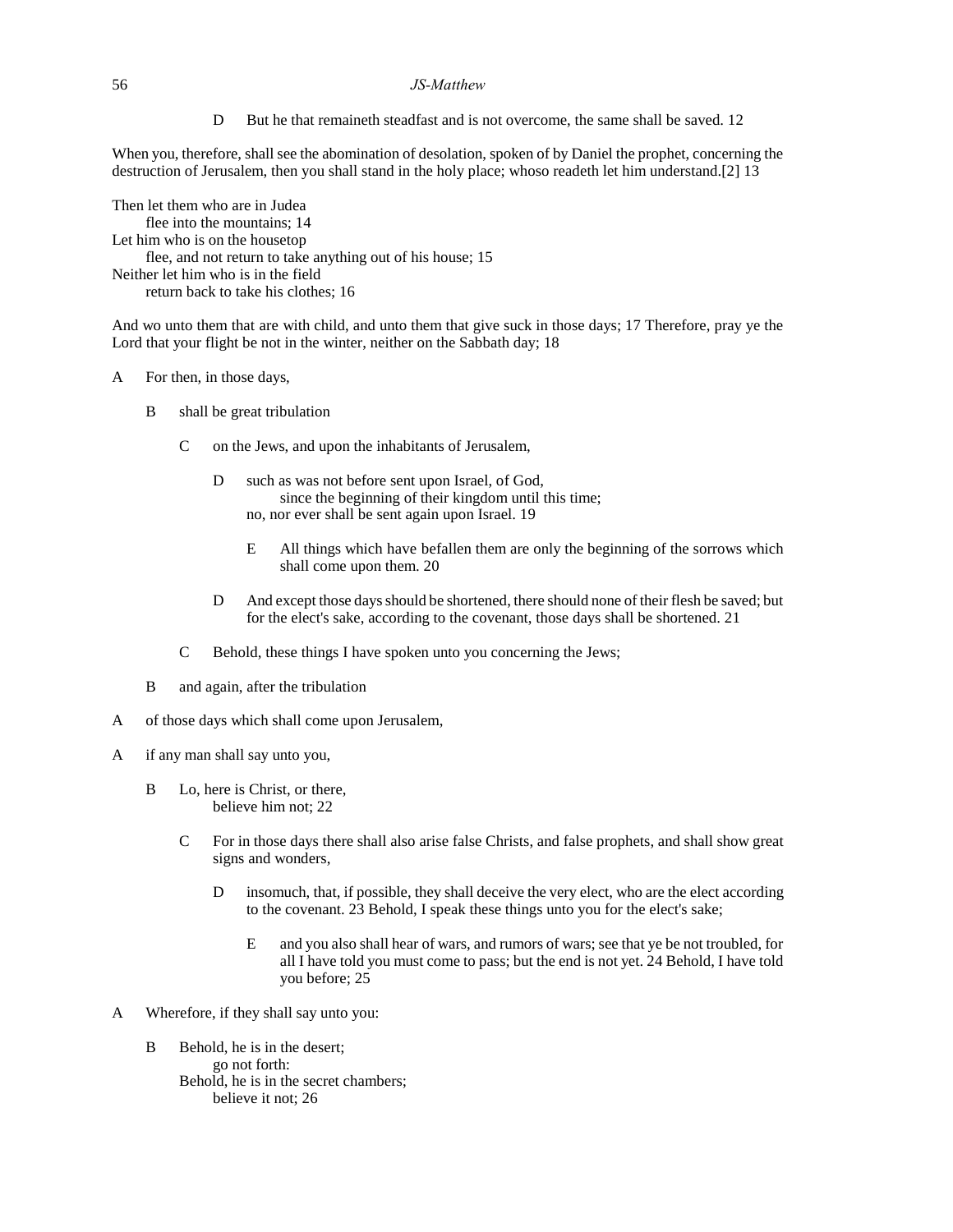D But he that remaineth steadfast and is not overcome, the same shall be saved. 12

When you, therefore, shall see the abomination of desolation, spoken of by Daniel the prophet, concerning the destruction of Jerusalem, then you shall stand in the holy place; whoso readeth let him understand.[2] 13

Then let them who are in Judea
    flee into the mountains; 14
Let him who is on the housetop
    flee, and not return to take anything out of his house; 15
Neither let him who is in the field
    return back to take his clothes; 16

And wo unto them that are with child, and unto them that give suck in those days; 17 Therefore, pray ye the Lord that your flight be not in the winter, neither on the Sabbath day; 18

A For then, in those days,

  B shall be great tribulation

    C on the Jews, and upon the inhabitants of Jerusalem,

      D such as was not before sent upon Israel, of God,
          since the beginning of their kingdom until this time;
        no, nor ever shall be sent again upon Israel. 19

        E All things which have befallen them are only the beginning of the sorrows which shall come upon them. 20

      D And except those days should be shortened, there should none of their flesh be saved; but for the elect's sake, according to the covenant, those days shall be shortened. 21

    C Behold, these things I have spoken unto you concerning the Jews;

  B and again, after the tribulation

A of those days which shall come upon Jerusalem,

A if any man shall say unto you,

  B Lo, here is Christ, or there,
      believe him not; 22

    C For in those days there shall also arise false Christs, and false prophets, and shall show great signs and wonders,

      D insomuch, that, if possible, they shall deceive the very elect, who are the elect according to the covenant. 23 Behold, I speak these things unto you for the elect's sake;

        E and you also shall hear of wars, and rumors of wars; see that ye be not troubled, for all I have told you must come to pass; but the end is not yet. 24 Behold, I have told you before; 25

A Wherefore, if they shall say unto you:

  B Behold, he is in the desert;
      go not forth:
    Behold, he is in the secret chambers;
      believe it not; 26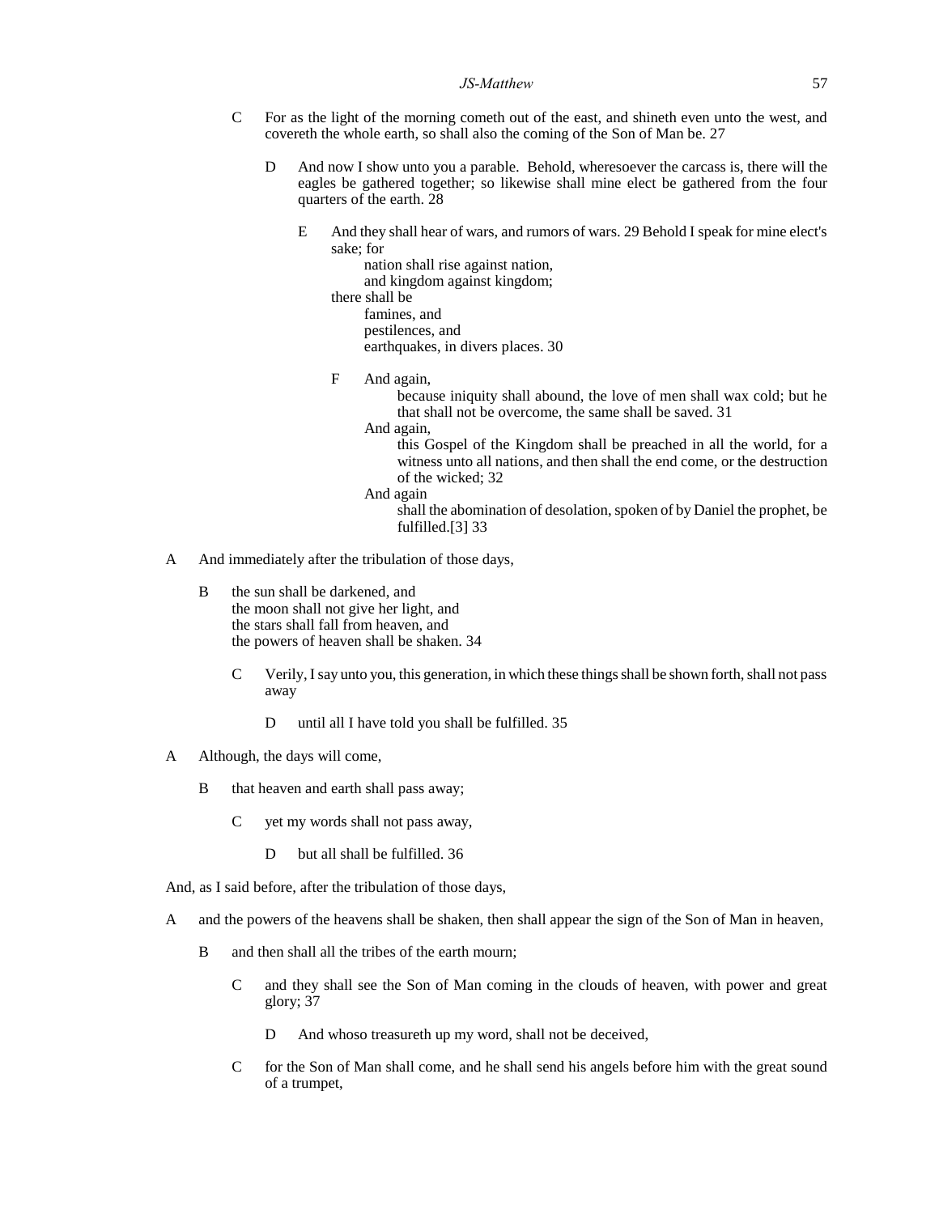C For as the light of the morning cometh out of the east, and shineth even unto the west, and covereth the whole earth, so shall also the coming of the Son of Man be. 27

D And now I show unto you a parable. Behold, wheresoever the carcass is, there will the eagles be gathered together; so likewise shall mine elect be gathered from the four quarters of the earth. 28

E And they shall hear of wars, and rumors of wars. 29 Behold I speak for mine elect's sake; for
nation shall rise against nation,
and kingdom against kingdom;
there shall be
famines, and
pestilences, and
earthquakes, in divers places. 30

F And again,
because iniquity shall abound, the love of men shall wax cold; but he that shall not be overcome, the same shall be saved. 31
And again,
this Gospel of the Kingdom shall be preached in all the world, for a witness unto all nations, and then shall the end come, or the destruction of the wicked; 32
And again
shall the abomination of desolation, spoken of by Daniel the prophet, be fulfilled.[3] 33

A And immediately after the tribulation of those days,

B the sun shall be darkened, and
the moon shall not give her light, and
the stars shall fall from heaven, and
the powers of heaven shall be shaken. 34

C Verily, I say unto you, this generation, in which these things shall be shown forth, shall not pass away

D until all I have told you shall be fulfilled. 35

A Although, the days will come,

B that heaven and earth shall pass away;

C yet my words shall not pass away,

D but all shall be fulfilled. 36

And, as I said before, after the tribulation of those days,

A and the powers of the heavens shall be shaken, then shall appear the sign of the Son of Man in heaven,

B and then shall all the tribes of the earth mourn;

C and they shall see the Son of Man coming in the clouds of heaven, with power and great glory; 37

D And whoso treasureth up my word, shall not be deceived,

C for the Son of Man shall come, and he shall send his angels before him with the great sound of a trumpet,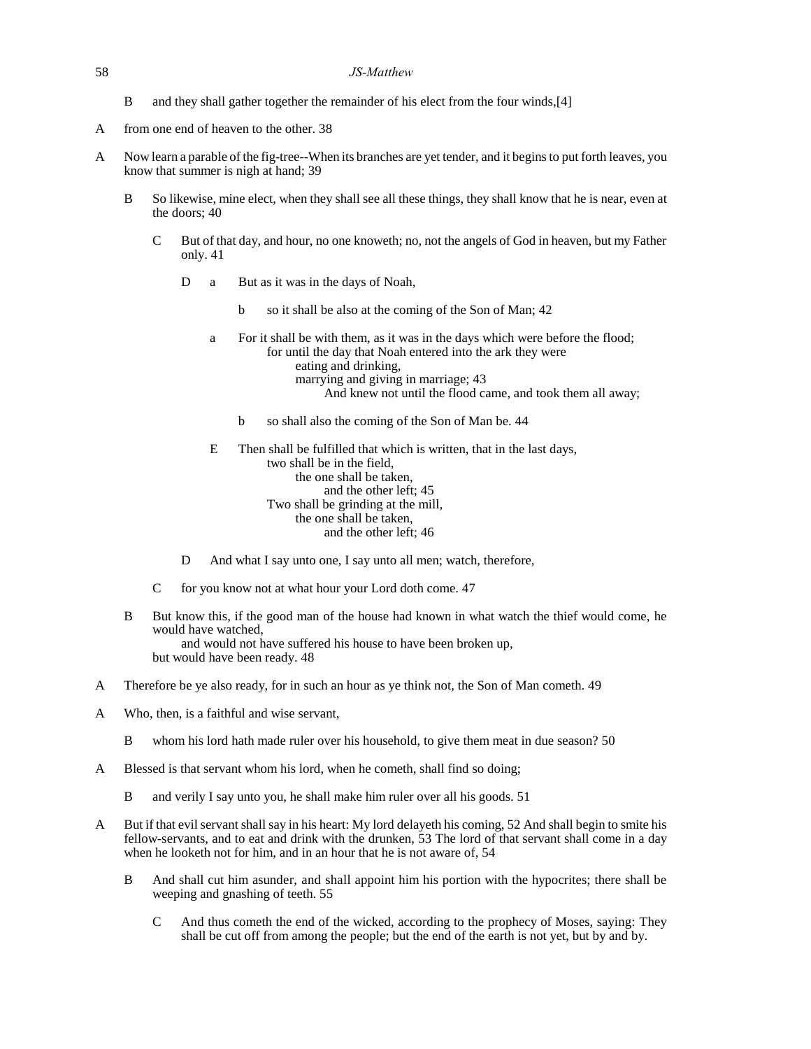B  and they shall gather together the remainder of his elect from the four winds,[4]

A  from one end of heaven to the other. 38

A  Now learn a parable of the fig-tree--When its branches are yet tender, and it begins to put forth leaves, you know that summer is nigh at hand; 39

&nbsp;&nbsp;&nbsp;&nbsp;B  So likewise, mine elect, when they shall see all these things, they shall know that he is near, even at the doors; 40

&nbsp;&nbsp;&nbsp;&nbsp;&nbsp;&nbsp;&nbsp;&nbsp;C  But of that day, and hour, no one knoweth; no, not the angels of God in heaven, but my Father only. 41

&nbsp;&nbsp;&nbsp;&nbsp;&nbsp;&nbsp;&nbsp;&nbsp;&nbsp;&nbsp;&nbsp;&nbsp;D  a  But as it was in the days of Noah,

&nbsp;&nbsp;&nbsp;&nbsp;&nbsp;&nbsp;&nbsp;&nbsp;&nbsp;&nbsp;&nbsp;&nbsp;&nbsp;&nbsp;&nbsp;&nbsp;&nbsp;&nbsp;&nbsp;&nbsp;b  so it shall be also at the coming of the Son of Man; 42

&nbsp;&nbsp;&nbsp;&nbsp;&nbsp;&nbsp;&nbsp;&nbsp;&nbsp;&nbsp;&nbsp;&nbsp;&nbsp;&nbsp;&nbsp;&nbsp;a  For it shall be with them, as it was in the days which were before the flood;
&nbsp;&nbsp;&nbsp;&nbsp;&nbsp;&nbsp;&nbsp;&nbsp;&nbsp;&nbsp;&nbsp;&nbsp;&nbsp;&nbsp;&nbsp;&nbsp;&nbsp;&nbsp;&nbsp;&nbsp;for until the day that Noah entered into the ark they were
&nbsp;&nbsp;&nbsp;&nbsp;&nbsp;&nbsp;&nbsp;&nbsp;&nbsp;&nbsp;&nbsp;&nbsp;&nbsp;&nbsp;&nbsp;&nbsp;&nbsp;&nbsp;&nbsp;&nbsp;&nbsp;&nbsp;&nbsp;&nbsp;eating and drinking,
&nbsp;&nbsp;&nbsp;&nbsp;&nbsp;&nbsp;&nbsp;&nbsp;&nbsp;&nbsp;&nbsp;&nbsp;&nbsp;&nbsp;&nbsp;&nbsp;&nbsp;&nbsp;&nbsp;&nbsp;&nbsp;&nbsp;&nbsp;&nbsp;marrying and giving in marriage; 43
&nbsp;&nbsp;&nbsp;&nbsp;&nbsp;&nbsp;&nbsp;&nbsp;&nbsp;&nbsp;&nbsp;&nbsp;&nbsp;&nbsp;&nbsp;&nbsp;&nbsp;&nbsp;&nbsp;&nbsp;&nbsp;&nbsp;&nbsp;&nbsp;&nbsp;&nbsp;&nbsp;&nbsp;And knew not until the flood came, and took them all away;

&nbsp;&nbsp;&nbsp;&nbsp;&nbsp;&nbsp;&nbsp;&nbsp;&nbsp;&nbsp;&nbsp;&nbsp;&nbsp;&nbsp;&nbsp;&nbsp;&nbsp;&nbsp;&nbsp;&nbsp;b  so shall also the coming of the Son of Man be. 44

&nbsp;&nbsp;&nbsp;&nbsp;&nbsp;&nbsp;&nbsp;&nbsp;&nbsp;&nbsp;&nbsp;&nbsp;&nbsp;&nbsp;&nbsp;&nbsp;E  Then shall be fulfilled that which is written, that in the last days,
&nbsp;&nbsp;&nbsp;&nbsp;&nbsp;&nbsp;&nbsp;&nbsp;&nbsp;&nbsp;&nbsp;&nbsp;&nbsp;&nbsp;&nbsp;&nbsp;&nbsp;&nbsp;&nbsp;&nbsp;two shall be in the field,
&nbsp;&nbsp;&nbsp;&nbsp;&nbsp;&nbsp;&nbsp;&nbsp;&nbsp;&nbsp;&nbsp;&nbsp;&nbsp;&nbsp;&nbsp;&nbsp;&nbsp;&nbsp;&nbsp;&nbsp;&nbsp;&nbsp;&nbsp;&nbsp;the one shall be taken,
&nbsp;&nbsp;&nbsp;&nbsp;&nbsp;&nbsp;&nbsp;&nbsp;&nbsp;&nbsp;&nbsp;&nbsp;&nbsp;&nbsp;&nbsp;&nbsp;&nbsp;&nbsp;&nbsp;&nbsp;&nbsp;&nbsp;&nbsp;&nbsp;&nbsp;&nbsp;&nbsp;&nbsp;and the other left; 45
&nbsp;&nbsp;&nbsp;&nbsp;&nbsp;&nbsp;&nbsp;&nbsp;&nbsp;&nbsp;&nbsp;&nbsp;&nbsp;&nbsp;&nbsp;&nbsp;&nbsp;&nbsp;&nbsp;&nbsp;Two shall be grinding at the mill,
&nbsp;&nbsp;&nbsp;&nbsp;&nbsp;&nbsp;&nbsp;&nbsp;&nbsp;&nbsp;&nbsp;&nbsp;&nbsp;&nbsp;&nbsp;&nbsp;&nbsp;&nbsp;&nbsp;&nbsp;&nbsp;&nbsp;&nbsp;&nbsp;the one shall be taken,
&nbsp;&nbsp;&nbsp;&nbsp;&nbsp;&nbsp;&nbsp;&nbsp;&nbsp;&nbsp;&nbsp;&nbsp;&nbsp;&nbsp;&nbsp;&nbsp;&nbsp;&nbsp;&nbsp;&nbsp;&nbsp;&nbsp;&nbsp;&nbsp;&nbsp;&nbsp;&nbsp;&nbsp;and the other left; 46

&nbsp;&nbsp;&nbsp;&nbsp;&nbsp;&nbsp;&nbsp;&nbsp;&nbsp;&nbsp;&nbsp;&nbsp;D  And what I say unto one, I say unto all men; watch, therefore,

&nbsp;&nbsp;&nbsp;&nbsp;&nbsp;&nbsp;&nbsp;&nbsp;C  for you know not at what hour your Lord doth come. 47

&nbsp;&nbsp;&nbsp;&nbsp;B  But know this, if the good man of the house had known in what watch the thief would come, he would have watched,
&nbsp;&nbsp;&nbsp;&nbsp;&nbsp;&nbsp;&nbsp;&nbsp;and would not have suffered his house to have been broken up,
&nbsp;&nbsp;&nbsp;&nbsp;but would have been ready. 48

A  Therefore be ye also ready, for in such an hour as ye think not, the Son of Man cometh. 49

A  Who, then, is a faithful and wise servant,

&nbsp;&nbsp;&nbsp;&nbsp;B  whom his lord hath made ruler over his household, to give them meat in due season? 50

A  Blessed is that servant whom his lord, when he cometh, shall find so doing;

&nbsp;&nbsp;&nbsp;&nbsp;B  and verily I say unto you, he shall make him ruler over all his goods. 51

A  But if that evil servant shall say in his heart: My lord delayeth his coming, 52 And shall begin to smite his fellow-servants, and to eat and drink with the drunken, 53 The lord of that servant shall come in a day when he looketh not for him, and in an hour that he is not aware of, 54

&nbsp;&nbsp;&nbsp;&nbsp;B  And shall cut him asunder, and shall appoint him his portion with the hypocrites; there shall be weeping and gnashing of teeth. 55

&nbsp;&nbsp;&nbsp;&nbsp;&nbsp;&nbsp;&nbsp;&nbsp;C  And thus cometh the end of the wicked, according to the prophecy of Moses, saying: They shall be cut off from among the people; but the end of the earth is not yet, but by and by.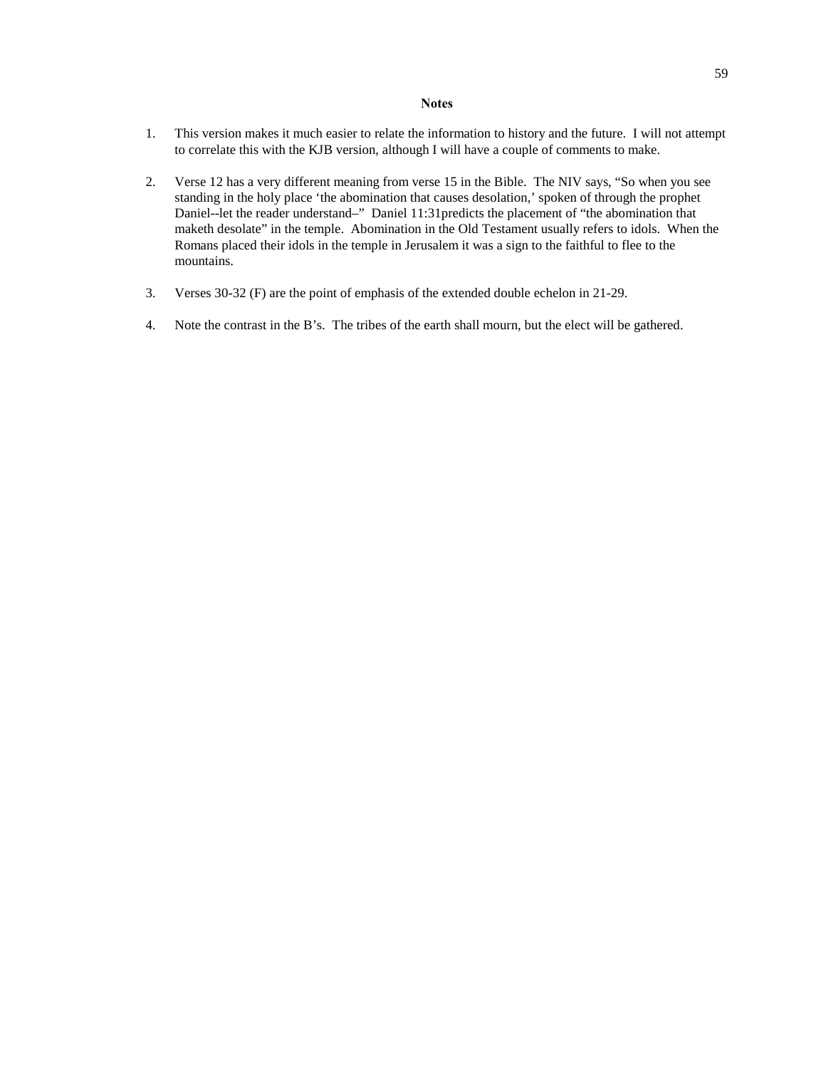**Notes**

1. This version makes it much easier to relate the information to history and the future. I will not attempt to correlate this with the KJB version, although I will have a couple of comments to make.

2. Verse 12 has a very different meaning from verse 15 in the Bible. The NIV says, "So when you see standing in the holy place 'the abomination that causes desolation,' spoken of through the prophet Daniel--let the reader understand–" Daniel 11:31predicts the placement of "the abomination that maketh desolate" in the temple. Abomination in the Old Testament usually refers to idols. When the Romans placed their idols in the temple in Jerusalem it was a sign to the faithful to flee to the mountains.

3. Verses 30-32 (F) are the point of emphasis of the extended double echelon in 21-29.

4. Note the contrast in the B's. The tribes of the earth shall mourn, but the elect will be gathered.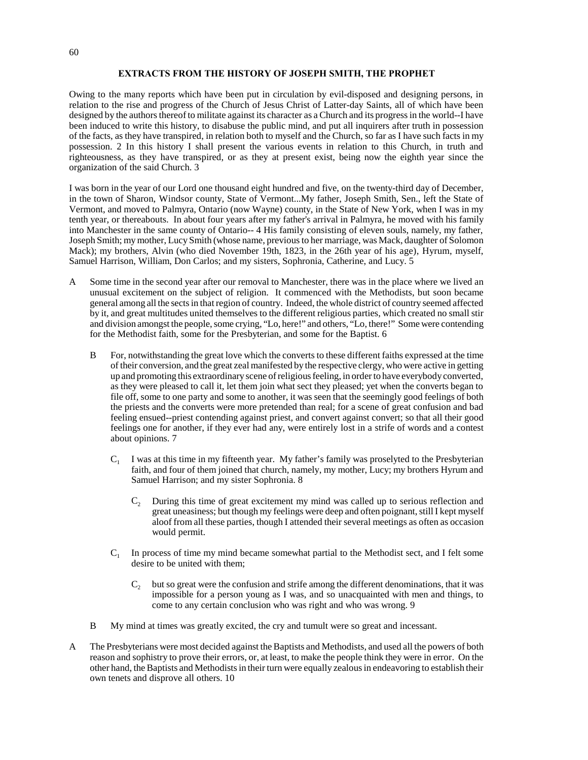## EXTRACTS FROM THE HISTORY OF JOSEPH SMITH, THE PROPHET

Owing to the many reports which have been put in circulation by evil-disposed and designing persons, in relation to the rise and progress of the Church of Jesus Christ of Latter-day Saints, all of which have been designed by the authors thereof to militate against its character as a Church and its progress in the world--I have been induced to write this history, to disabuse the public mind, and put all inquirers after truth in possession of the facts, as they have transpired, in relation both to myself and the Church, so far as I have such facts in my possession. 2 In this history I shall present the various events in relation to this Church, in truth and righteousness, as they have transpired, or as they at present exist, being now the eighth year since the organization of the said Church. 3

I was born in the year of our Lord one thousand eight hundred and five, on the twenty-third day of December, in the town of Sharon, Windsor county, State of Vermont...My father, Joseph Smith, Sen., left the State of Vermont, and moved to Palmyra, Ontario (now Wayne) county, in the State of New York, when I was in my tenth year, or thereabouts. In about four years after my father's arrival in Palmyra, he moved with his family into Manchester in the same county of Ontario-- 4 His family consisting of eleven souls, namely, my father, Joseph Smith; my mother, Lucy Smith (whose name, previous to her marriage, was Mack, daughter of Solomon Mack); my brothers, Alvin (who died November 19th, 1823, in the 26th year of his age), Hyrum, myself, Samuel Harrison, William, Don Carlos; and my sisters, Sophronia, Catherine, and Lucy. 5

A Some time in the second year after our removal to Manchester, there was in the place where we lived an unusual excitement on the subject of religion. It commenced with the Methodists, but soon became general among all the sects in that region of country. Indeed, the whole district of country seemed affected by it, and great multitudes united themselves to the different religious parties, which created no small stir and division amongst the people, some crying, "Lo, here!" and others, "Lo, there!" Some were contending for the Methodist faith, some for the Presbyterian, and some for the Baptist. 6

> B For, notwithstanding the great love which the converts to these different faiths expressed at the time of their conversion, and the great zeal manifested by the respective clergy, who were active in getting up and promoting this extraordinary scene of religious feeling, in order to have everybody converted, as they were pleased to call it, let them join what sect they pleased; yet when the converts began to file off, some to one party and some to another, it was seen that the seemingly good feelings of both the priests and the converts were more pretended than real; for a scene of great confusion and bad feeling ensued--priest contending against priest, and convert against convert; so that all their good feelings one for another, if they ever had any, were entirely lost in a strife of words and a contest about opinions. 7
>
> > $C_1$ I was at this time in my fifteenth year. My father's family was proselyted to the Presbyterian faith, and four of them joined that church, namely, my mother, Lucy; my brothers Hyrum and Samuel Harrison; and my sister Sophronia. 8
> >
> > > $C_2$ During this time of great excitement my mind was called up to serious reflection and great uneasiness; but though my feelings were deep and often poignant, still I kept myself aloof from all these parties, though I attended their several meetings as often as occasion would permit.
> >
> > $C_1$ In process of time my mind became somewhat partial to the Methodist sect, and I felt some desire to be united with them;
> >
> > > $C_2$ but so great were the confusion and strife among the different denominations, that it was impossible for a person young as I was, and so unacquainted with men and things, to come to any certain conclusion who was right and who was wrong. 9
>
> B My mind at times was greatly excited, the cry and tumult were so great and incessant.

A The Presbyterians were most decided against the Baptists and Methodists, and used all the powers of both reason and sophistry to prove their errors, or, at least, to make the people think they were in error. On the other hand, the Baptists and Methodists in their turn were equally zealous in endeavoring to establish their own tenets and disprove all others. 10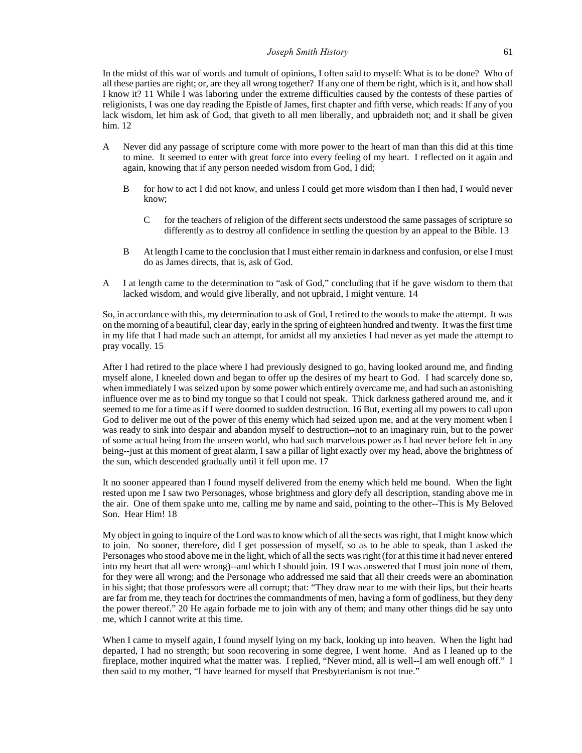In the midst of this war of words and tumult of opinions, I often said to myself: What is to be done? Who of all these parties are right; or, are they all wrong together? If any one of them be right, which is it, and how shall I know it? 11 While I was laboring under the extreme difficulties caused by the contests of these parties of religionists, I was one day reading the Epistle of James, first chapter and fifth verse, which reads: If any of you lack wisdom, let him ask of God, that giveth to all men liberally, and upbraideth not; and it shall be given him. 12

A Never did any passage of scripture come with more power to the heart of man than this did at this time to mine. It seemed to enter with great force into every feeling of my heart. I reflected on it again and again, knowing that if any person needed wisdom from God, I did;

  B for how to act I did not know, and unless I could get more wisdom than I then had, I would never know;

    C for the teachers of religion of the different sects understood the same passages of scripture so differently as to destroy all confidence in settling the question by an appeal to the Bible. 13

  B At length I came to the conclusion that I must either remain in darkness and confusion, or else I must do as James directs, that is, ask of God.

A I at length came to the determination to "ask of God," concluding that if he gave wisdom to them that lacked wisdom, and would give liberally, and not upbraid, I might venture. 14

So, in accordance with this, my determination to ask of God, I retired to the woods to make the attempt. It was on the morning of a beautiful, clear day, early in the spring of eighteen hundred and twenty. It was the first time in my life that I had made such an attempt, for amidst all my anxieties I had never as yet made the attempt to pray vocally. 15

After I had retired to the place where I had previously designed to go, having looked around me, and finding myself alone, I kneeled down and began to offer up the desires of my heart to God. I had scarcely done so, when immediately I was seized upon by some power which entirely overcame me, and had such an astonishing influence over me as to bind my tongue so that I could not speak. Thick darkness gathered around me, and it seemed to me for a time as if I were doomed to sudden destruction. 16 But, exerting all my powers to call upon God to deliver me out of the power of this enemy which had seized upon me, and at the very moment when I was ready to sink into despair and abandon myself to destruction--not to an imaginary ruin, but to the power of some actual being from the unseen world, who had such marvelous power as I had never before felt in any being--just at this moment of great alarm, I saw a pillar of light exactly over my head, above the brightness of the sun, which descended gradually until it fell upon me. 17

It no sooner appeared than I found myself delivered from the enemy which held me bound. When the light rested upon me I saw two Personages, whose brightness and glory defy all description, standing above me in the air. One of them spake unto me, calling me by name and said, pointing to the other--This is My Beloved Son. Hear Him! 18

My object in going to inquire of the Lord was to know which of all the sects was right, that I might know which to join. No sooner, therefore, did I get possession of myself, so as to be able to speak, than I asked the Personages who stood above me in the light, which of all the sects was right (for at this time it had never entered into my heart that all were wrong)--and which I should join. 19 I was answered that I must join none of them, for they were all wrong; and the Personage who addressed me said that all their creeds were an abomination in his sight; that those professors were all corrupt; that: "They draw near to me with their lips, but their hearts are far from me, they teach for doctrines the commandments of men, having a form of godliness, but they deny the power thereof." 20 He again forbade me to join with any of them; and many other things did he say unto me, which I cannot write at this time.

When I came to myself again, I found myself lying on my back, looking up into heaven. When the light had departed, I had no strength; but soon recovering in some degree, I went home. And as I leaned up to the fireplace, mother inquired what the matter was. I replied, "Never mind, all is well--I am well enough off." I then said to my mother, "I have learned for myself that Presbyterianism is not true."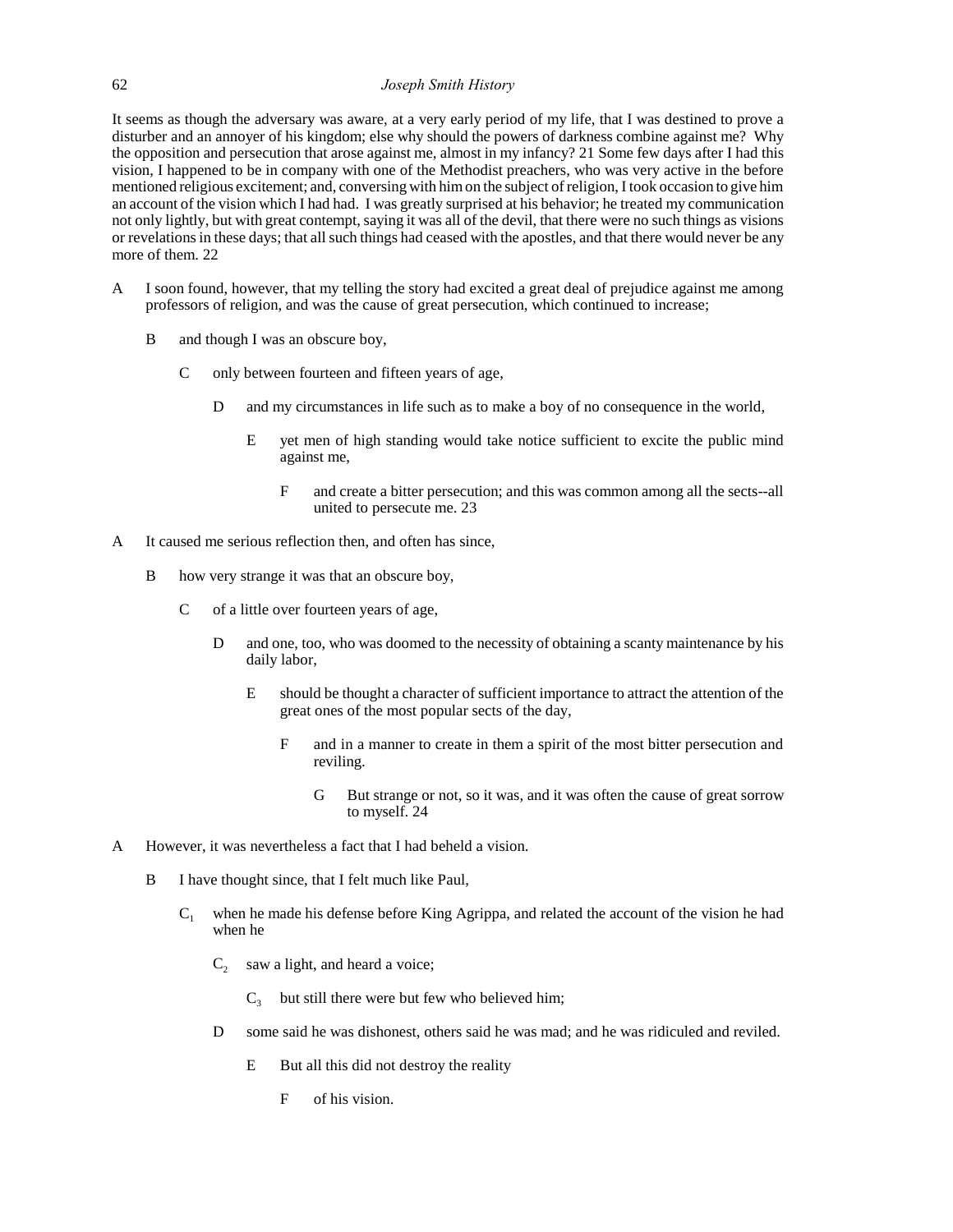It seems as though the adversary was aware, at a very early period of my life, that I was destined to prove a disturber and an annoyer of his kingdom; else why should the powers of darkness combine against me? Why the opposition and persecution that arose against me, almost in my infancy? 21 Some few days after I had this vision, I happened to be in company with one of the Methodist preachers, who was very active in the before mentioned religious excitement; and, conversing with him on the subject of religion, I took occasion to give him an account of the vision which I had had. I was greatly surprised at his behavior; he treated my communication not only lightly, but with great contempt, saying it was all of the devil, that there were no such things as visions or revelations in these days; that all such things had ceased with the apostles, and that there would never be any more of them. 22

A I soon found, however, that my telling the story had excited a great deal of prejudice against me among professors of religion, and was the cause of great persecution, which continued to increase;

    B and though I was an obscure boy,

        C only between fourteen and fifteen years of age,

            D and my circumstances in life such as to make a boy of no consequence in the world,

                E yet men of high standing would take notice sufficient to excite the public mind against me,

                    F and create a bitter persecution; and this was common among all the sects--all united to persecute me. 23

A It caused me serious reflection then, and often has since,

    B how very strange it was that an obscure boy,

        C of a little over fourteen years of age,

            D and one, too, who was doomed to the necessity of obtaining a scanty maintenance by his daily labor,

                E should be thought a character of sufficient importance to attract the attention of the great ones of the most popular sects of the day,

                    F and in a manner to create in them a spirit of the most bitter persecution and reviling.

                        G But strange or not, so it was, and it was often the cause of great sorrow to myself. 24

A However, it was nevertheless a fact that I had beheld a vision.

    B I have thought since, that I felt much like Paul,

        $C_1$ when he made his defense before King Agrippa, and related the account of the vision he had when he

            $C_2$ saw a light, and heard a voice;

                $C_3$ but still there were but few who believed him;

            D some said he was dishonest, others said he was mad; and he was ridiculed and reviled.

                E But all this did not destroy the reality

                    F of his vision.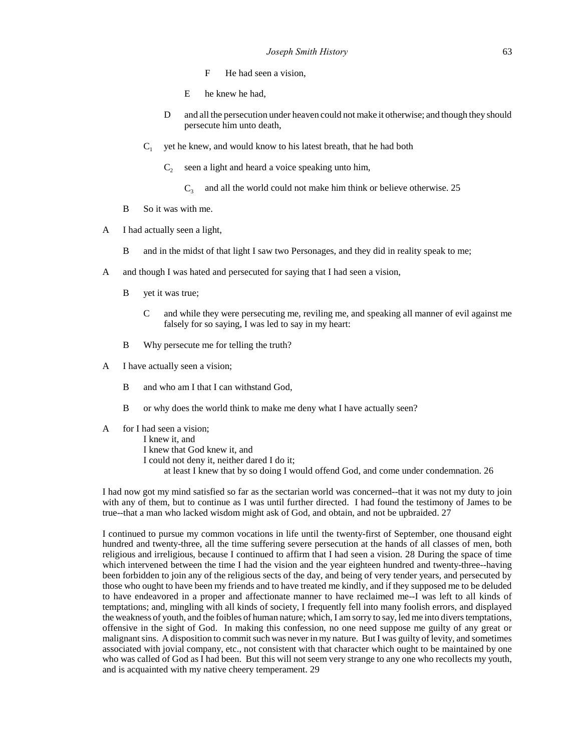F He had seen a vision,

E he knew he had,

D and all the persecution under heaven could not make it otherwise; and though they should persecute him unto death,

$C_1$ yet he knew, and would know to his latest breath, that he had both

$C_2$ seen a light and heard a voice speaking unto him,

$C_3$ and all the world could not make him think or believe otherwise. 25

B So it was with me.

A I had actually seen a light,

B and in the midst of that light I saw two Personages, and they did in reality speak to me;

A and though I was hated and persecuted for saying that I had seen a vision,

B yet it was true;

C and while they were persecuting me, reviling me, and speaking all manner of evil against me falsely for so saying, I was led to say in my heart:

B Why persecute me for telling the truth?

A I have actually seen a vision;

B and who am I that I can withstand God,

B or why does the world think to make me deny what I have actually seen?

A for I had seen a vision;
I knew it, and
I knew that God knew it, and
I could not deny it, neither dared I do it;
at least I knew that by so doing I would offend God, and come under condemnation. 26

I had now got my mind satisfied so far as the sectarian world was concerned--that it was not my duty to join with any of them, but to continue as I was until further directed. I had found the testimony of James to be true--that a man who lacked wisdom might ask of God, and obtain, and not be upbraided. 27

I continued to pursue my common vocations in life until the twenty-first of September, one thousand eight hundred and twenty-three, all the time suffering severe persecution at the hands of all classes of men, both religious and irreligious, because I continued to affirm that I had seen a vision. 28 During the space of time which intervened between the time I had the vision and the year eighteen hundred and twenty-three--having been forbidden to join any of the religious sects of the day, and being of very tender years, and persecuted by those who ought to have been my friends and to have treated me kindly, and if they supposed me to be deluded to have endeavored in a proper and affectionate manner to have reclaimed me--I was left to all kinds of temptations; and, mingling with all kinds of society, I frequently fell into many foolish errors, and displayed the weakness of youth, and the foibles of human nature; which, I am sorry to say, led me into divers temptations, offensive in the sight of God. In making this confession, no one need suppose me guilty of any great or malignant sins. A disposition to commit such was never in my nature. But I was guilty of levity, and sometimes associated with jovial company, etc., not consistent with that character which ought to be maintained by one who was called of God as I had been. But this will not seem very strange to any one who recollects my youth, and is acquainted with my native cheery temperament. 29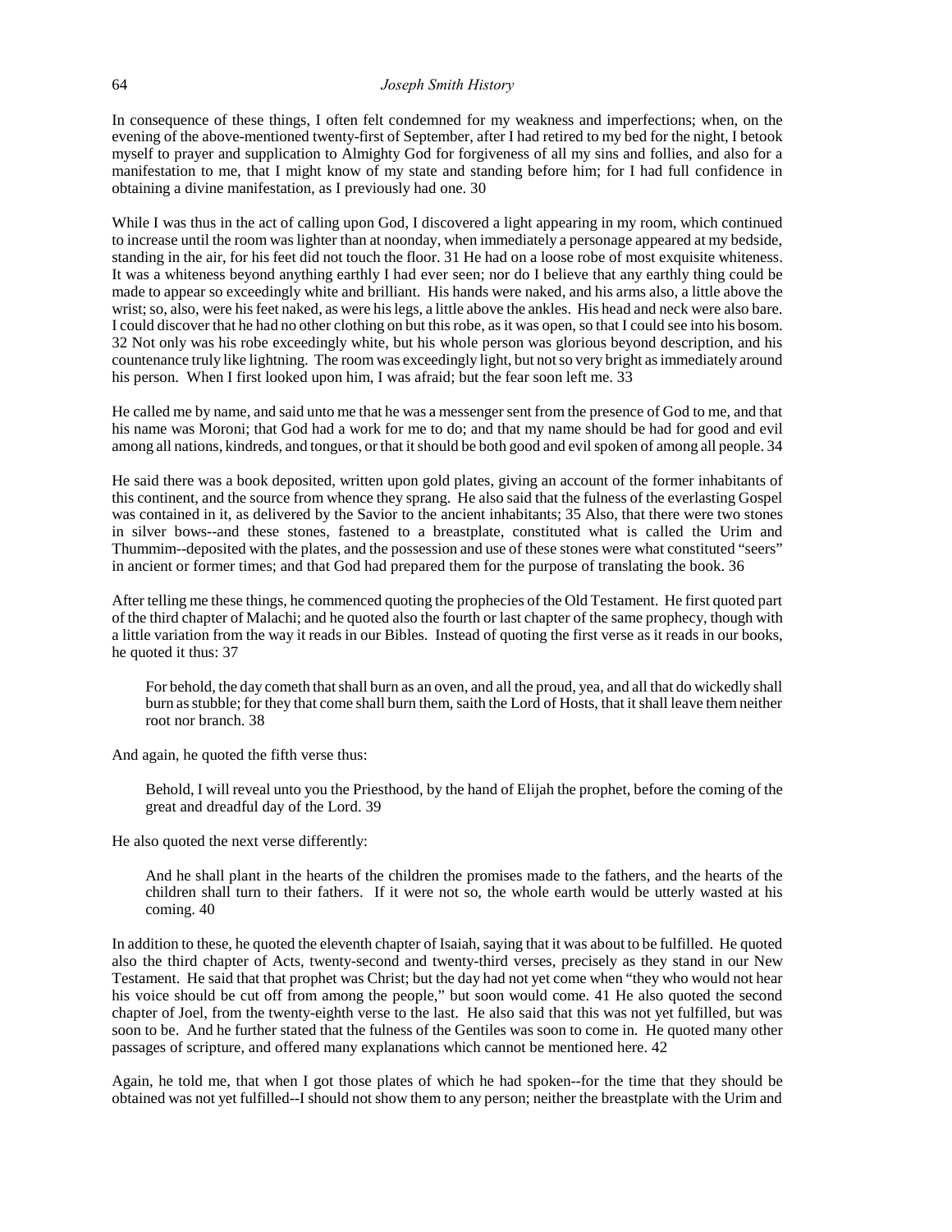In consequence of these things, I often felt condemned for my weakness and imperfections; when, on the evening of the above-mentioned twenty-first of September, after I had retired to my bed for the night, I betook myself to prayer and supplication to Almighty God for forgiveness of all my sins and follies, and also for a manifestation to me, that I might know of my state and standing before him; for I had full confidence in obtaining a divine manifestation, as I previously had one. 30

While I was thus in the act of calling upon God, I discovered a light appearing in my room, which continued to increase until the room was lighter than at noonday, when immediately a personage appeared at my bedside, standing in the air, for his feet did not touch the floor. 31 He had on a loose robe of most exquisite whiteness. It was a whiteness beyond anything earthly I had ever seen; nor do I believe that any earthly thing could be made to appear so exceedingly white and brilliant. His hands were naked, and his arms also, a little above the wrist; so, also, were his feet naked, as were his legs, a little above the ankles. His head and neck were also bare. I could discover that he had no other clothing on but this robe, as it was open, so that I could see into his bosom. 32 Not only was his robe exceedingly white, but his whole person was glorious beyond description, and his countenance truly like lightning. The room was exceedingly light, but not so very bright as immediately around his person. When I first looked upon him, I was afraid; but the fear soon left me. 33

He called me by name, and said unto me that he was a messenger sent from the presence of God to me, and that his name was Moroni; that God had a work for me to do; and that my name should be had for good and evil among all nations, kindreds, and tongues, or that it should be both good and evil spoken of among all people. 34

He said there was a book deposited, written upon gold plates, giving an account of the former inhabitants of this continent, and the source from whence they sprang. He also said that the fulness of the everlasting Gospel was contained in it, as delivered by the Savior to the ancient inhabitants; 35 Also, that there were two stones in silver bows--and these stones, fastened to a breastplate, constituted what is called the Urim and Thummim--deposited with the plates, and the possession and use of these stones were what constituted "seers" in ancient or former times; and that God had prepared them for the purpose of translating the book. 36

After telling me these things, he commenced quoting the prophecies of the Old Testament. He first quoted part of the third chapter of Malachi; and he quoted also the fourth or last chapter of the same prophecy, though with a little variation from the way it reads in our Bibles. Instead of quoting the first verse as it reads in our books, he quoted it thus: 37

> For behold, the day cometh that shall burn as an oven, and all the proud, yea, and all that do wickedly shall burn as stubble; for they that come shall burn them, saith the Lord of Hosts, that it shall leave them neither root nor branch. 38

And again, he quoted the fifth verse thus:

> Behold, I will reveal unto you the Priesthood, by the hand of Elijah the prophet, before the coming of the great and dreadful day of the Lord. 39

He also quoted the next verse differently:

> And he shall plant in the hearts of the children the promises made to the fathers, and the hearts of the children shall turn to their fathers. If it were not so, the whole earth would be utterly wasted at his coming. 40

In addition to these, he quoted the eleventh chapter of Isaiah, saying that it was about to be fulfilled. He quoted also the third chapter of Acts, twenty-second and twenty-third verses, precisely as they stand in our New Testament. He said that that prophet was Christ; but the day had not yet come when "they who would not hear his voice should be cut off from among the people," but soon would come. 41 He also quoted the second chapter of Joel, from the twenty-eighth verse to the last. He also said that this was not yet fulfilled, but was soon to be. And he further stated that the fulness of the Gentiles was soon to come in. He quoted many other passages of scripture, and offered many explanations which cannot be mentioned here. 42

Again, he told me, that when I got those plates of which he had spoken--for the time that they should be obtained was not yet fulfilled--I should not show them to any person; neither the breastplate with the Urim and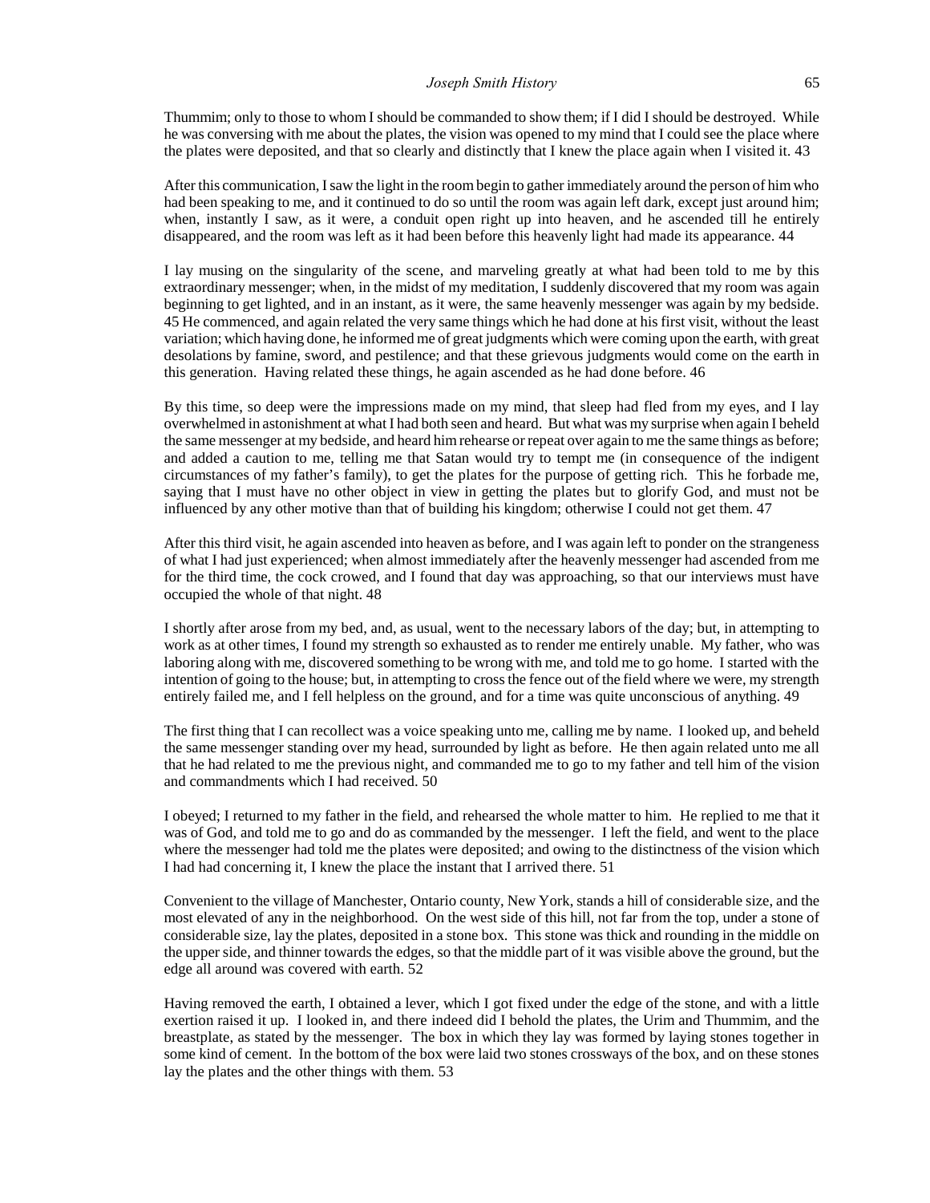Thummim; only to those to whom I should be commanded to show them; if I did I should be destroyed. While he was conversing with me about the plates, the vision was opened to my mind that I could see the place where the plates were deposited, and that so clearly and distinctly that I knew the place again when I visited it. 43

After this communication, I saw the light in the room begin to gather immediately around the person of him who had been speaking to me, and it continued to do so until the room was again left dark, except just around him; when, instantly I saw, as it were, a conduit open right up into heaven, and he ascended till he entirely disappeared, and the room was left as it had been before this heavenly light had made its appearance. 44

I lay musing on the singularity of the scene, and marveling greatly at what had been told to me by this extraordinary messenger; when, in the midst of my meditation, I suddenly discovered that my room was again beginning to get lighted, and in an instant, as it were, the same heavenly messenger was again by my bedside. 45 He commenced, and again related the very same things which he had done at his first visit, without the least variation; which having done, he informed me of great judgments which were coming upon the earth, with great desolations by famine, sword, and pestilence; and that these grievous judgments would come on the earth in this generation. Having related these things, he again ascended as he had done before. 46

By this time, so deep were the impressions made on my mind, that sleep had fled from my eyes, and I lay overwhelmed in astonishment at what I had both seen and heard. But what was my surprise when again I beheld the same messenger at my bedside, and heard him rehearse or repeat over again to me the same things as before; and added a caution to me, telling me that Satan would try to tempt me (in consequence of the indigent circumstances of my father's family), to get the plates for the purpose of getting rich. This he forbade me, saying that I must have no other object in view in getting the plates but to glorify God, and must not be influenced by any other motive than that of building his kingdom; otherwise I could not get them. 47

After this third visit, he again ascended into heaven as before, and I was again left to ponder on the strangeness of what I had just experienced; when almost immediately after the heavenly messenger had ascended from me for the third time, the cock crowed, and I found that day was approaching, so that our interviews must have occupied the whole of that night. 48

I shortly after arose from my bed, and, as usual, went to the necessary labors of the day; but, in attempting to work as at other times, I found my strength so exhausted as to render me entirely unable. My father, who was laboring along with me, discovered something to be wrong with me, and told me to go home. I started with the intention of going to the house; but, in attempting to cross the fence out of the field where we were, my strength entirely failed me, and I fell helpless on the ground, and for a time was quite unconscious of anything. 49

The first thing that I can recollect was a voice speaking unto me, calling me by name. I looked up, and beheld the same messenger standing over my head, surrounded by light as before. He then again related unto me all that he had related to me the previous night, and commanded me to go to my father and tell him of the vision and commandments which I had received. 50

I obeyed; I returned to my father in the field, and rehearsed the whole matter to him. He replied to me that it was of God, and told me to go and do as commanded by the messenger. I left the field, and went to the place where the messenger had told me the plates were deposited; and owing to the distinctness of the vision which I had had concerning it, I knew the place the instant that I arrived there. 51

Convenient to the village of Manchester, Ontario county, New York, stands a hill of considerable size, and the most elevated of any in the neighborhood. On the west side of this hill, not far from the top, under a stone of considerable size, lay the plates, deposited in a stone box. This stone was thick and rounding in the middle on the upper side, and thinner towards the edges, so that the middle part of it was visible above the ground, but the edge all around was covered with earth. 52

Having removed the earth, I obtained a lever, which I got fixed under the edge of the stone, and with a little exertion raised it up. I looked in, and there indeed did I behold the plates, the Urim and Thummim, and the breastplate, as stated by the messenger. The box in which they lay was formed by laying stones together in some kind of cement. In the bottom of the box were laid two stones crossways of the box, and on these stones lay the plates and the other things with them. 53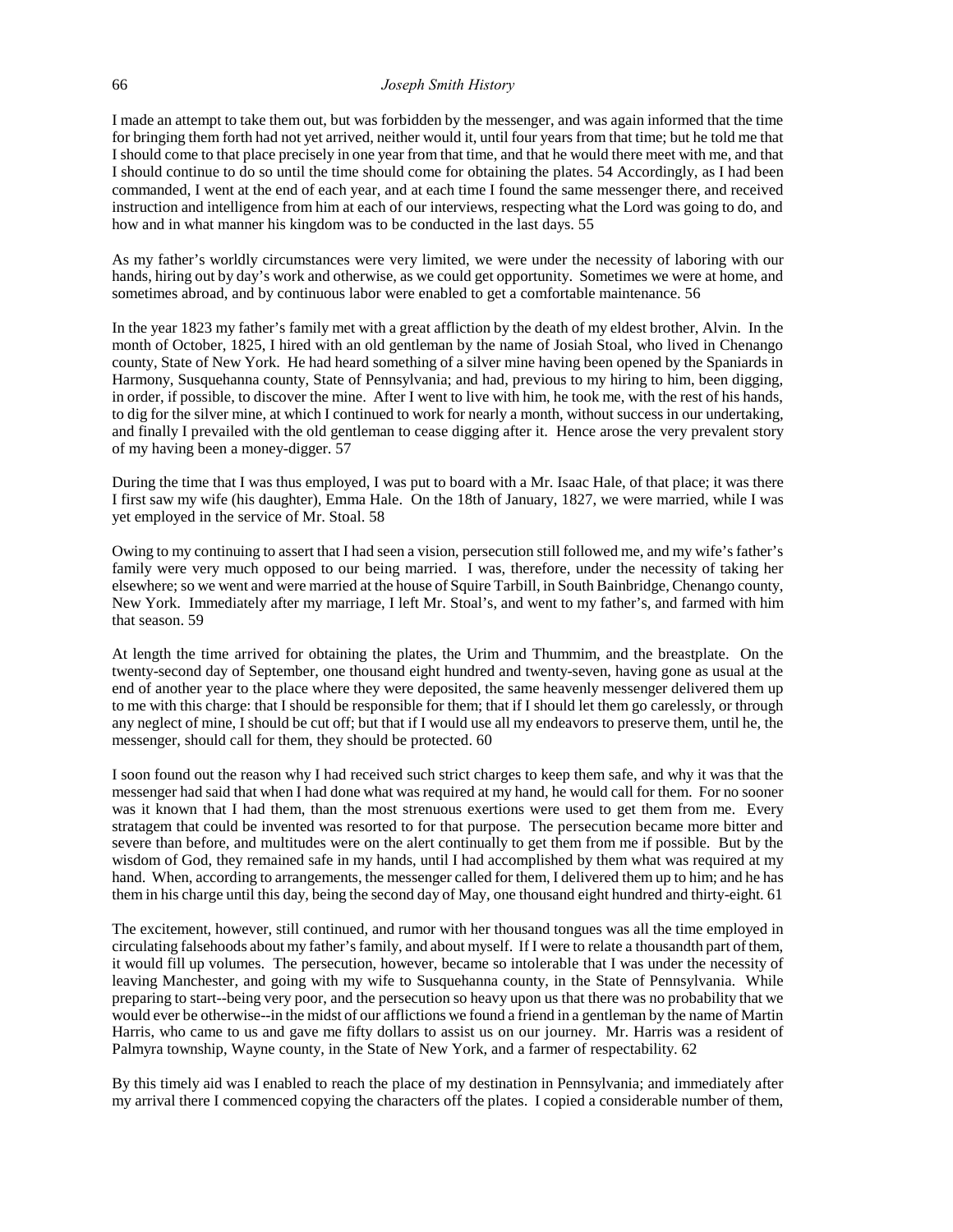I made an attempt to take them out, but was forbidden by the messenger, and was again informed that the time for bringing them forth had not yet arrived, neither would it, until four years from that time; but he told me that I should come to that place precisely in one year from that time, and that he would there meet with me, and that I should continue to do so until the time should come for obtaining the plates. 54 Accordingly, as I had been commanded, I went at the end of each year, and at each time I found the same messenger there, and received instruction and intelligence from him at each of our interviews, respecting what the Lord was going to do, and how and in what manner his kingdom was to be conducted in the last days. 55

As my father's worldly circumstances were very limited, we were under the necessity of laboring with our hands, hiring out by day's work and otherwise, as we could get opportunity. Sometimes we were at home, and sometimes abroad, and by continuous labor were enabled to get a comfortable maintenance. 56

In the year 1823 my father's family met with a great affliction by the death of my eldest brother, Alvin. In the month of October, 1825, I hired with an old gentleman by the name of Josiah Stoal, who lived in Chenango county, State of New York. He had heard something of a silver mine having been opened by the Spaniards in Harmony, Susquehanna county, State of Pennsylvania; and had, previous to my hiring to him, been digging, in order, if possible, to discover the mine. After I went to live with him, he took me, with the rest of his hands, to dig for the silver mine, at which I continued to work for nearly a month, without success in our undertaking, and finally I prevailed with the old gentleman to cease digging after it. Hence arose the very prevalent story of my having been a money-digger. 57

During the time that I was thus employed, I was put to board with a Mr. Isaac Hale, of that place; it was there I first saw my wife (his daughter), Emma Hale. On the 18th of January, 1827, we were married, while I was yet employed in the service of Mr. Stoal. 58

Owing to my continuing to assert that I had seen a vision, persecution still followed me, and my wife's father's family were very much opposed to our being married. I was, therefore, under the necessity of taking her elsewhere; so we went and were married at the house of Squire Tarbill, in South Bainbridge, Chenango county, New York. Immediately after my marriage, I left Mr. Stoal's, and went to my father's, and farmed with him that season. 59

At length the time arrived for obtaining the plates, the Urim and Thummim, and the breastplate. On the twenty-second day of September, one thousand eight hundred and twenty-seven, having gone as usual at the end of another year to the place where they were deposited, the same heavenly messenger delivered them up to me with this charge: that I should be responsible for them; that if I should let them go carelessly, or through any neglect of mine, I should be cut off; but that if I would use all my endeavors to preserve them, until he, the messenger, should call for them, they should be protected. 60

I soon found out the reason why I had received such strict charges to keep them safe, and why it was that the messenger had said that when I had done what was required at my hand, he would call for them. For no sooner was it known that I had them, than the most strenuous exertions were used to get them from me. Every stratagem that could be invented was resorted to for that purpose. The persecution became more bitter and severe than before, and multitudes were on the alert continually to get them from me if possible. But by the wisdom of God, they remained safe in my hands, until I had accomplished by them what was required at my hand. When, according to arrangements, the messenger called for them, I delivered them up to him; and he has them in his charge until this day, being the second day of May, one thousand eight hundred and thirty-eight. 61

The excitement, however, still continued, and rumor with her thousand tongues was all the time employed in circulating falsehoods about my father's family, and about myself. If I were to relate a thousandth part of them, it would fill up volumes. The persecution, however, became so intolerable that I was under the necessity of leaving Manchester, and going with my wife to Susquehanna county, in the State of Pennsylvania. While preparing to start--being very poor, and the persecution so heavy upon us that there was no probability that we would ever be otherwise--in the midst of our afflictions we found a friend in a gentleman by the name of Martin Harris, who came to us and gave me fifty dollars to assist us on our journey. Mr. Harris was a resident of Palmyra township, Wayne county, in the State of New York, and a farmer of respectability. 62

By this timely aid was I enabled to reach the place of my destination in Pennsylvania; and immediately after my arrival there I commenced copying the characters off the plates. I copied a considerable number of them,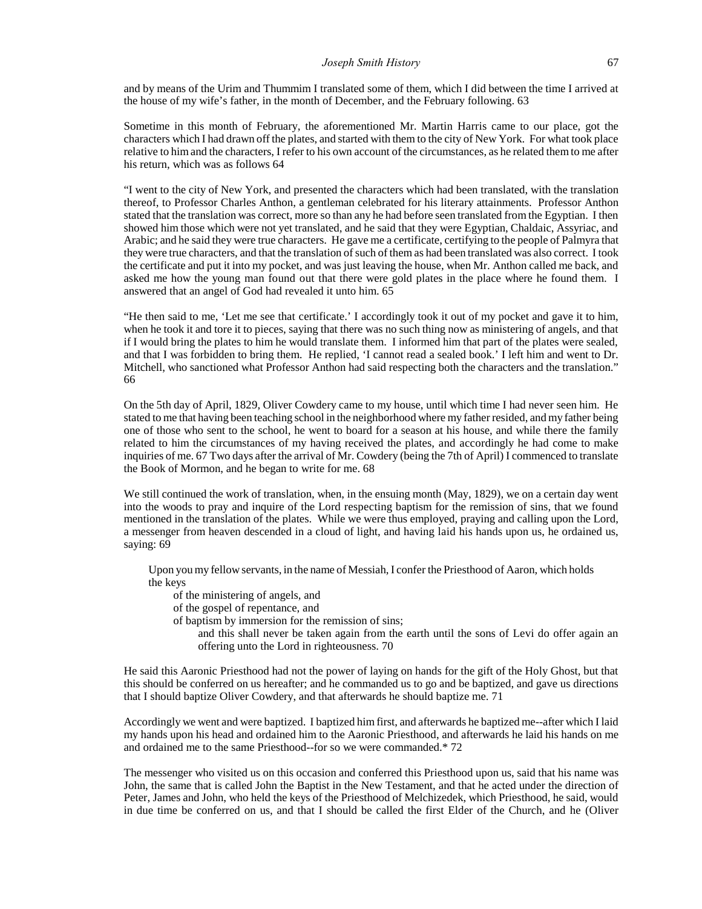and by means of the Urim and Thummim I translated some of them, which I did between the time I arrived at the house of my wife's father, in the month of December, and the February following. 63

Sometime in this month of February, the aforementioned Mr. Martin Harris came to our place, got the characters which I had drawn off the plates, and started with them to the city of New York. For what took place relative to him and the characters, I refer to his own account of the circumstances, as he related them to me after his return, which was as follows 64

"I went to the city of New York, and presented the characters which had been translated, with the translation thereof, to Professor Charles Anthon, a gentleman celebrated for his literary attainments. Professor Anthon stated that the translation was correct, more so than any he had before seen translated from the Egyptian. I then showed him those which were not yet translated, and he said that they were Egyptian, Chaldaic, Assyriac, and Arabic; and he said they were true characters. He gave me a certificate, certifying to the people of Palmyra that they were true characters, and that the translation of such of them as had been translated was also correct. I took the certificate and put it into my pocket, and was just leaving the house, when Mr. Anthon called me back, and asked me how the young man found out that there were gold plates in the place where he found them. I answered that an angel of God had revealed it unto him. 65

"He then said to me, 'Let me see that certificate.' I accordingly took it out of my pocket and gave it to him, when he took it and tore it to pieces, saying that there was no such thing now as ministering of angels, and that if I would bring the plates to him he would translate them. I informed him that part of the plates were sealed, and that I was forbidden to bring them. He replied, 'I cannot read a sealed book.' I left him and went to Dr. Mitchell, who sanctioned what Professor Anthon had said respecting both the characters and the translation." 66

On the 5th day of April, 1829, Oliver Cowdery came to my house, until which time I had never seen him. He stated to me that having been teaching school in the neighborhood where my father resided, and my father being one of those who sent to the school, he went to board for a season at his house, and while there the family related to him the circumstances of my having received the plates, and accordingly he had come to make inquiries of me. 67 Two days after the arrival of Mr. Cowdery (being the 7th of April) I commenced to translate the Book of Mormon, and he began to write for me. 68

We still continued the work of translation, when, in the ensuing month (May, 1829), we on a certain day went into the woods to pray and inquire of the Lord respecting baptism for the remission of sins, that we found mentioned in the translation of the plates. While we were thus employed, praying and calling upon the Lord, a messenger from heaven descended in a cloud of light, and having laid his hands upon us, he ordained us, saying: 69

> Upon you my fellow servants, in the name of Messiah, I confer the Priesthood of Aaron, which holds the keys
>
> of the ministering of angels, and
> of the gospel of repentance, and
> of baptism by immersion for the remission of sins;
>
> and this shall never be taken again from the earth until the sons of Levi do offer again an offering unto the Lord in righteousness. 70

He said this Aaronic Priesthood had not the power of laying on hands for the gift of the Holy Ghost, but that this should be conferred on us hereafter; and he commanded us to go and be baptized, and gave us directions that I should baptize Oliver Cowdery, and that afterwards he should baptize me. 71

Accordingly we went and were baptized. I baptized him first, and afterwards he baptized me--after which I laid my hands upon his head and ordained him to the Aaronic Priesthood, and afterwards he laid his hands on me and ordained me to the same Priesthood--for so we were commanded.* 72

The messenger who visited us on this occasion and conferred this Priesthood upon us, said that his name was John, the same that is called John the Baptist in the New Testament, and that he acted under the direction of Peter, James and John, who held the keys of the Priesthood of Melchizedek, which Priesthood, he said, would in due time be conferred on us, and that I should be called the first Elder of the Church, and he (Oliver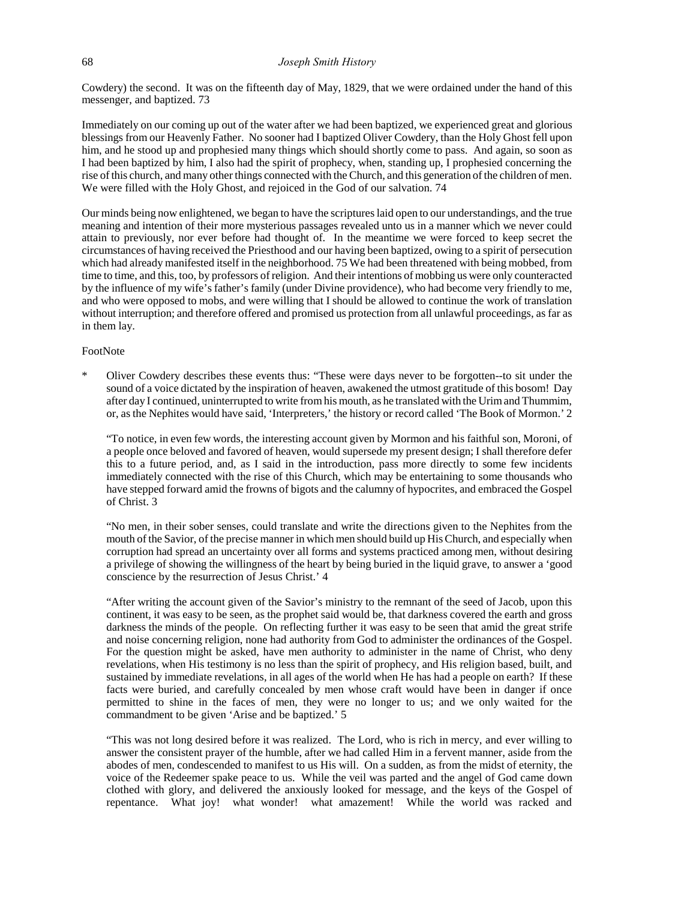Cowdery) the second. It was on the fifteenth day of May, 1829, that we were ordained under the hand of this messenger, and baptized. 73

Immediately on our coming up out of the water after we had been baptized, we experienced great and glorious blessings from our Heavenly Father. No sooner had I baptized Oliver Cowdery, than the Holy Ghost fell upon him, and he stood up and prophesied many things which should shortly come to pass. And again, so soon as I had been baptized by him, I also had the spirit of prophecy, when, standing up, I prophesied concerning the rise of this church, and many other things connected with the Church, and this generation of the children of men. We were filled with the Holy Ghost, and rejoiced in the God of our salvation. 74

Our minds being now enlightened, we began to have the scriptures laid open to our understandings, and the true meaning and intention of their more mysterious passages revealed unto us in a manner which we never could attain to previously, nor ever before had thought of. In the meantime we were forced to keep secret the circumstances of having received the Priesthood and our having been baptized, owing to a spirit of persecution which had already manifested itself in the neighborhood. 75 We had been threatened with being mobbed, from time to time, and this, too, by professors of religion. And their intentions of mobbing us were only counteracted by the influence of my wife's father's family (under Divine providence), who had become very friendly to me, and who were opposed to mobs, and were willing that I should be allowed to continue the work of translation without interruption; and therefore offered and promised us protection from all unlawful proceedings, as far as in them lay.

FootNote

* Oliver Cowdery describes these events thus: "These were days never to be forgotten--to sit under the sound of a voice dictated by the inspiration of heaven, awakened the utmost gratitude of this bosom! Day after day I continued, uninterrupted to write from his mouth, as he translated with the Urim and Thummim, or, as the Nephites would have said, 'Interpreters,' the history or record called 'The Book of Mormon.' 2

"To notice, in even few words, the interesting account given by Mormon and his faithful son, Moroni, of a people once beloved and favored of heaven, would supersede my present design; I shall therefore defer this to a future period, and, as I said in the introduction, pass more directly to some few incidents immediately connected with the rise of this Church, which may be entertaining to some thousands who have stepped forward amid the frowns of bigots and the calumny of hypocrites, and embraced the Gospel of Christ. 3

"No men, in their sober senses, could translate and write the directions given to the Nephites from the mouth of the Savior, of the precise manner in which men should build up His Church, and especially when corruption had spread an uncertainty over all forms and systems practiced among men, without desiring a privilege of showing the willingness of the heart by being buried in the liquid grave, to answer a 'good conscience by the resurrection of Jesus Christ.' 4

"After writing the account given of the Savior's ministry to the remnant of the seed of Jacob, upon this continent, it was easy to be seen, as the prophet said would be, that darkness covered the earth and gross darkness the minds of the people. On reflecting further it was easy to be seen that amid the great strife and noise concerning religion, none had authority from God to administer the ordinances of the Gospel. For the question might be asked, have men authority to administer in the name of Christ, who deny revelations, when His testimony is no less than the spirit of prophecy, and His religion based, built, and sustained by immediate revelations, in all ages of the world when He has had a people on earth? If these facts were buried, and carefully concealed by men whose craft would have been in danger if once permitted to shine in the faces of men, they were no longer to us; and we only waited for the commandment to be given 'Arise and be baptized.' 5

"This was not long desired before it was realized. The Lord, who is rich in mercy, and ever willing to answer the consistent prayer of the humble, after we had called Him in a fervent manner, aside from the abodes of men, condescended to manifest to us His will. On a sudden, as from the midst of eternity, the voice of the Redeemer spake peace to us. While the veil was parted and the angel of God came down clothed with glory, and delivered the anxiously looked for message, and the keys of the Gospel of repentance. What joy! what wonder! what amazement! While the world was racked and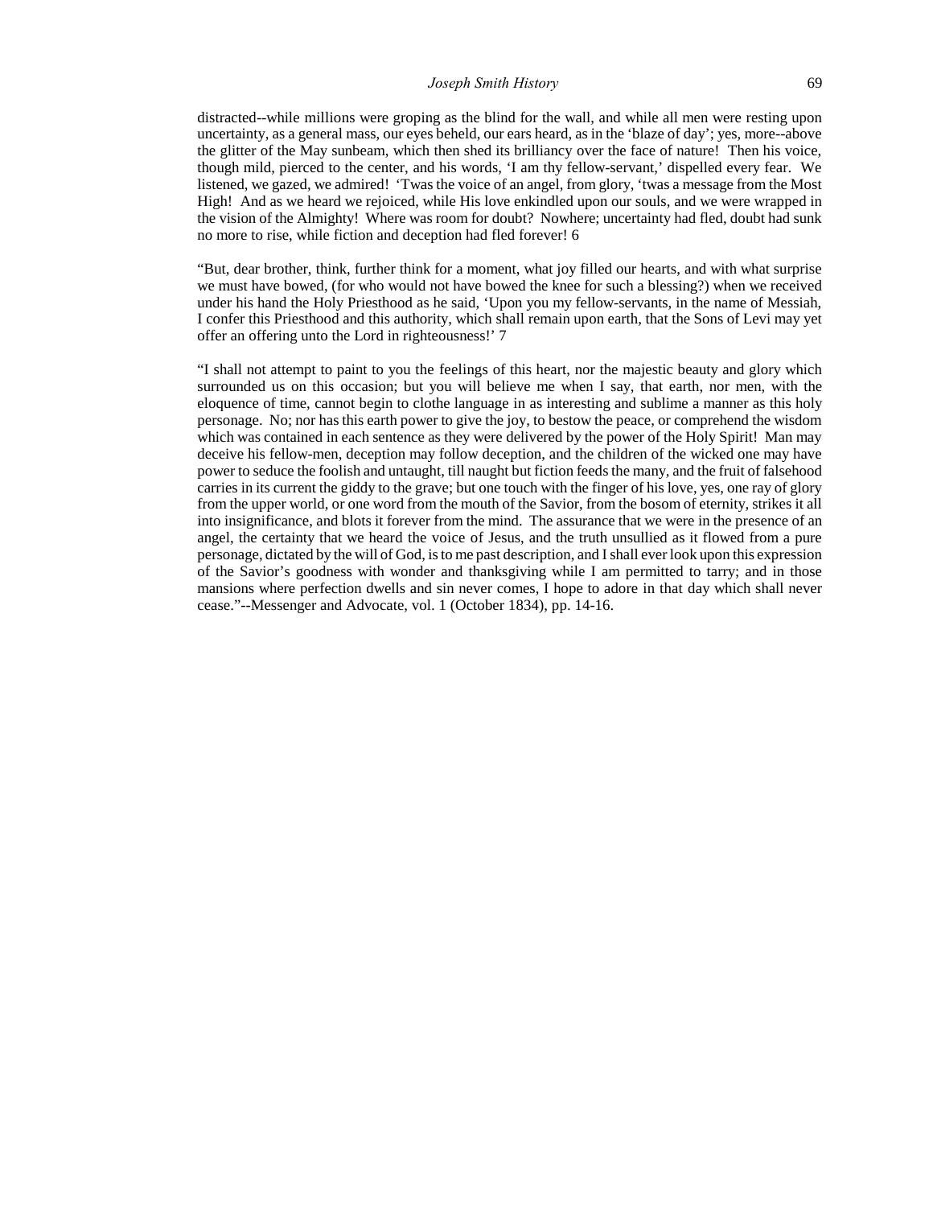distracted--while millions were groping as the blind for the wall, and while all men were resting upon uncertainty, as a general mass, our eyes beheld, our ears heard, as in the 'blaze of day'; yes, more--above the glitter of the May sunbeam, which then shed its brilliancy over the face of nature! Then his voice, though mild, pierced to the center, and his words, 'I am thy fellow-servant,' dispelled every fear. We listened, we gazed, we admired! 'Twas the voice of an angel, from glory, 'twas a message from the Most High! And as we heard we rejoiced, while His love enkindled upon our souls, and we were wrapped in the vision of the Almighty! Where was room for doubt? Nowhere; uncertainty had fled, doubt had sunk no more to rise, while fiction and deception had fled forever! 6

"But, dear brother, think, further think for a moment, what joy filled our hearts, and with what surprise we must have bowed, (for who would not have bowed the knee for such a blessing?) when we received under his hand the Holy Priesthood as he said, 'Upon you my fellow-servants, in the name of Messiah, I confer this Priesthood and this authority, which shall remain upon earth, that the Sons of Levi may yet offer an offering unto the Lord in righteousness!' 7

"I shall not attempt to paint to you the feelings of this heart, nor the majestic beauty and glory which surrounded us on this occasion; but you will believe me when I say, that earth, nor men, with the eloquence of time, cannot begin to clothe language in as interesting and sublime a manner as this holy personage. No; nor has this earth power to give the joy, to bestow the peace, or comprehend the wisdom which was contained in each sentence as they were delivered by the power of the Holy Spirit! Man may deceive his fellow-men, deception may follow deception, and the children of the wicked one may have power to seduce the foolish and untaught, till naught but fiction feeds the many, and the fruit of falsehood carries in its current the giddy to the grave; but one touch with the finger of his love, yes, one ray of glory from the upper world, or one word from the mouth of the Savior, from the bosom of eternity, strikes it all into insignificance, and blots it forever from the mind. The assurance that we were in the presence of an angel, the certainty that we heard the voice of Jesus, and the truth unsullied as it flowed from a pure personage, dictated by the will of God, is to me past description, and I shall ever look upon this expression of the Savior's goodness with wonder and thanksgiving while I am permitted to tarry; and in those mansions where perfection dwells and sin never comes, I hope to adore in that day which shall never cease."--Messenger and Advocate, vol. 1 (October 1834), pp. 14-16.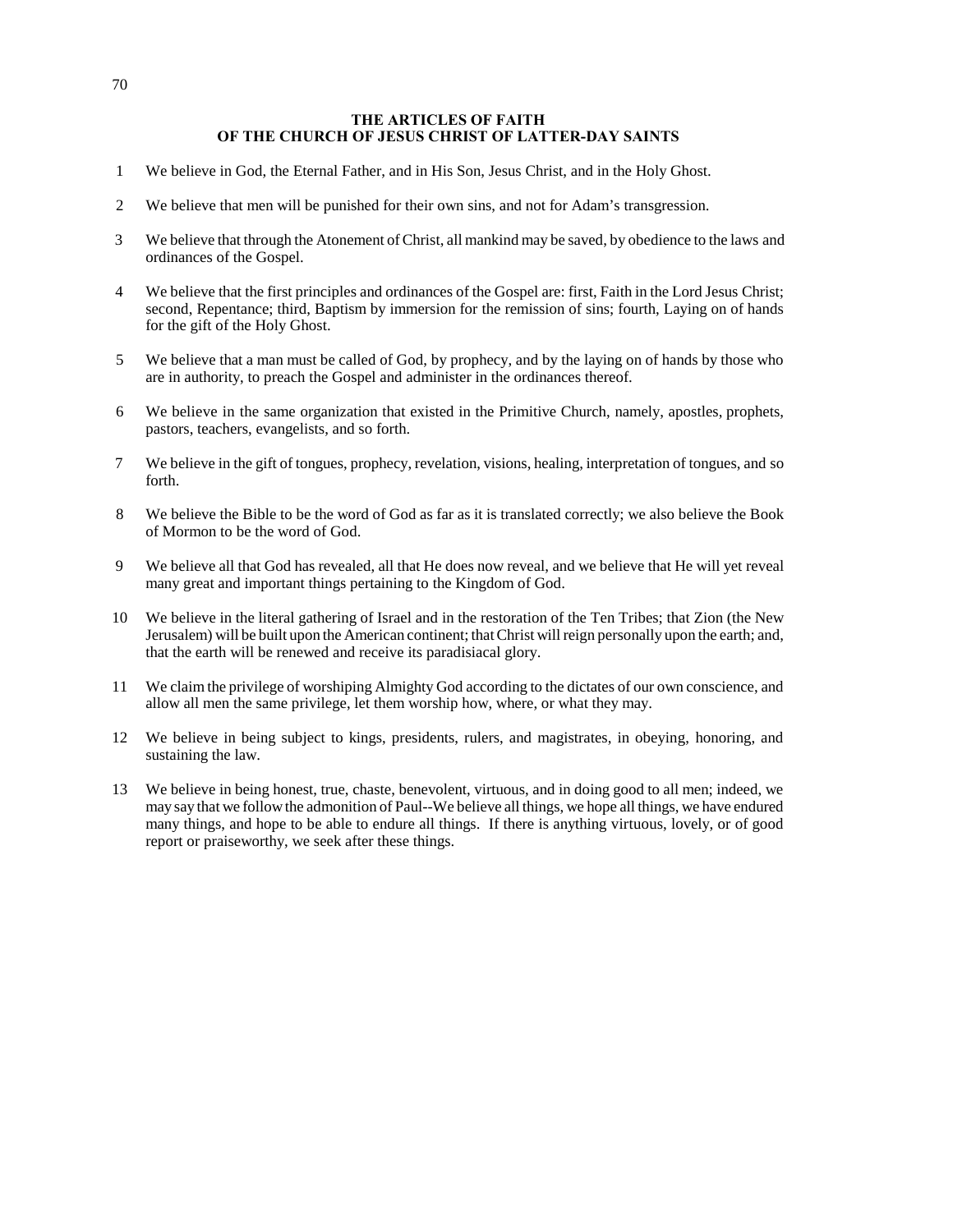## THE ARTICLES OF FAITH
## OF THE CHURCH OF JESUS CHRIST OF LATTER-DAY SAINTS

1. We believe in God, the Eternal Father, and in His Son, Jesus Christ, and in the Holy Ghost.

2. We believe that men will be punished for their own sins, and not for Adam's transgression.

3. We believe that through the Atonement of Christ, all mankind may be saved, by obedience to the laws and ordinances of the Gospel.

4. We believe that the first principles and ordinances of the Gospel are: first, Faith in the Lord Jesus Christ; second, Repentance; third, Baptism by immersion for the remission of sins; fourth, Laying on of hands for the gift of the Holy Ghost.

5. We believe that a man must be called of God, by prophecy, and by the laying on of hands by those who are in authority, to preach the Gospel and administer in the ordinances thereof.

6. We believe in the same organization that existed in the Primitive Church, namely, apostles, prophets, pastors, teachers, evangelists, and so forth.

7. We believe in the gift of tongues, prophecy, revelation, visions, healing, interpretation of tongues, and so forth.

8. We believe the Bible to be the word of God as far as it is translated correctly; we also believe the Book of Mormon to be the word of God.

9. We believe all that God has revealed, all that He does now reveal, and we believe that He will yet reveal many great and important things pertaining to the Kingdom of God.

10. We believe in the literal gathering of Israel and in the restoration of the Ten Tribes; that Zion (the New Jerusalem) will be built upon the American continent; that Christ will reign personally upon the earth; and, that the earth will be renewed and receive its paradisiacal glory.

11. We claim the privilege of worshiping Almighty God according to the dictates of our own conscience, and allow all men the same privilege, let them worship how, where, or what they may.

12. We believe in being subject to kings, presidents, rulers, and magistrates, in obeying, honoring, and sustaining the law.

13. We believe in being honest, true, chaste, benevolent, virtuous, and in doing good to all men; indeed, we may say that we follow the admonition of Paul--We believe all things, we hope all things, we have endured many things, and hope to be able to endure all things. If there is anything virtuous, lovely, or of good report or praiseworthy, we seek after these things.